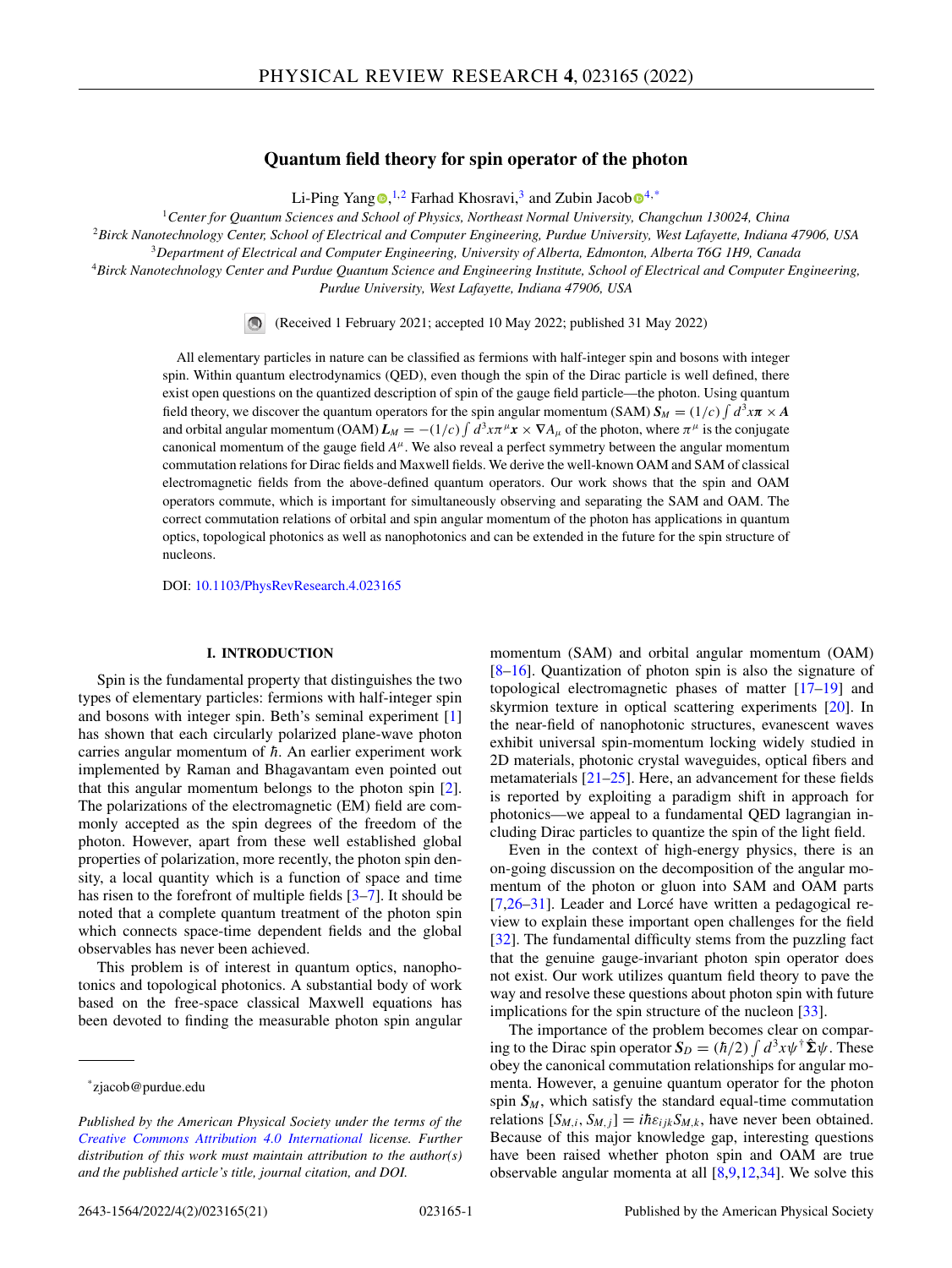# Quantum field theory for spin operator of the photon

Li-Ping Yang,[1,2] Farhad Khosravi,[3] and Zubin Jacob[4,*]

[1]*Center for Quantum Sciences and School of Physics, Northeast Normal University, Changchun 130024, China*
[2]*Birck Nanotechnology Center, School of Electrical and Computer Engineering, Purdue University, West Lafayette, Indiana 47906, USA*
[3]*Department of Electrical and Computer Engineering, University of Alberta, Edmonton, Alberta T6G 1H9, Canada*
[4]*Birck Nanotechnology Center and Purdue Quantum Science and Engineering Institute, School of Electrical and Computer Engineering, Purdue University, West Lafayette, Indiana 47906, USA*

(Received 1 February 2021; accepted 10 May 2022; published 31 May 2022)

All elementary particles in nature can be classified as fermions with half-integer spin and bosons with integer spin. Within quantum electrodynamics (QED), even though the spin of the Dirac particle is well defined, there exist open questions on the quantized description of spin of the gauge field particle—the photon. Using quantum field theory, we discover the quantum operators for the spin angular momentum (SAM) $\boldsymbol{S}_M = (1/c)\int d^3x \boldsymbol{\pi} \times \boldsymbol{A}$ and orbital angular momentum (OAM) $\boldsymbol{L}_M = -(1/c)\int d^3x \pi^\mu \boldsymbol{x} \times \nabla A_\mu$ of the photon, where $\pi^\mu$ is the conjugate canonical momentum of the gauge field $A^\mu$. We also reveal a perfect symmetry between the angular momentum commutation relations for Dirac fields and Maxwell fields. We derive the well-known OAM and SAM of classical electromagnetic fields from the above-defined quantum operators. Our work shows that the spin and OAM operators commute, which is important for simultaneously observing and separating the SAM and OAM. The correct commutation relations of orbital and spin angular momentum of the photon has applications in quantum optics, topological photonics as well as nanophotonics and can be extended in the future for the spin structure of nucleons.

DOI: 10.1103/PhysRevResearch.4.023165

## I. INTRODUCTION

Spin is the fundamental property that distinguishes the two types of elementary particles: fermions with half-integer spin and bosons with integer spin. Beth's seminal experiment [1] has shown that each circularly polarized plane-wave photon carries angular momentum of $\hbar$. An earlier experiment work implemented by Raman and Bhagavantam even pointed out that this angular momentum belongs to the photon spin [2]. The polarizations of the electromagnetic (EM) field are commonly accepted as the spin degrees of the freedom of the photon. However, apart from these well established global properties of polarization, more recently, the photon spin density, a local quantity which is a function of space and time has risen to the forefront of multiple fields [3–7]. It should be noted that a complete quantum treatment of the photon spin which connects space-time dependent fields and the global observables has never been achieved.

This problem is of interest in quantum optics, nanophotonics and topological photonics. A substantial body of work based on the free-space classical Maxwell equations has been devoted to finding the measurable photon spin angular momentum (SAM) and orbital angular momentum (OAM) [8–16]. Quantization of photon spin is also the signature of topological electromagnetic phases of matter [17–19] and skyrmion texture in optical scattering experiments [20]. In the near-field of nanophotonic structures, evanescent waves exhibit universal spin-momentum locking widely studied in 2D materials, photonic crystal waveguides, optical fibers and metamaterials [21–25]. Here, an advancement for these fields is reported by exploiting a paradigm shift in approach for photonics—we appeal to a fundamental QED lagrangian including Dirac particles to quantize the spin of the light field.

Even in the context of high-energy physics, there is an on-going discussion on the decomposition of the angular momentum of the photon or gluon into SAM and OAM parts [7,26–31]. Leader and Lorcé have written a pedagogical review to explain these important open challenges for the field [32]. The fundamental difficulty stems from the puzzling fact that the genuine gauge-invariant photon spin operator does not exist. Our work utilizes quantum field theory to pave the way and resolve these questions about photon spin with future implications for the spin structure of the nucleon [33].

The importance of the problem becomes clear on comparing to the Dirac spin operator $\boldsymbol{S}_D = (\hbar/2)\int d^3x \psi^\dagger \hat{\boldsymbol{\Sigma}} \psi$. These obey the canonical commutation relationships for angular momenta. However, a genuine quantum operator for the photon spin $\boldsymbol{S}_M$, which satisfy the standard equal-time commutation relations $[S_{M,i}, S_{M,j}] = i\hbar\varepsilon_{ijk}S_{M,k}$, have never been obtained. Because of this major knowledge gap, interesting questions have been raised whether photon spin and OAM are true observable angular momenta at all [8,9,12,34]. We solve this

*zjacob@purdue.edu

*Published by the American Physical Society under the terms of the Creative Commons Attribution 4.0 International license. Further distribution of this work must maintain attribution to the author(s) and the published article's title, journal citation, and DOI.*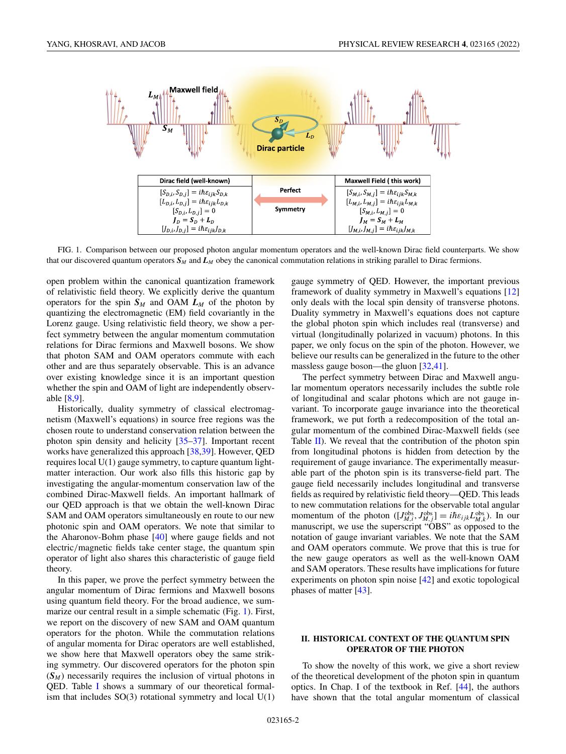| Dirac field (well-known) | | Maxwell Field ( this work) |
|---|---|---|
| $[S_{D,i}, S_{D,j}] = i\hbar\varepsilon_{ijk}S_{D,k}$ <br> $[L_{D,i}, L_{D,j}] = i\hbar\varepsilon_{ijk}L_{D,k}$ <br> $[S_{D,i}, L_{D,j}] = 0$ <br> $\boldsymbol{J}_D = \boldsymbol{S}_D + \boldsymbol{L}_D$ <br> $[J_{D,i}, J_{D,j}] = i\hbar\varepsilon_{ijk}J_{D,k}$ | Perfect Symmetry | $[S_{M,i}, S_{M,j}] = i\hbar\varepsilon_{ijk}S_{M,k}$ <br> $[L_{M,i}, L_{M,j}] = i\hbar\varepsilon_{ijk}L_{M,k}$ <br> $[S_{M,i}, L_{M,j}] = 0$ <br> $\boldsymbol{J}_M = \boldsymbol{S}_M + \boldsymbol{L}_M$ <br> $[J_{M,i}, J_{M,j}] = i\hbar\varepsilon_{ijk}J_{M,k}$ |

FIG. 1. Comparison between our proposed photon angular momentum operators and the well-known Dirac field counterparts. We show that our discovered quantum operators $\boldsymbol{S}_M$ and $\boldsymbol{L}_M$ obey the canonical commutation relations in striking parallel to Dirac fermions.

open problem within the canonical quantization framework of relativistic field theory. We explicitly derive the quantum operators for the spin $\boldsymbol{S}_M$ and OAM $\boldsymbol{L}_M$ of the photon by quantizing the electromagnetic (EM) field covariantly in the Lorenz gauge. Using relativistic field theory, we show a perfect symmetry between the angular momentum commutation relations for Dirac fermions and Maxwell bosons. We show that photon SAM and OAM operators commute with each other and are thus separately observable. This is an advance over existing knowledge since it is an important question whether the spin and OAM of light are independently observable [8,9].

Historically, duality symmetry of classical electromagnetism (Maxwell's equations) in source free regions was the chosen route to understand conservation relation between the photon spin density and helicity [35–37]. Important recent works have generalized this approach [38,39]. However, QED requires local U(1) gauge symmetry, to capture quantum light-matter interaction. Our work also fills this historic gap by investigating the angular-momentum conservation law of the combined Dirac-Maxwell fields. An important hallmark of our QED approach is that we obtain the well-known Dirac SAM and OAM operators simultaneously en route to our new photonic spin and OAM operators. We note that similar to the Aharonov-Bohm phase [40] where gauge fields and not electric/magnetic fields take center stage, the quantum spin operator of light also shares this characteristic of gauge field theory.

In this paper, we prove the perfect symmetry between the angular momentum of Dirac fermions and Maxwell bosons using quantum field theory. For the broad audience, we summarize our central result in a simple schematic (Fig. 1). First, we report on the discovery of new SAM and OAM quantum operators for the photon. While the commutation relations of angular momenta for Dirac operators are well established, we show here that Maxwell operators obey the same striking symmetry. Our discovered operators for the photon spin ($\boldsymbol{S}_M$) necessarily requires the inclusion of virtual photons in QED. Table I shows a summary of our theoretical formalism that includes SO(3) rotational symmetry and local U(1) gauge symmetry of QED. However, the important previous framework of duality symmetry in Maxwell's equations [12] only deals with the local spin density of transverse photons. Duality symmetry in Maxwell's equations does not capture the global photon spin which includes real (transverse) and virtual (longitudinally polarized in vacuum) photons. In this paper, we only focus on the spin of the photon. However, we believe our results can be generalized in the future to the other massless gauge boson—the gluon [32,41].

The perfect symmetry between Dirac and Maxwell angular momentum operators necessarily includes the subtle role of longitudinal and scalar photons which are not gauge invariant. To incorporate gauge invariance into the theoretical framework, we put forth a redecomposition of the total angular momentum of the combined Dirac-Maxwell fields (see Table II). We reveal that the contribution of the photon spin from longitudinal photons is hidden from detection by the requirement of gauge invariance. The experimentally measurable part of the photon spin is its transverse-field part. The gauge field necessarily includes longitudinal and transverse fields as required by relativistic field theory—QED. This leads to new commutation relations for the observable total angular momentum of the photon ($[J_{M,i}^{\text{obs}}, J_{M,j}^{\text{obs}}] = i\hbar\varepsilon_{ijk}L_{M,k}^{\text{obs}}$). In our manuscript, we use the superscript "OBS" as opposed to the notation of gauge invariant variables. We note that the SAM and OAM operators commute. We prove that this is true for the new gauge operators as well as the well-known OAM and SAM operators. These results have implications for future experiments on photon spin noise [42] and exotic topological phases of matter [43].

## II. HISTORICAL CONTEXT OF THE QUANTUM SPIN OPERATOR OF THE PHOTON

To show the novelty of this work, we give a short review of the theoretical development of the photon spin in quantum optics. In Chap. I of the textbook in Ref. [44], the authors have shown that the total angular momentum of classical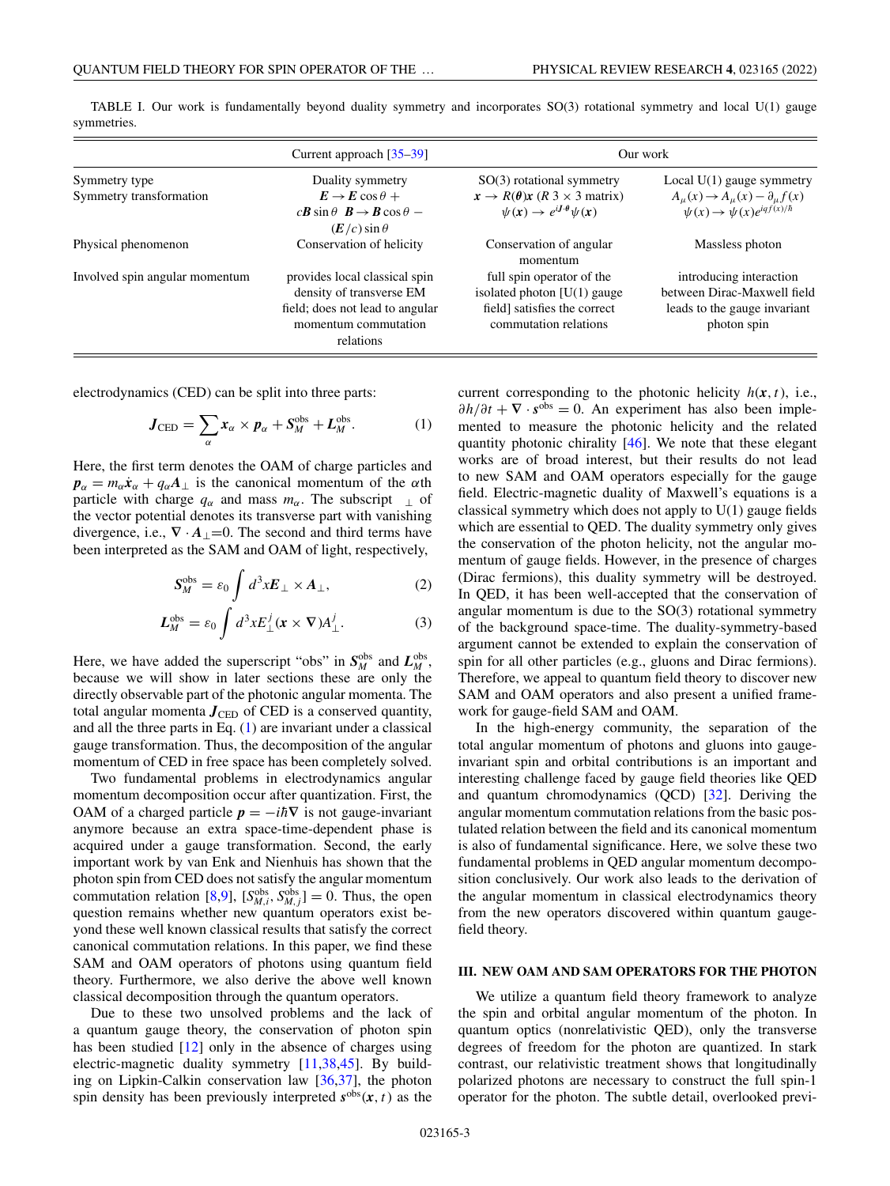TABLE I. Our work is fundamentally beyond duality symmetry and incorporates SO(3) rotational symmetry and local U(1) gauge symmetries.

| | Current approach [35–39] | Our work | |
|---|---|---|---|
| Symmetry type | Duality symmetry | SO(3) rotational symmetry | Local U(1) gauge symmetry |
| Symmetry transformation | $\boldsymbol{E} \to \boldsymbol{E}\cos\theta + c\boldsymbol{B}\sin\theta$ $\boldsymbol{B} \to \boldsymbol{B}\cos\theta - (\boldsymbol{E}/c)\sin\theta$ | $\boldsymbol{x} \to R(\boldsymbol{\theta})\boldsymbol{x}$ ($R$ 3 × 3 matrix) $\psi(\boldsymbol{x}) \to e^{i\boldsymbol{J}\cdot\boldsymbol{\theta}}\psi(\boldsymbol{x})$ | $A_\mu(x) \to A_\mu(x) - \partial_\mu f(x)$ $\psi(x) \to \psi(x)e^{iqf(x)/\hbar}$ |
| Physical phenomenon | Conservation of helicity | Conservation of angular momentum | Massless photon |
| Involved spin angular momentum | provides local classical spin density of transverse EM field; does not lead to angular momentum commutation relations | full spin operator of the isolated photon [U(1) gauge field] satisfies the correct commutation relations | introducing interaction between Dirac-Maxwell field leads to the gauge invariant photon spin |

electrodynamics (CED) can be split into three parts:

$$\boldsymbol{J}_{\text{CED}} = \sum_\alpha \boldsymbol{x}_\alpha \times \boldsymbol{p}_\alpha + \boldsymbol{S}_M^{\text{obs}} + \boldsymbol{L}_M^{\text{obs}}. \tag{1}$$

Here, the first term denotes the OAM of charge particles and $\boldsymbol{p}_\alpha = m_\alpha \dot{\boldsymbol{x}}_\alpha + q_\alpha \boldsymbol{A}_\perp$ is the canonical momentum of the $\alpha$th particle with charge $q_\alpha$ and mass $m_\alpha$. The subscript $_\perp$ of the vector potential denotes its transverse part with vanishing divergence, i.e., $\nabla \cdot \boldsymbol{A}_\perp$=0. The second and third terms have been interpreted as the SAM and OAM of light, respectively,

$$\boldsymbol{S}_M^{\text{obs}} = \varepsilon_0 \int d^3x \boldsymbol{E}_\perp \times \boldsymbol{A}_\perp, \tag{2}$$

$$\boldsymbol{L}_M^{\text{obs}} = \varepsilon_0 \int d^3x E_\perp^j (\boldsymbol{x} \times \nabla) A_\perp^j. \tag{3}$$

Here, we have added the superscript "obs" in $\boldsymbol{S}_M^{\text{obs}}$ and $\boldsymbol{L}_M^{\text{obs}}$, because we will show in later sections these are only the directly observable part of the photonic angular momenta. The total angular momenta $\boldsymbol{J}_{\text{CED}}$ of CED is a conserved quantity, and all the three parts in Eq. (1) are invariant under a classical gauge transformation. Thus, the decomposition of the angular momentum of CED in free space has been completely solved.

Two fundamental problems in electrodynamics angular momentum decomposition occur after quantization. First, the OAM of a charged particle $\boldsymbol{p} = -i\hbar\nabla$ is not gauge-invariant anymore because an extra space-time-dependent phase is acquired under a gauge transformation. Second, the early important work by van Enk and Nienhuis has shown that the photon spin from CED does not satisfy the angular momentum commutation relation [8,9], $[S_{M,i}^{\text{obs}}, S_{M,j}^{\text{obs}}] = 0$. Thus, the open question remains whether new quantum operators exist beyond these well known classical results that satisfy the correct canonical commutation relations. In this paper, we find these SAM and OAM operators of photons using quantum field theory. Furthermore, we also derive the above well known classical decomposition through the quantum operators.

Due to these two unsolved problems and the lack of a quantum gauge theory, the conservation of photon spin has been studied [12] only in the absence of charges using electric-magnetic duality symmetry [11,38,45]. By building on Lipkin-Calkin conservation law [36,37], the photon spin density has been previously interpreted $\boldsymbol{s}^{\text{obs}}(\boldsymbol{x}, t)$ as the current corresponding to the photonic helicity $h(\boldsymbol{x}, t)$, i.e., $\partial h/\partial t + \nabla \cdot \boldsymbol{s}^{\text{obs}} = 0$. An experiment has also been implemented to measure the photonic helicity and the related quantity photonic chirality [46]. We note that these elegant works are of broad interest, but their results do not lead to new SAM and OAM operators especially for the gauge field. Electric-magnetic duality of Maxwell's equations is a classical symmetry which does not apply to U(1) gauge fields which are essential to QED. The duality symmetry only gives the conservation of the photon helicity, not the angular momentum of gauge fields. However, in the presence of charges (Dirac fermions), this duality symmetry will be destroyed. In QED, it has been well-accepted that the conservation of angular momentum is due to the SO(3) rotational symmetry of the background space-time. The duality-symmetry-based argument cannot be extended to explain the conservation of spin for all other particles (e.g., gluons and Dirac fermions). Therefore, we appeal to quantum field theory to discover new SAM and OAM operators and also present a unified framework for gauge-field SAM and OAM.

In the high-energy community, the separation of the total angular momentum of photons and gluons into gauge-invariant spin and orbital contributions is an important and interesting challenge faced by gauge field theories like QED and quantum chromodynamics (QCD) [32]. Deriving the angular momentum commutation relations from the basic postulated relation between the field and its canonical momentum is also of fundamental significance. Here, we solve these two fundamental problems in QED angular momentum decomposition conclusively. Our work also leads to the derivation of the angular momentum in classical electrodynamics theory from the new operators discovered within quantum gauge-field theory.

## III. NEW OAM AND SAM OPERATORS FOR THE PHOTON

We utilize a quantum field theory framework to analyze the spin and orbital angular momentum of the photon. In quantum optics (nonrelativistic QED), only the transverse degrees of freedom for the photon are quantized. In stark contrast, our relativistic treatment shows that longitudinally polarized photons are necessary to construct the full spin-1 operator for the photon. The subtle detail, overlooked previ-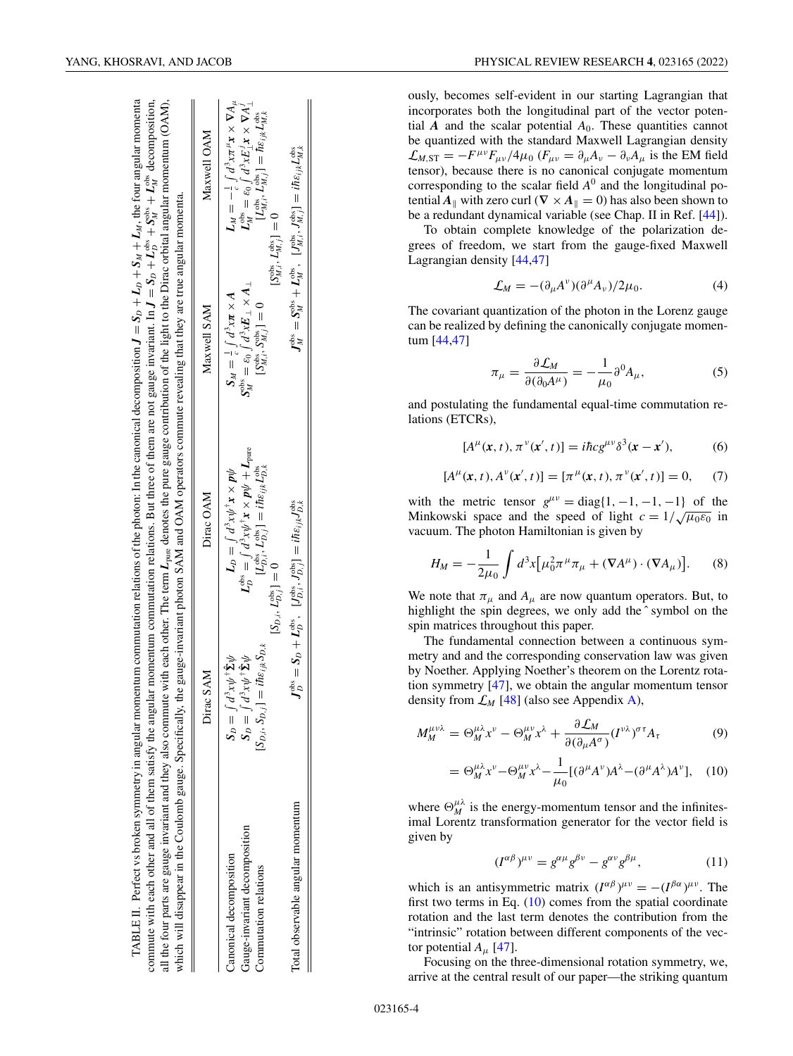TABLE II. Perfect vs broken symmetry in angular momentum commutation relations of the photon: In the canonical decomposition $\boldsymbol{J} = \boldsymbol{S}_D + \boldsymbol{L}_D + \boldsymbol{S}_M + \boldsymbol{L}_M$, the four angular momenta commute with each other and all of them satisfy the angular momentum commutation relations. But three of them are not gauge invariant. In $\boldsymbol{J} = \boldsymbol{S}_D + \boldsymbol{L}_D^{\rm obs} + \boldsymbol{S}_M^{\rm obs} + \boldsymbol{L}_M^{\rm obs}$ decomposition, all the four parts are gauge invariant and they also commute with each other. The term $\boldsymbol{L}_{\rm pure}$ denotes the pure gauge contribution of the light to the Dirac orbital angular momentum (OAM), which will disappear in the Coulomb gauge. Specifically, the gauge-invariant photon SAM and OAM operators commute revealing that they are true angular momenta.

| | Dirac SAM | Dirac OAM | Maxwell SAM | Maxwell OAM |
|---|---|---|---|---|
| Canonical decomposition | $\boldsymbol{S}_D = \int d^3x \psi^\dagger \hat{\boldsymbol{\Sigma}} \psi$ | $\boldsymbol{L}_D = \int d^3x \psi^\dagger \boldsymbol{x} \times \boldsymbol{p} \psi$ | $\boldsymbol{S}_M = \frac{1}{c} \int d^3x \boldsymbol{\pi} \times \boldsymbol{A}$ | $\boldsymbol{L}_M = -\frac{1}{c} \int d^3x \pi^\mu \boldsymbol{x} \times \nabla A_\mu$ |
| Gauge-invariant decomposition | $\boldsymbol{S}_D = \int d^3x \psi^\dagger \hat{\boldsymbol{\Sigma}} \psi$ | $\boldsymbol{L}_D^{\rm obs} = \int d^3x \psi^\dagger \boldsymbol{x} \times \boldsymbol{p} \psi + \boldsymbol{L}_{\rm pure}$ | $\boldsymbol{S}_M^{\rm obs} = \varepsilon_0 \int d^3x \boldsymbol{E}_\perp \times \boldsymbol{A}_\perp$ | $\boldsymbol{L}_M^{\rm obs} = \varepsilon_0 \int d^3x E_\perp^j \boldsymbol{x} \times \nabla A_\perp^j$ |
| Commutation relations | $[S_{D,i}, S_{D,j}] = i\hbar \epsilon_{ijk} S_{D,k}$ | $[L_{D,i}^{\rm obs}, L_{D,j}^{\rm obs}] = i\hbar \epsilon_{ijk} L_{D,k}^{\rm obs}$ | $[S_{M,i}^{\rm obs}, S_{M,j}^{\rm obs}] = 0$ | $[L_{M,i}^{\rm obs}, L_{M,j}^{\rm obs}] = \hbar \epsilon_{ijk} L_{M,k}^{\rm obs}$ |
| | $[S_{D,i}, L_{D,j}^{\rm obs}] = 0$ | | $[S_{M,i}^{\rm obs}, L_{M,j}^{\rm obs}] = 0$ | |
| Total observable angular momentum | $\boldsymbol{J}_D^{\rm obs} = \boldsymbol{S}_D + \boldsymbol{L}_D^{\rm obs}$, | $[J_{D,i}^{\rm obs}, J_{D,j}^{\rm obs}] = i\hbar \epsilon_{ijk} J_{D,k}^{\rm obs}$ | $\boldsymbol{J}_M^{\rm obs} = \boldsymbol{S}_M^{\rm obs} + \boldsymbol{L}_M^{\rm obs}$, | $[J_{M,i}^{\rm obs}, J_{M,j}^{\rm obs}] = i\hbar \epsilon_{ijk} L_{M,k}^{\rm obs}$ |

ously, becomes self-evident in our starting Lagrangian that incorporates both the longitudinal part of the vector potential $\boldsymbol{A}$ and the scalar potential $A_0$. These quantities cannot be quantized with the standard Maxwell Lagrangian density $\mathcal{L}_{M,\rm ST} = -F^{\mu\nu}F_{\mu\nu}/4\mu_0$ ($F_{\mu\nu} = \partial_\mu A_\nu - \partial_\nu A_\mu$ is the EM field tensor), because there is no canonical conjugate momentum corresponding to the scalar field $A^0$ and the longitudinal potential $\boldsymbol{A}_\parallel$ with zero curl ($\nabla \times \boldsymbol{A}_\parallel = 0$) has also been shown to be a redundant dynamical variable (see Chap. II in Ref. [44]).

To obtain complete knowledge of the polarization degrees of freedom, we start from the gauge-fixed Maxwell Lagrangian density [44,47]

$$\mathcal{L}_M = -(\partial_\mu A^\nu)(\partial^\mu A_\nu)/2\mu_0. \tag{4}$$

The covariant quantization of the photon in the Lorenz gauge can be realized by defining the canonically conjugate momentum [44,47]

$$\pi_\mu = \frac{\partial \mathcal{L}_M}{\partial(\partial_0 A^\mu)} = -\frac{1}{\mu_0}\partial^0 A_\mu, \tag{5}$$

and postulating the fundamental equal-time commutation relations (ETCRs),

$$[A^\mu(\boldsymbol{x}, t), \pi^\nu(\boldsymbol{x}', t)] = i\hbar c g^{\mu\nu}\delta^3(\boldsymbol{x} - \boldsymbol{x}'), \tag{6}$$

$$[A^\mu(\boldsymbol{x}, t), A^\nu(\boldsymbol{x}', t)] = [\pi^\mu(\boldsymbol{x}, t), \pi^\nu(\boldsymbol{x}', t)] = 0, \tag{7}$$

with the metric tensor $g^{\mu\nu} = \mathrm{diag}\{1, -1, -1, -1\}$ of the Minkowski space and the speed of light $c = 1/\sqrt{\mu_0\varepsilon_0}$ in vacuum. The photon Hamiltonian is given by

$$H_M = -\frac{1}{2\mu_0}\int d^3x \big[\mu_0^2 \pi^\mu \pi_\mu + (\nabla A^\mu)\cdot(\nabla A_\mu)\big]. \tag{8}$$

We note that $\pi_\mu$ and $A_\mu$ are now quantum operators. But, to highlight the spin degrees, we only add the ˆ symbol on the spin matrices throughout this paper.

The fundamental connection between a continuous symmetry and and the corresponding conservation law was given by Noether. Applying Noether's theorem on the Lorentz rotation symmetry [47], we obtain the angular momentum tensor density from $\mathcal{L}_M$ [48] (also see Appendix A),

$$M_M^{\mu\nu\lambda} = \Theta_M^{\mu\lambda}x^\nu - \Theta_M^{\mu\nu}x^\lambda + \frac{\partial \mathcal{L}_M}{\partial(\partial_\mu A^\sigma)}(I^{\nu\lambda})^{\sigma\tau}A_\tau \tag{9}$$

$$= \Theta_M^{\mu\lambda}x^\nu - \Theta_M^{\mu\nu}x^\lambda - \frac{1}{\mu_0}[(\partial^\mu A^\nu)A^\lambda - (\partial^\mu A^\lambda)A^\nu], \tag{10}$$

where $\Theta_M^{\mu\lambda}$ is the energy-momentum tensor and the infinitesimal Lorentz transformation generator for the vector field is given by

$$(I^{\alpha\beta})^{\mu\nu} = g^{\alpha\mu}g^{\beta\nu} - g^{\alpha\nu}g^{\beta\mu}, \tag{11}$$

which is an antisymmetric matrix $(I^{\alpha\beta})^{\mu\nu} = -(I^{\beta\alpha})^{\mu\nu}$. The first two terms in Eq. (10) comes from the spatial coordinate rotation and the last term denotes the contribution from the "intrinsic" rotation between different components of the vector potential $A_\mu$ [47].

Focusing on the three-dimensional rotation symmetry, we, arrive at the central result of our paper—the striking quantum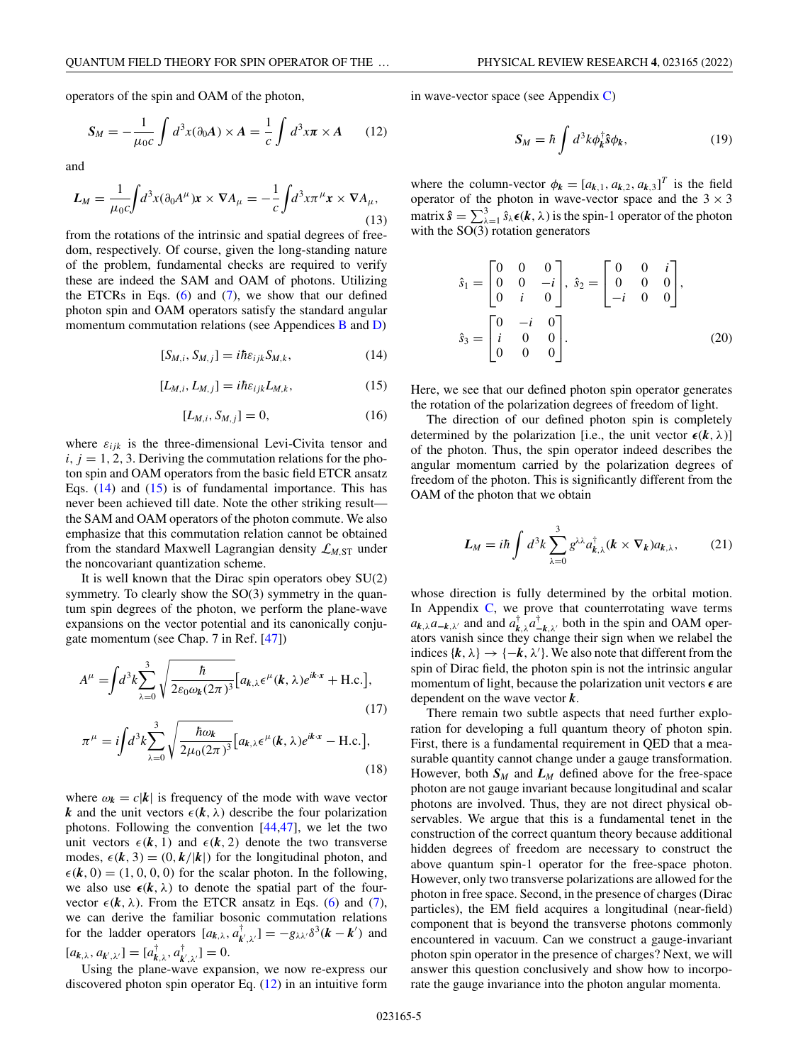operators of the spin and OAM of the photon,

$$\boldsymbol{S}_M = -\frac{1}{\mu_0 c}\int d^3x(\partial_0\boldsymbol{A})\times\boldsymbol{A} = \frac{1}{c}\int d^3x\boldsymbol{\pi}\times\boldsymbol{A} \tag{12}$$

and

$$\boldsymbol{L}_M = \frac{1}{\mu_0 c}\int d^3x(\partial_0 A^\mu)\boldsymbol{x}\times\nabla A_\mu = -\frac{1}{c}\int d^3x\pi^\mu\boldsymbol{x}\times\nabla A_\mu, \tag{13}$$

from the rotations of the intrinsic and spatial degrees of freedom, respectively. Of course, given the long-standing nature of the problem, fundamental checks are required to verify these are indeed the SAM and OAM of photons. Utilizing the ETCRs in Eqs. (6) and (7), we show that our defined photon spin and OAM operators satisfy the standard angular momentum commutation relations (see Appendices B and D)

$$[S_{M,i}, S_{M,j}] = i\hbar\varepsilon_{ijk}S_{M,k}, \tag{14}$$

$$[L_{M,i}, L_{M,j}] = i\hbar\varepsilon_{ijk}L_{M,k}, \tag{15}$$

$$[L_{M,i}, S_{M,j}] = 0, \tag{16}$$

where $\varepsilon_{ijk}$ is the three-dimensional Levi-Civita tensor and $i, j = 1, 2, 3$. Deriving the commutation relations for the photon spin and OAM operators from the basic field ETCR ansatz Eqs. (14) and (15) is of fundamental importance. This has never been achieved till date. Note the other striking result—the SAM and OAM operators of the photon commute. We also emphasize that this commutation relation cannot be obtained from the standard Maxwell Lagrangian density $\mathcal{L}_{M,\mathrm{ST}}$ under the noncovariant quantization scheme.

It is well known that the Dirac spin operators obey SU(2) symmetry. To clearly show the SO(3) symmetry in the quantum spin degrees of the photon, we perform the plane-wave expansions on the vector potential and its canonically conjugate momentum (see Chap. 7 in Ref. [47])

$$A^\mu = \int d^3k\sum_{\lambda=0}^{3}\sqrt{\frac{\hbar}{2\varepsilon_0\omega_{\boldsymbol{k}}(2\pi)^3}}\left[a_{\boldsymbol{k},\lambda}\epsilon^\mu(\boldsymbol{k},\lambda)e^{i\boldsymbol{k}\cdot\boldsymbol{x}} + \text{H.c.}\right], \tag{17}$$

$$\pi^\mu = i\int d^3k\sum_{\lambda=0}^{3}\sqrt{\frac{\hbar\omega_{\boldsymbol{k}}}{2\mu_0(2\pi)^3}}\left[a_{\boldsymbol{k},\lambda}\epsilon^\mu(\boldsymbol{k},\lambda)e^{i\boldsymbol{k}\cdot\boldsymbol{x}} - \text{H.c.}\right], \tag{18}$$

where $\omega_{\boldsymbol{k}} = c|\boldsymbol{k}|$ is frequency of the mode with wave vector $\boldsymbol{k}$ and the unit vectors $\epsilon(\boldsymbol{k},\lambda)$ describe the four polarization photons. Following the convention [44,47], we let the two unit vectors $\epsilon(\boldsymbol{k},1)$ and $\epsilon(\boldsymbol{k},2)$ denote the two transverse modes, $\epsilon(\boldsymbol{k},3) = (0, \boldsymbol{k}/|\boldsymbol{k}|)$ for the longitudinal photon, and $\epsilon(\boldsymbol{k},0) = (1,0,0,0)$ for the scalar photon. In the following, we also use $\boldsymbol{\epsilon}(\boldsymbol{k},\lambda)$ to denote the spatial part of the four-vector $\epsilon(\boldsymbol{k},\lambda)$. From the ETCR ansatz in Eqs. (6) and (7), we can derive the familiar bosonic commutation relations for the ladder operators $[a_{\boldsymbol{k},\lambda}, a^\dagger_{\boldsymbol{k}',\lambda'}] = -g_{\lambda\lambda'}\delta^3(\boldsymbol{k}-\boldsymbol{k}')$ and $[a_{\boldsymbol{k},\lambda}, a_{\boldsymbol{k}',\lambda'}] = [a^\dagger_{\boldsymbol{k},\lambda}, a^\dagger_{\boldsymbol{k}',\lambda'}] = 0$.

Using the plane-wave expansion, we now re-express our discovered photon spin operator Eq. (12) in an intuitive form in wave-vector space (see Appendix C)

$$\boldsymbol{S}_M = \hbar\int d^3k\phi^\dagger_{\boldsymbol{k}}\hat{\boldsymbol{s}}\phi_{\boldsymbol{k}}, \tag{19}$$

where the column-vector $\phi_{\boldsymbol{k}} = [a_{\boldsymbol{k},1}, a_{\boldsymbol{k},2}, a_{\boldsymbol{k},3}]^T$ is the field operator of the photon in wave-vector space and the $3\times 3$ matrix $\hat{\boldsymbol{s}} = \sum_{\lambda=1}^{3}\hat{s}_\lambda\boldsymbol{\epsilon}(\boldsymbol{k},\lambda)$ is the spin-1 operator of the photon with the SO(3) rotation generators

$$\hat{s}_1 = \begin{bmatrix} 0 & 0 & 0\\ 0 & 0 & -i\\ 0 & i & 0\end{bmatrix},\ \hat{s}_2 = \begin{bmatrix} 0 & 0 & i\\ 0 & 0 & 0\\ -i & 0 & 0\end{bmatrix},$$
$$\hat{s}_3 = \begin{bmatrix} 0 & -i & 0\\ i & 0 & 0\\ 0 & 0 & 0\end{bmatrix}. \tag{20}$$

Here, we see that our defined photon spin operator generates the rotation of the polarization degrees of freedom of light.

The direction of our defined photon spin is completely determined by the polarization [i.e., the unit vector $\boldsymbol{\epsilon}(\boldsymbol{k},\lambda)$] of the photon. Thus, the spin operator indeed describes the angular momentum carried by the polarization degrees of freedom of the photon. This is significantly different from the OAM of the photon that we obtain

$$\boldsymbol{L}_M = i\hbar\int d^3k\sum_{\lambda=0}^{3}g^{\lambda\lambda}a^\dagger_{\boldsymbol{k},\lambda}(\boldsymbol{k}\times\nabla_{\boldsymbol{k}})a_{\boldsymbol{k},\lambda}, \tag{21}$$

whose direction is fully determined by the orbital motion. In Appendix C, we prove that counterrotating wave terms $a_{\boldsymbol{k},\lambda}a_{-\boldsymbol{k},\lambda'}$ and and $a^\dagger_{\boldsymbol{k},\lambda}a^\dagger_{-\boldsymbol{k},\lambda'}$ both in the spin and OAM operators vanish since they change their sign when we relabel the indices $\{\boldsymbol{k},\lambda\}\to\{-\boldsymbol{k},\lambda'\}$. We also note that different from the spin of Dirac field, the photon spin is not the intrinsic angular momentum of light, because the polarization unit vectors $\boldsymbol{\epsilon}$ are dependent on the wave vector $\boldsymbol{k}$.

There remain two subtle aspects that need further exploration for developing a full quantum theory of photon spin. First, there is a fundamental requirement in QED that a measurable quantity cannot change under a gauge transformation. However, both $\boldsymbol{S}_M$ and $\boldsymbol{L}_M$ defined above for the free-space photon are not gauge invariant because longitudinal and scalar photons are involved. Thus, they are not direct physical observables. We argue that this is a fundamental tenet in the construction of the correct quantum theory because additional hidden degrees of freedom are necessary to construct the above quantum spin-1 operator for the free-space photon. However, only two transverse polarizations are allowed for the photon in free space. Second, in the presence of charges (Dirac particles), the EM field acquires a longitudinal (near-field) component that is beyond the transverse photons commonly encountered in vacuum. Can we construct a gauge-invariant photon spin operator in the presence of charges? Next, we will answer this question conclusively and show how to incorporate the gauge invariance into the photon angular momenta.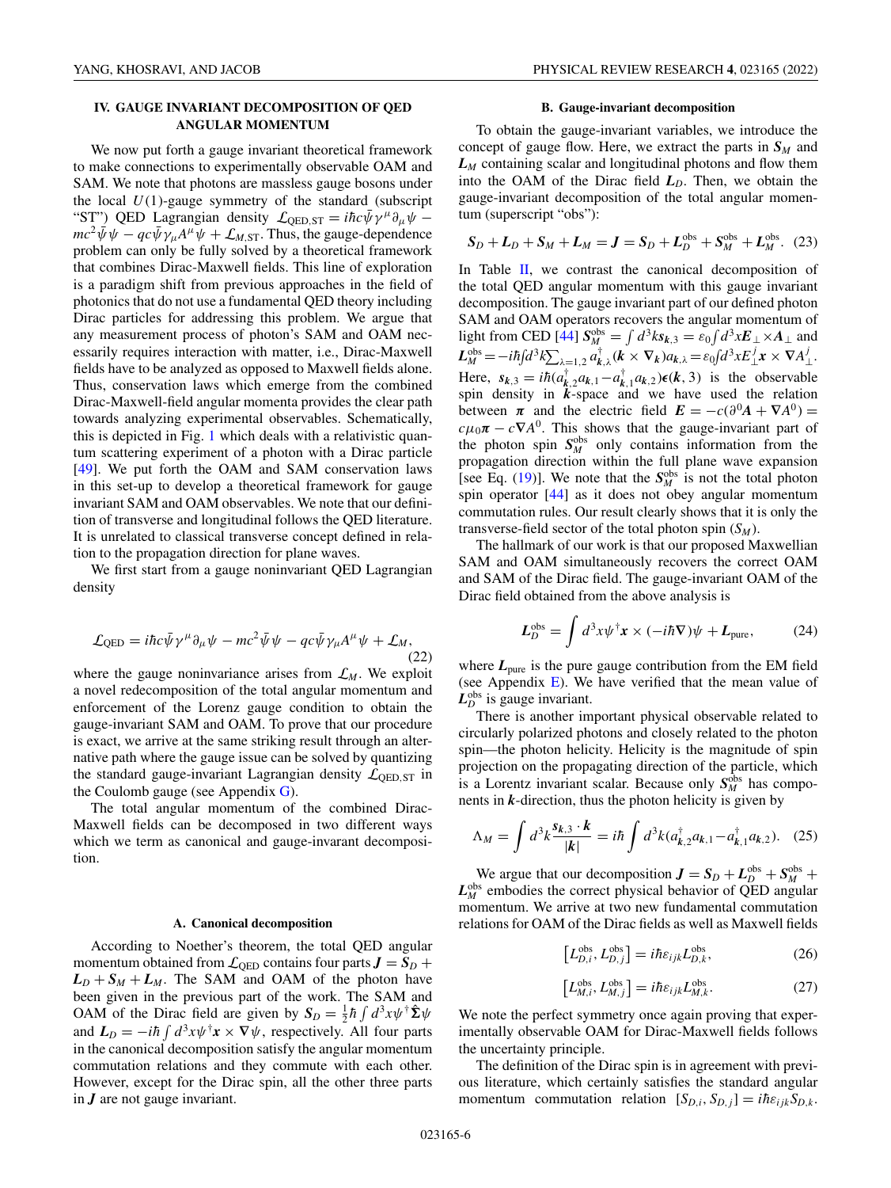## IV. GAUGE INVARIANT DECOMPOSITION OF QED ANGULAR MOMENTUM

We now put forth a gauge invariant theoretical framework to make connections to experimentally observable OAM and SAM. We note that photons are massless gauge bosons under the local $U(1)$-gauge symmetry of the standard (subscript "ST") QED Lagrangian density $\mathcal{L}_{\mathrm{QED,ST}} = i\hbar c\bar{\psi}\gamma^\mu\partial_\mu\psi - mc^2\bar{\psi}\psi - qc\bar{\psi}\gamma_\mu A^\mu\psi + \mathcal{L}_{M,\mathrm{ST}}$. Thus, the gauge-dependence problem can only be fully solved by a theoretical framework that combines Dirac-Maxwell fields. This line of exploration is a paradigm shift from previous approaches in the field of photonics that do not use a fundamental QED theory including Dirac particles for addressing this problem. We argue that any measurement process of photon's SAM and OAM necessarily requires interaction with matter, i.e., Dirac-Maxwell fields have to be analyzed as opposed to Maxwell fields alone. Thus, conservation laws which emerge from the combined Dirac-Maxwell-field angular momenta provides the clear path towards analyzing experimental observables. Schematically, this is depicted in Fig. 1 which deals with a relativistic quantum scattering experiment of a photon with a Dirac particle [49]. We put forth the OAM and SAM conservation laws in this set-up to develop a theoretical framework for gauge invariant SAM and OAM observables. We note that our definition of transverse and longitudinal follows the QED literature. It is unrelated to classical transverse concept defined in relation to the propagation direction for plane waves.

We first start from a gauge noninvariant QED Lagrangian density

$$\mathcal{L}_{\mathrm{QED}} = i\hbar c\bar{\psi}\gamma^\mu\partial_\mu\psi - mc^2\bar{\psi}\psi - qc\bar{\psi}\gamma_\mu A^\mu\psi + \mathcal{L}_M, \tag{22}$$

where the gauge noninvariance arises from $\mathcal{L}_M$. We exploit a novel redecomposition of the total angular momentum and enforcement of the Lorenz gauge condition to obtain the gauge-invariant SAM and OAM. To prove that our procedure is exact, we arrive at the same striking result through an alternative path where the gauge issue can be solved by quantizing the standard gauge-invariant Lagrangian density $\mathcal{L}_{\mathrm{QED,ST}}$ in the Coulomb gauge (see Appendix G).

The total angular momentum of the combined Dirac-Maxwell fields can be decomposed in two different ways which we term as canonical and gauge-invarant decomposition.

### A. Canonical decomposition

According to Noether's theorem, the total QED angular momentum obtained from $\mathcal{L}_{\mathrm{QED}}$ contains four parts $\boldsymbol{J} = \boldsymbol{S}_D + \boldsymbol{L}_D + \boldsymbol{S}_M + \boldsymbol{L}_M$. The SAM and OAM of the photon have been given in the previous part of the work. The SAM and OAM of the Dirac field are given by $\boldsymbol{S}_D = \frac{1}{2}\hbar\int d^3x\psi^\dagger\hat{\boldsymbol{\Sigma}}\psi$ and $\boldsymbol{L}_D = -i\hbar\int d^3x\psi^\dagger\boldsymbol{x}\times\nabla\psi$, respectively. All four parts in the canonical decomposition satisfy the angular momentum commutation relations and they commute with each other. However, except for the Dirac spin, all the other three parts in $\boldsymbol{J}$ are not gauge invariant.

### B. Gauge-invariant decomposition

To obtain the gauge-invariant variables, we introduce the concept of gauge flow. Here, we extract the parts in $\boldsymbol{S}_M$ and $\boldsymbol{L}_M$ containing scalar and longitudinal photons and flow them into the OAM of the Dirac field $\boldsymbol{L}_D$. Then, we obtain the gauge-invariant decomposition of the total angular momentum (superscript "obs"):

$$\boldsymbol{S}_D + \boldsymbol{L}_D + \boldsymbol{S}_M + \boldsymbol{L}_M = \boldsymbol{J} = \boldsymbol{S}_D + \boldsymbol{L}_D^{\mathrm{obs}} + \boldsymbol{S}_M^{\mathrm{obs}} + \boldsymbol{L}_M^{\mathrm{obs}}. \tag{23}$$

In Table II, we contrast the canonical decomposition of the total QED angular momentum with this gauge invariant decomposition. The gauge invariant part of our defined photon SAM and OAM operators recovers the angular momentum of light from CED [44] $\boldsymbol{S}_M^{\mathrm{obs}} = \int d^3k\boldsymbol{s}_{\boldsymbol{k},3} = \varepsilon_0\int d^3x\boldsymbol{E}_\perp\times\boldsymbol{A}_\perp$ and $\boldsymbol{L}_M^{\mathrm{obs}} = -i\hbar\int d^3k\sum_{\lambda=1,2}a^\dagger_{\boldsymbol{k},\lambda}(\boldsymbol{k}\times\nabla_{\boldsymbol{k}})a_{\boldsymbol{k},\lambda} = \varepsilon_0\int d^3xE^j_\perp\boldsymbol{x}\times\nabla A^j_\perp$. Here, $\boldsymbol{s}_{\boldsymbol{k},3} = i\hbar(a^\dagger_{\boldsymbol{k},2}a_{\boldsymbol{k},1} - a^\dagger_{\boldsymbol{k},1}a_{\boldsymbol{k},2})\boldsymbol{\epsilon}(\boldsymbol{k},3)$ is the observable spin density in $\boldsymbol{k}$-space and we have used the relation between $\boldsymbol{\pi}$ and the electric field $\boldsymbol{E} = -c(\partial^0\boldsymbol{A} + \nabla A^0) = c\mu_0\boldsymbol{\pi} - c\nabla A^0$. This shows that the gauge-invariant part of the photon spin $\boldsymbol{S}_M^{\mathrm{obs}}$ only contains information from the propagation direction within the full plane wave expansion [see Eq. (19)]. We note that the $\boldsymbol{S}_M^{\mathrm{obs}}$ is not the total photon spin operator [44] as it does not obey angular momentum commutation rules. Our result clearly shows that it is only the transverse-field sector of the total photon spin ($\boldsymbol{S}_M$).

The hallmark of our work is that our proposed Maxwellian SAM and OAM simultaneously recovers the correct OAM and SAM of the Dirac field. The gauge-invariant OAM of the Dirac field obtained from the above analysis is

$$\boldsymbol{L}_D^{\mathrm{obs}} = \int d^3x\psi^\dagger\boldsymbol{x}\times(-i\hbar\nabla)\psi + \boldsymbol{L}_{\mathrm{pure}}, \tag{24}$$

where $\boldsymbol{L}_{\mathrm{pure}}$ is the pure gauge contribution from the EM field (see Appendix E). We have verified that the mean value of $\boldsymbol{L}_D^{\mathrm{obs}}$ is gauge invariant.

There is another important physical observable related to circularly polarized photons and closely related to the photon spin—the photon helicity. Helicity is the magnitude of spin projection on the propagating direction of the particle, which is a Lorentz invariant scalar. Because only $\boldsymbol{S}_M^{\mathrm{obs}}$ has components in $\boldsymbol{k}$-direction, thus the photon helicity is given by

$$\Lambda_M = \int d^3k\frac{\boldsymbol{s}_{\boldsymbol{k},3}\cdot\boldsymbol{k}}{|\boldsymbol{k}|} = i\hbar\int d^3k(a^\dagger_{\boldsymbol{k},2}a_{\boldsymbol{k},1} - a^\dagger_{\boldsymbol{k},1}a_{\boldsymbol{k},2}). \tag{25}$$

We argue that our decomposition $\boldsymbol{J} = \boldsymbol{S}_D + \boldsymbol{L}_D^{\mathrm{obs}} + \boldsymbol{S}_M^{\mathrm{obs}} + \boldsymbol{L}_M^{\mathrm{obs}}$ embodies the correct physical behavior of QED angular momentum. We arrive at two new fundamental commutation relations for OAM of the Dirac fields as well as Maxwell fields

$$\left[L^{\mathrm{obs}}_{D,i}, L^{\mathrm{obs}}_{D,j}\right] = i\hbar\varepsilon_{ijk}L^{\mathrm{obs}}_{D,k}, \tag{26}$$

$$\left[L^{\mathrm{obs}}_{M,i}, L^{\mathrm{obs}}_{M,j}\right] = i\hbar\varepsilon_{ijk}L^{\mathrm{obs}}_{M,k}. \tag{27}$$

We note the perfect symmetry once again proving that experimentally observable OAM for Dirac-Maxwell fields follows the uncertainty principle.

The definition of the Dirac spin is in agreement with previous literature, which certainly satisfies the standard angular momentum commutation relation $[S_{D,i}, S_{D,j}] = i\hbar\varepsilon_{ijk}S_{D,k}$.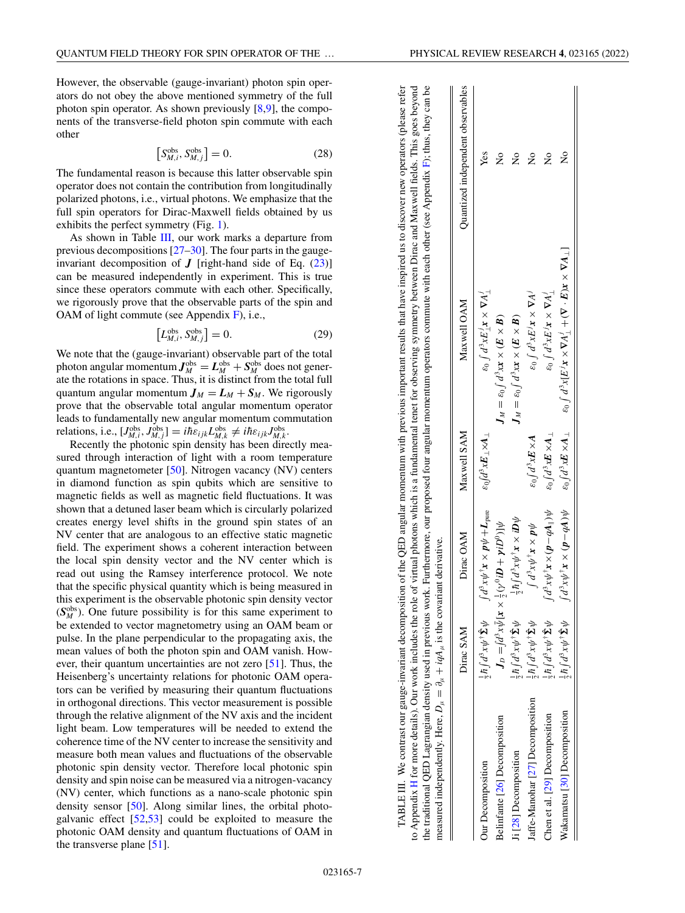However, the observable (gauge-invariant) photon spin operators do not obey the above mentioned symmetry of the full photon spin operator. As shown previously [8,9], the components of the transverse-field photon spin commute with each other

$$\left[S_{M,i}^{\text{obs}}, S_{M,j}^{\text{obs}}\right] = 0. \tag{28}$$

The fundamental reason is because this latter observable spin operator does not contain the contribution from longitudinally polarized photons, i.e., virtual photons. We emphasize that the full spin operators for Dirac-Maxwell fields obtained by us exhibits the perfect symmetry (Fig. 1).

As shown in Table III, our work marks a departure from previous decompositions [27–30]. The four parts in the gauge-invariant decomposition of $\boldsymbol{J}$ [right-hand side of Eq. (23)] can be measured independently in experiment. This is true since these operators commute with each other. Specifically, we rigorously prove that the observable parts of the spin and OAM of light commute (see Appendix F), i.e.,

$$\left[L_{M,i}^{\text{obs}}, S_{M,j}^{\text{obs}}\right] = 0. \tag{29}$$

We note that the (gauge-invariant) observable part of the total photon angular momentum $\boldsymbol{J}_M^{\text{obs}} = \boldsymbol{L}_M^{\text{obs}} + \boldsymbol{S}_M^{\text{obs}}$ does not generate the rotations in space. Thus, it is distinct from the total full quantum angular momentum $\boldsymbol{J}_M = \boldsymbol{L}_M + \boldsymbol{S}_M$. We rigorously prove that the observable total angular momentum operator leads to fundamentally new angular momentum commutation relations, i.e., $[J_{M,i}^{\text{obs}}, J_{M,j}^{\text{obs}}] = i\hbar\varepsilon_{ijk}L_{M,k}^{\text{obs}} \neq i\hbar\varepsilon_{ijk}J_{M,k}^{\text{obs}}$.

Recently the photonic spin density has been directly measured through interaction of light with a room temperature quantum magnetometer [50]. Nitrogen vacancy (NV) centers in diamond function as spin qubits which are sensitive to magnetic fields as well as magnetic field fluctuations. It was shown that a detuned laser beam which is circularly polarized creates energy level shifts in the ground spin states of an NV center that are analogous to an effective static magnetic field. The experiment shows a coherent interaction between the local spin density vector and the NV center which is read out using the Ramsey interference protocol. We note that the specific physical quantity which is being measured in this experiment is the observable photonic spin density vector ($\boldsymbol{S}_M^{\text{obs}}$). One future possibility is for this same experiment to be extended to vector magnetometry using an OAM beam or pulse. In the plane perpendicular to the propagating axis, the mean values of both the photon spin and OAM vanish. However, their quantum uncertainties are not zero [51]. Thus, the Heisenberg's uncertainty relations for photonic OAM operators can be verified by measuring their quantum fluctuations in orthogonal directions. This vector measurement is possible through the relative alignment of the NV axis and the incident light beam. Low temperatures will be needed to extend the coherence time of the NV center to increase the sensitivity and measure both mean values and fluctuations of the observable photonic spin density vector. Therefore local photonic spin density and spin noise can be measured via a nitrogen-vacancy (NV) center, which functions as a nano-scale photonic spin density sensor [50]. Along similar lines, the orbital photogalvanic effect [52,53] could be exploited to measure the photonic OAM density and quantum fluctuations of OAM in the transverse plane [51].

TABLE III. We contrast our gauge-invariant decomposition of the QED angular momentum with previous important results that have inspired us to discover new operators (please refer to Appendix H for more details). Our work includes the role of virtual photons which is a fundamental tenet for observing symmetry between Dirac and Maxwell fields. This goes beyond the traditional QED Lagrangian density used in previous work. Furthermore, our proposed four angular momentum operators commute with each other (see Appendix F); thus, they can be measured independently. Here, $D_\mu = \partial_\mu + iqA_\mu$ is the covariant derivative.

| | Dirac SAM | Dirac OAM | Maxwell SAM | Maxwell OAM | Quantized independent observables |
|---|---|---|---|---|---|
| Our Decomposition | $\frac{1}{2}\hbar\int d^3x\psi^\dagger\hat{\boldsymbol{\Sigma}}\psi$ | $\int d^3x\psi^\dagger\boldsymbol{x}\times\boldsymbol{p}\psi + \boldsymbol{L}_{\text{pure}}$ | $\varepsilon_0\int d^3x\boldsymbol{E}_\perp\times\boldsymbol{A}_\perp$ | $\varepsilon_0\int d^3xE_\perp^j\boldsymbol{x}\times\nabla A_\perp^j$ | Yes |
| Belinfante [26] Decomposition | | $\boldsymbol{J}_D = \int d^3x\bar{\psi}[\boldsymbol{x}\times\frac{1}{2}(\gamma^0 i\boldsymbol{D} + \gamma iD^0)]\psi$ | | $\boldsymbol{J}_M = \varepsilon_0\int d^3x\boldsymbol{x}\times(\boldsymbol{E}\times\boldsymbol{B})$ | No |
| Ji [28] Decomposition | $\frac{1}{2}\hbar\int d^3x\psi^\dagger\hat{\boldsymbol{\Sigma}}\psi$ | $\frac{1}{2}\hbar\int d^3x\psi^\dagger\boldsymbol{x}\times i\boldsymbol{D}\psi$ | | $\boldsymbol{J}_M = \varepsilon_0\int d^3x\boldsymbol{x}\times(\boldsymbol{E}\times\boldsymbol{B})$ | No |
| Jaffe-Manohar [27] Decomposition | $\frac{1}{2}\hbar\int d^3x\psi^\dagger\hat{\boldsymbol{\Sigma}}\psi$ | $\int d^3x\psi^\dagger\boldsymbol{x}\times\boldsymbol{p}\psi$ | $\varepsilon_0\int d^3x\boldsymbol{E}\times\boldsymbol{A}$ | $\varepsilon_0\int d^3xE^j\boldsymbol{x}\times\nabla A^j$ | No |
| Chen et al. [29] Decomposition | $\frac{1}{2}\hbar\int d^3x\psi^\dagger\hat{\boldsymbol{\Sigma}}\psi$ | $\int d^3x\psi^\dagger\boldsymbol{x}\times(\boldsymbol{p}-q\boldsymbol{A}_\parallel)\psi$ | $\varepsilon_0\int d^3x\boldsymbol{E}\times\boldsymbol{A}_\perp$ | $\varepsilon_0\int d^3xE^j\boldsymbol{x}\times\nabla A_\perp^j$ | No |
| Wakamatsu [30] Decomposition | $\frac{1}{2}\hbar\int d^3x\psi^\dagger\hat{\boldsymbol{\Sigma}}\psi$ | $\int d^3x\psi^\dagger\boldsymbol{x}\times(\boldsymbol{p}-q\boldsymbol{A})\psi$ | $\varepsilon_0\int d^3x\boldsymbol{E}\times\boldsymbol{A}_\perp$ | $\varepsilon_0\int d^3x[E^j\boldsymbol{x}\times\nabla A_\perp^j + (\nabla\cdot\boldsymbol{E})\boldsymbol{x}\times\nabla\boldsymbol{A}_\perp]$ | No |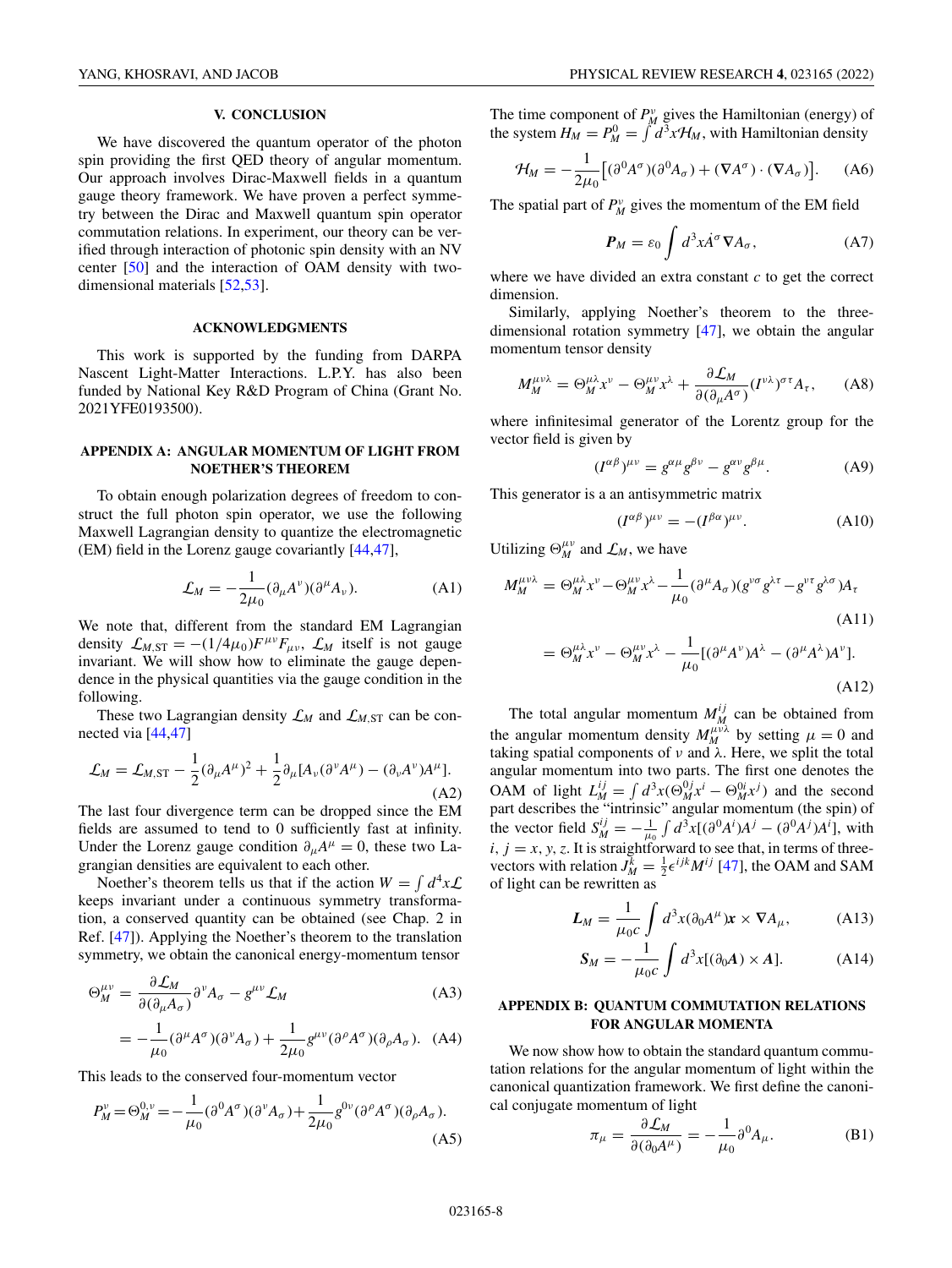## V. CONCLUSION

We have discovered the quantum operator of the photon spin providing the first QED theory of angular momentum. Our approach involves Dirac-Maxwell fields in a quantum gauge theory framework. We have proven a perfect symmetry between the Dirac and Maxwell quantum spin operator commutation relations. In experiment, our theory can be verified through interaction of photonic spin density with an NV center [50] and the interaction of OAM density with two-dimensional materials [52,53].

## ACKNOWLEDGMENTS

This work is supported by the funding from DARPA Nascent Light-Matter Interactions. L.P.Y. has also been funded by National Key R&D Program of China (Grant No. 2021YFE0193500).

## APPENDIX A: ANGULAR MOMENTUM OF LIGHT FROM NOETHER'S THEOREM

To obtain enough polarization degrees of freedom to construct the full photon spin operator, we use the following Maxwell Lagrangian density to quantize the electromagnetic (EM) field in the Lorenz gauge covariantly [44,47],

$$\mathcal{L}_M = -\frac{1}{2\mu_0}(\partial_\mu A^\nu)(\partial^\mu A_\nu). \tag{A1}$$

We note that, different from the standard EM Lagrangian density $\mathcal{L}_{M,\mathrm{ST}} = -(1/4\mu_0)F^{\mu\nu}F_{\mu\nu}$, $\mathcal{L}_M$ itself is not gauge invariant. We will show how to eliminate the gauge dependence in the physical quantities via the gauge condition in the following.

These two Lagrangian density $\mathcal{L}_M$ and $\mathcal{L}_{M,\mathrm{ST}}$ can be connected via [44,47]

$$\mathcal{L}_M = \mathcal{L}_{M,\mathrm{ST}} - \frac{1}{2}(\partial_\mu A^\mu)^2 + \frac{1}{2}\partial_\mu[A_\nu(\partial^\nu A^\mu) - (\partial_\nu A^\nu)A^\mu]. \tag{A2}$$

The last four divergence term can be dropped since the EM fields are assumed to tend to 0 sufficiently fast at infinity. Under the Lorenz gauge condition $\partial_\mu A^\mu = 0$, these two Lagrangian densities are equivalent to each other.

Noether's theorem tells us that if the action $W = \int d^4x\mathcal{L}$ keeps invariant under a continuous symmetry transformation, a conserved quantity can be obtained (see Chap. 2 in Ref. [47]). Applying the Noether's theorem to the translation symmetry, we obtain the canonical energy-momentum tensor

$$\Theta_M^{\mu\nu} = \frac{\partial\mathcal{L}_M}{\partial(\partial_\mu A_\sigma)}\partial^\nu A_\sigma - g^{\mu\nu}\mathcal{L}_M \tag{A3}$$

$$= -\frac{1}{\mu_0}(\partial^\mu A^\sigma)(\partial^\nu A_\sigma) + \frac{1}{2\mu_0}g^{\mu\nu}(\partial^\rho A^\sigma)(\partial_\rho A_\sigma). \tag{A4}$$

This leads to the conserved four-momentum vector

$$P_M^\nu = \Theta_M^{0,\nu} = -\frac{1}{\mu_0}(\partial^0 A^\sigma)(\partial^\nu A_\sigma) + \frac{1}{2\mu_0}g^{0\nu}(\partial^\rho A^\sigma)(\partial_\rho A_\sigma). \tag{A5}$$

The time component of $P_M^\nu$ gives the Hamiltonian (energy) of the system $H_M = P_M^0 = \int d^3x\mathcal{H}_M$, with Hamiltonian density

$$\mathcal{H}_M = -\frac{1}{2\mu_0}\left[(\partial^0 A^\sigma)(\partial^0 A_\sigma) + (\nabla A^\sigma)\cdot(\nabla A_\sigma)\right]. \tag{A6}$$

The spatial part of $P_M^\nu$ gives the momentum of the EM field

$$\boldsymbol{P}_M = \varepsilon_0 \int d^3x \dot{A}^\sigma \nabla A_\sigma, \tag{A7}$$

where we have divided an extra constant $c$ to get the correct dimension.

Similarly, applying Noether's theorem to the three-dimensional rotation symmetry [47], we obtain the angular momentum tensor density

$$M_M^{\mu\nu\lambda} = \Theta_M^{\mu\lambda}x^\nu - \Theta_M^{\mu\nu}x^\lambda + \frac{\partial\mathcal{L}_M}{\partial(\partial_\mu A^\sigma)}(I^{\nu\lambda})^{\sigma\tau}A_\tau, \tag{A8}$$

where infinitesimal generator of the Lorentz group for the vector field is given by

$$(I^{\alpha\beta})^{\mu\nu} = g^{\alpha\mu}g^{\beta\nu} - g^{\alpha\nu}g^{\beta\mu}. \tag{A9}$$

This generator is a an antisymmetric matrix

$$(I^{\alpha\beta})^{\mu\nu} = -(I^{\beta\alpha})^{\mu\nu}. \tag{A10}$$

Utilizing $\Theta_M^{\mu\nu}$ and $\mathcal{L}_M$, we have

$$M_M^{\mu\nu\lambda} = \Theta_M^{\mu\lambda}x^\nu - \Theta_M^{\mu\nu}x^\lambda - \frac{1}{\mu_0}(\partial^\mu A_\sigma)(g^{\nu\sigma}g^{\lambda\tau} - g^{\nu\tau}g^{\lambda\sigma})A_\tau \tag{A11}$$

$$= \Theta_M^{\mu\lambda}x^\nu - \Theta_M^{\mu\nu}x^\lambda - \frac{1}{\mu_0}[(\partial^\mu A^\nu)A^\lambda - (\partial^\mu A^\lambda)A^\nu]. \tag{A12}$$

The total angular momentum $M_M^{ij}$ can be obtained from the angular momentum density $M_M^{\mu\nu\lambda}$ by setting $\mu = 0$ and taking spatial components of $\nu$ and $\lambda$. Here, we split the total angular momentum into two parts. The first one denotes the OAM of light $L_M^{ij} = \int d^3x(\Theta_M^{0j}x^i - \Theta_M^{0i}x^j)$ and the second part describes the "intrinsic" angular momentum (the spin) of the vector field $S_M^{ij} = -\frac{1}{\mu_0}\int d^3x[(\partial^0 A^i)A^j - (\partial^0 A^j)A^i]$, with $i, j = x, y, z$. It is straightforward to see that, in terms of three-vectors with relation $J_M^k = \frac{1}{2}\epsilon^{ijk}M^{ij}$ [47], the OAM and SAM of light can be rewritten as

$$\boldsymbol{L}_M = \frac{1}{\mu_0 c}\int d^3x(\partial_0 A^\mu)\boldsymbol{x}\times\nabla A_\mu, \tag{A13}$$

$$\boldsymbol{S}_M = -\frac{1}{\mu_0 c}\int d^3x[(\partial_0\boldsymbol{A})\times\boldsymbol{A}]. \tag{A14}$$

## APPENDIX B: QUANTUM COMMUTATION RELATIONS FOR ANGULAR MOMENTA

We now show how to obtain the standard quantum commutation relations for the angular momentum of light within the canonical quantization framework. We first define the canonical conjugate momentum of light

$$\pi_\mu = \frac{\partial\mathcal{L}_M}{\partial(\partial_0 A^\mu)} = -\frac{1}{\mu_0}\partial^0 A_\mu. \tag{B1}$$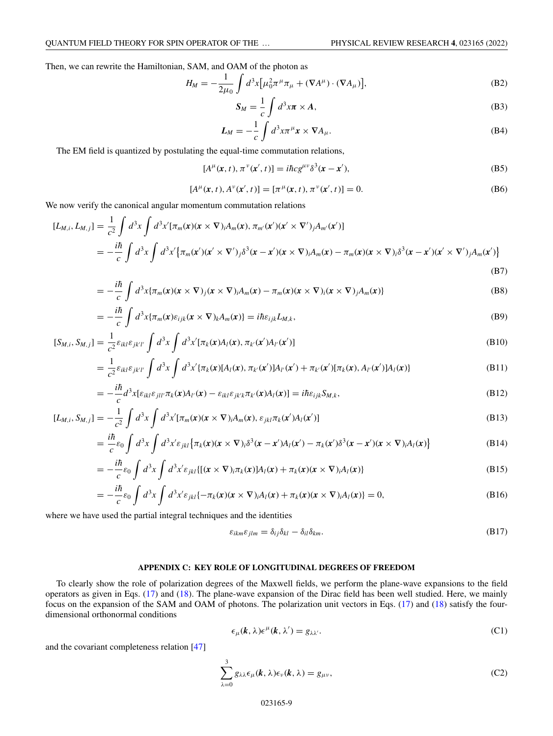Then, we can rewrite the Hamiltonian, SAM, and OAM of the photon as

$$H_M = -\frac{1}{2\mu_0}\int d^3x\big[\mu_0^2\pi^\mu\pi_\mu + (\nabla A^\mu)\cdot(\nabla A_\mu)\big], \tag{B2}$$

$$\boldsymbol{S}_M = \frac{1}{c}\int d^3x \boldsymbol{\pi}\times\boldsymbol{A}, \tag{B3}$$

$$\boldsymbol{L}_M = -\frac{1}{c}\int d^3x \pi^\mu \boldsymbol{x}\times\nabla A_\mu. \tag{B4}$$

The EM field is quantized by postulating the equal-time commutation relations,

$$[A^\mu(\boldsymbol{x},t),\pi^\nu(\boldsymbol{x}',t)] = i\hbar c g^{\mu\nu}\delta^3(\boldsymbol{x}-\boldsymbol{x}'), \tag{B5}$$

$$[A^\mu(\boldsymbol{x},t),A^\nu(\boldsymbol{x}',t)] = [\pi^\mu(\boldsymbol{x},t),\pi^\nu(\boldsymbol{x}',t)] = 0. \tag{B6}$$

We now verify the canonical angular momentum commutation relations

$$\begin{aligned}
[L_{M,i},L_{M,j}] &= \frac{1}{c^2}\int d^3x\int d^3x'[\pi_m(\boldsymbol{x})(\boldsymbol{x}\times\nabla)_i A_m(\boldsymbol{x}),\pi_{m'}(\boldsymbol{x}')(\boldsymbol{x}'\times\nabla')_j A_{m'}(\boldsymbol{x}')]\\
&= -\frac{i\hbar}{c}\int d^3x\int d^3x'\big\{\pi_m(\boldsymbol{x}')(\boldsymbol{x}'\times\nabla')_j\delta^3(\boldsymbol{x}-\boldsymbol{x}')(\boldsymbol{x}\times\nabla)_i A_m(\boldsymbol{x}) - \pi_m(\boldsymbol{x})(\boldsymbol{x}\times\nabla)_i\delta^3(\boldsymbol{x}-\boldsymbol{x}')(\boldsymbol{x}'\times\nabla')_j A_m(\boldsymbol{x}')\big\}
\end{aligned} \tag{B7}$$

$$= -\frac{i\hbar}{c}\int d^3x\{\pi_m(\boldsymbol{x})(\boldsymbol{x}\times\nabla)_j(\boldsymbol{x}\times\nabla)_i A_m(\boldsymbol{x}) - \pi_m(\boldsymbol{x})(\boldsymbol{x}\times\nabla)_i(\boldsymbol{x}\times\nabla)_j A_m(\boldsymbol{x})\} \tag{B8}$$

$$= -\frac{i\hbar}{c}\int d^3x\{\pi_m(\boldsymbol{x})\varepsilon_{ijk}(\boldsymbol{x}\times\nabla)_k A_m(\boldsymbol{x})\} = i\hbar\varepsilon_{ijk}L_{M,k}, \tag{B9}$$

$$[S_{M,i},S_{M,j}] = \frac{1}{c^2}\varepsilon_{ikl}\varepsilon_{jk'l'}\int d^3x\int d^3x'[\pi_k(\boldsymbol{x})A_l(\boldsymbol{x}),\pi_{k'}(\boldsymbol{x}')A_{l'}(\boldsymbol{x}')] \tag{B10}$$

$$= \frac{1}{c^2}\varepsilon_{ikl}\varepsilon_{jk'l'}\int d^3x\int d^3x'\{\pi_k(\boldsymbol{x})[A_l(\boldsymbol{x}),\pi_{k'}(\boldsymbol{x}')]A_{l'}(\boldsymbol{x}') + \pi_{k'}(\boldsymbol{x}')[\pi_k(\boldsymbol{x}),A_{l'}(\boldsymbol{x}')]A_l(\boldsymbol{x})\} \tag{B11}$$

$$= -\frac{i\hbar}{c}d^3x[\varepsilon_{ikl}\varepsilon_{jll'}\pi_k(\boldsymbol{x})A_{l'}(\boldsymbol{x}) - \varepsilon_{ikl}\varepsilon_{jk'k}\pi_{k'}(\boldsymbol{x})A_l(\boldsymbol{x})] = i\hbar\varepsilon_{ijk}S_{M,k}, \tag{B12}$$

$$[L_{M,i},S_{M,j}] = -\frac{1}{c^2}\int d^3x\int d^3x'[\pi_m(\boldsymbol{x})(\boldsymbol{x}\times\nabla)_i A_m(\boldsymbol{x}),\varepsilon_{jkl}\pi_k(\boldsymbol{x}')A_l(\boldsymbol{x}')] \tag{B13}$$

$$= \frac{i\hbar}{c}\varepsilon_0\int d^3x\int d^3x'\varepsilon_{jkl}\big\{\pi_k(\boldsymbol{x})(\boldsymbol{x}\times\nabla)_i\delta^3(\boldsymbol{x}-\boldsymbol{x}')A_l(\boldsymbol{x}') - \pi_k(\boldsymbol{x}')\delta^3(\boldsymbol{x}-\boldsymbol{x}')(\boldsymbol{x}\times\nabla)_i A_l(\boldsymbol{x})\big\} \tag{B14}$$

$$= -\frac{i\hbar}{c}\varepsilon_0\int d^3x\int d^3x'\varepsilon_{jkl}\{[(\boldsymbol{x}\times\nabla)_i\pi_k(\boldsymbol{x})]A_l(\boldsymbol{x}) + \pi_k(\boldsymbol{x})(\boldsymbol{x}\times\nabla)_i A_l(\boldsymbol{x})\} \tag{B15}$$

$$= -\frac{i\hbar}{c}\varepsilon_0\int d^3x\int d^3x'\varepsilon_{jkl}\{-\pi_k(\boldsymbol{x})(\boldsymbol{x}\times\nabla)_i A_l(\boldsymbol{x}) + \pi_k(\boldsymbol{x})(\boldsymbol{x}\times\nabla)_i A_l(\boldsymbol{x})\} = 0, \tag{B16}$$

where we have used the partial integral techniques and the identities

$$\varepsilon_{ikm}\varepsilon_{jlm} = \delta_{ij}\delta_{kl} - \delta_{il}\delta_{km}. \tag{B17}$$

## APPENDIX C: KEY ROLE OF LONGITUDINAL DEGREES OF FREEDOM

To clearly show the role of polarization degrees of the Maxwell fields, we perform the plane-wave expansions to the field operators as given in Eqs. (17) and (18). The plane-wave expansion of the Dirac field has been well studied. Here, we mainly focus on the expansion of the SAM and OAM of photons. The polarization unit vectors in Eqs. (17) and (18) satisfy the four-dimensional orthonormal conditions

$$\epsilon_\mu(\boldsymbol{k},\lambda)\epsilon^\mu(\boldsymbol{k},\lambda') = g_{\lambda\lambda'}. \tag{C1}$$

and the covariant completeness relation [47]

$$\sum_{\lambda=0}^{3} g_{\lambda\lambda}\epsilon_\mu(\boldsymbol{k},\lambda)\epsilon_\nu(\boldsymbol{k},\lambda) = g_{\mu\nu}, \tag{C2}$$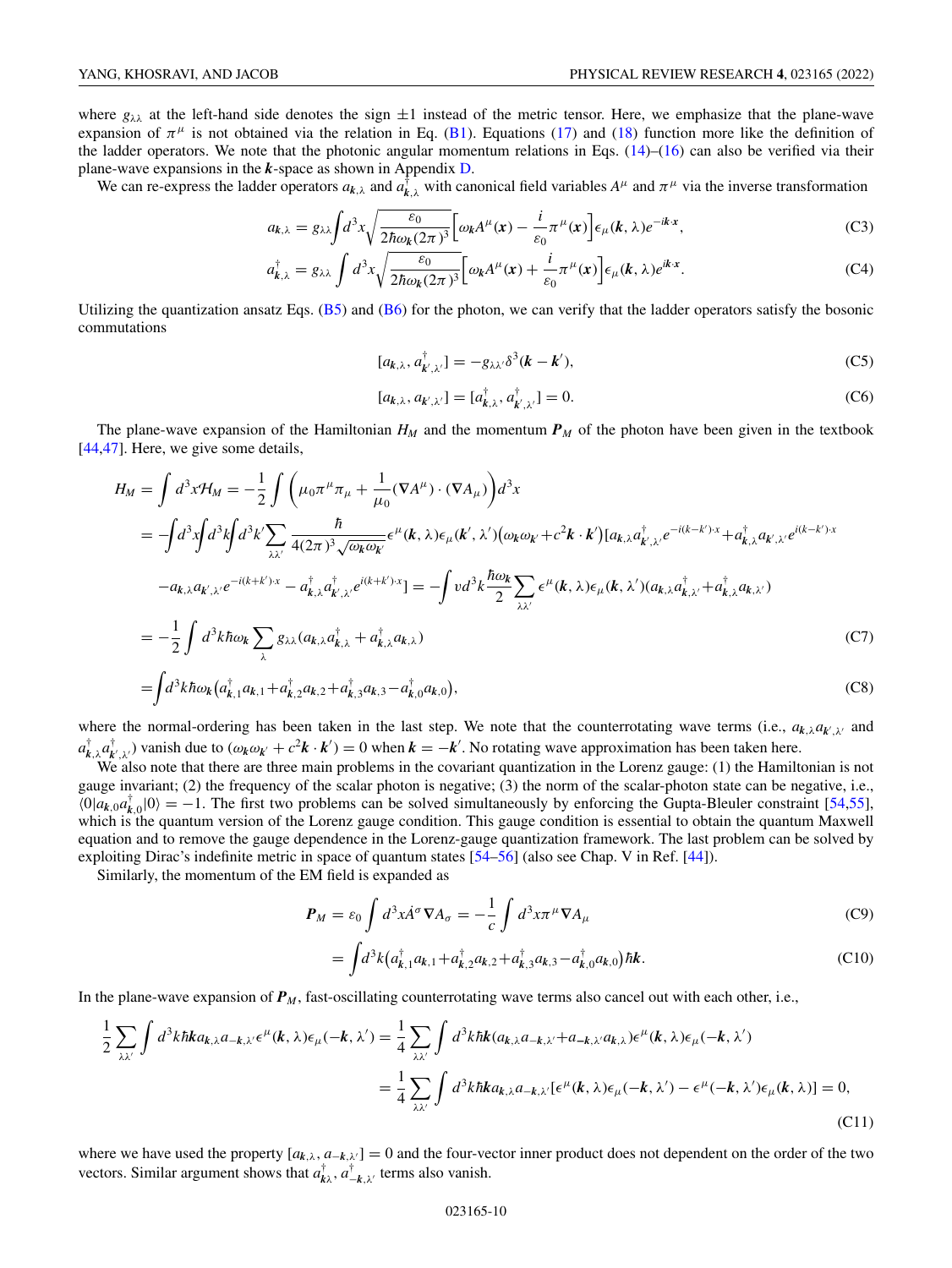where $g_{\lambda\lambda}$ at the left-hand side denotes the sign $\pm 1$ instead of the metric tensor. Here, we emphasize that the plane-wave expansion of $\pi^\mu$ is not obtained via the relation in Eq. (B1). Equations (17) and (18) function more like the definition of the ladder operators. We note that the photonic angular momentum relations in Eqs. (14)–(16) can also be verified via their plane-wave expansions in the $\boldsymbol{k}$-space as shown in Appendix D.

We can re-express the ladder operators $a_{\boldsymbol{k},\lambda}$ and $a^\dagger_{\boldsymbol{k},\lambda}$ with canonical field variables $A^\mu$ and $\pi^\mu$ via the inverse transformation

$$a_{\boldsymbol{k},\lambda} = g_{\lambda\lambda}\int d^3x\sqrt{\frac{\varepsilon_0}{2\hbar\omega_{\boldsymbol{k}}(2\pi)^3}}\Big[\omega_{\boldsymbol{k}}A^\mu(\boldsymbol{x}) - \frac{i}{\varepsilon_0}\pi^\mu(\boldsymbol{x})\Big]\epsilon_\mu(\boldsymbol{k},\lambda)e^{-i\boldsymbol{k}\cdot\boldsymbol{x}}, \tag{C3}$$

$$a^\dagger_{\boldsymbol{k},\lambda} = g_{\lambda\lambda}\int d^3x\sqrt{\frac{\varepsilon_0}{2\hbar\omega_{\boldsymbol{k}}(2\pi)^3}}\Big[\omega_{\boldsymbol{k}}A^\mu(\boldsymbol{x}) + \frac{i}{\varepsilon_0}\pi^\mu(\boldsymbol{x})\Big]\epsilon_\mu(\boldsymbol{k},\lambda)e^{i\boldsymbol{k}\cdot\boldsymbol{x}}. \tag{C4}$$

Utilizing the quantization ansatz Eqs. (B5) and (B6) for the photon, we can verify that the ladder operators satisfy the bosonic commutations

$$[a_{\boldsymbol{k},\lambda}, a^\dagger_{\boldsymbol{k}',\lambda'}] = -g_{\lambda\lambda'}\delta^3(\boldsymbol{k}-\boldsymbol{k}'), \tag{C5}$$

$$[a_{\boldsymbol{k},\lambda}, a_{\boldsymbol{k}',\lambda'}] = [a^\dagger_{\boldsymbol{k},\lambda}, a^\dagger_{\boldsymbol{k}',\lambda'}] = 0. \tag{C6}$$

The plane-wave expansion of the Hamiltonian $H_M$ and the momentum $\boldsymbol{P}_M$ of the photon have been given in the textbook [44,47]. Here, we give some details,

$$\begin{aligned}
H_M &= \int d^3x\mathcal{H}_M = -\frac{1}{2}\int\left(\mu_0\pi^\mu\pi_\mu + \frac{1}{\mu_0}(\nabla A^\mu)\cdot(\nabla A_\mu)\right)d^3x \\
&= -\int d^3x\int d^3k\int d^3k'\sum_{\lambda\lambda'}\frac{\hbar}{4(2\pi)^3\sqrt{\omega_{\boldsymbol{k}}\omega_{\boldsymbol{k}'}}}\epsilon^\mu(\boldsymbol{k},\lambda)\epsilon_\mu(\boldsymbol{k}',\lambda')\big(\omega_{\boldsymbol{k}}\omega_{\boldsymbol{k}'}+c^2\boldsymbol{k}\cdot\boldsymbol{k}'\big)[a_{\boldsymbol{k},\lambda}a^\dagger_{\boldsymbol{k}',\lambda'}e^{-i(k-k')\cdot x}+a^\dagger_{\boldsymbol{k},\lambda}a_{\boldsymbol{k}',\lambda'}e^{i(k-k')\cdot x} \\
&\quad -a_{\boldsymbol{k},\lambda}a_{\boldsymbol{k}',\lambda'}e^{-i(k+k')\cdot x} - a^\dagger_{\boldsymbol{k},\lambda}a^\dagger_{\boldsymbol{k}',\lambda'}e^{i(k+k')\cdot x}] = -\int vd^3k\frac{\hbar\omega_{\boldsymbol{k}}}{2}\sum_{\lambda\lambda'}\epsilon^\mu(\boldsymbol{k},\lambda)\epsilon_\mu(\boldsymbol{k},\lambda')(a_{\boldsymbol{k},\lambda}a^\dagger_{\boldsymbol{k},\lambda'}+a^\dagger_{\boldsymbol{k},\lambda}a_{\boldsymbol{k},\lambda'}) \\
&= -\frac{1}{2}\int d^3k\hbar\omega_{\boldsymbol{k}}\sum_\lambda g_{\lambda\lambda}(a_{\boldsymbol{k},\lambda}a^\dagger_{\boldsymbol{k},\lambda} + a^\dagger_{\boldsymbol{k},\lambda}a_{\boldsymbol{k},\lambda})
\end{aligned} \tag{C7}$$

$$= \int d^3k\hbar\omega_{\boldsymbol{k}}\big(a^\dagger_{\boldsymbol{k},1}a_{\boldsymbol{k},1}+a^\dagger_{\boldsymbol{k},2}a_{\boldsymbol{k},2}+a^\dagger_{\boldsymbol{k},3}a_{\boldsymbol{k},3}-a^\dagger_{\boldsymbol{k},0}a_{\boldsymbol{k},0}\big), \tag{C8}$$

where the normal-ordering has been taken in the last step. We note that the counterrotating wave terms (i.e., $a_{\boldsymbol{k},\lambda}a_{\boldsymbol{k}',\lambda'}$ and $a^\dagger_{\boldsymbol{k},\lambda}a^\dagger_{\boldsymbol{k}',\lambda'}$) vanish due to $(\omega_{\boldsymbol{k}}\omega_{\boldsymbol{k}'} + c^2\boldsymbol{k}\cdot\boldsymbol{k}') = 0$ when $\boldsymbol{k} = -\boldsymbol{k}'$. No rotating wave approximation has been taken here.

We also note that there are three main problems in the covariant quantization in the Lorenz gauge: (1) the Hamiltonian is not gauge invariant; (2) the frequency of the scalar photon is negative; (3) the norm of the scalar-photon state can be negative, i.e., $\langle 0|a_{\boldsymbol{k},0}a^\dagger_{\boldsymbol{k},0}|0\rangle = -1$. The first two problems can be solved simultaneously by enforcing the Gupta-Bleuler constraint [54,55], which is the quantum version of the Lorenz gauge condition. This gauge condition is essential to obtain the quantum Maxwell equation and to remove the gauge dependence in the Lorenz-gauge quantization framework. The last problem can be solved by exploiting Dirac's indefinite metric in space of quantum states [54–56] (also see Chap. V in Ref. [44]).

Similarly, the momentum of the EM field is expanded as

$$\boldsymbol{P}_M = \varepsilon_0\int d^3x\dot{A}^\sigma\nabla A_\sigma = -\frac{1}{c}\int d^3x\pi^\mu\nabla A_\mu \tag{C9}$$

$$= \int d^3k\big(a^\dagger_{\boldsymbol{k},1}a_{\boldsymbol{k},1}+a^\dagger_{\boldsymbol{k},2}a_{\boldsymbol{k},2}+a^\dagger_{\boldsymbol{k},3}a_{\boldsymbol{k},3}-a^\dagger_{\boldsymbol{k},0}a_{\boldsymbol{k},0}\big)\hbar\boldsymbol{k}. \tag{C10}$$

In the plane-wave expansion of $\boldsymbol{P}_M$, fast-oscillating counterrotating wave terms also cancel out with each other, i.e.,

$$\begin{aligned}
\frac{1}{2}\sum_{\lambda\lambda'}\int d^3k\hbar\boldsymbol{k}a_{\boldsymbol{k},\lambda}a_{-\boldsymbol{k},\lambda'}\epsilon^\mu(\boldsymbol{k},\lambda)\epsilon_\mu(-\boldsymbol{k},\lambda') &= \frac{1}{4}\sum_{\lambda\lambda'}\int d^3k\hbar\boldsymbol{k}(a_{\boldsymbol{k},\lambda}a_{-\boldsymbol{k},\lambda'}+a_{-\boldsymbol{k},\lambda'}a_{\boldsymbol{k},\lambda})\epsilon^\mu(\boldsymbol{k},\lambda)\epsilon_\mu(-\boldsymbol{k},\lambda') \\
&= \frac{1}{4}\sum_{\lambda\lambda'}\int d^3k\hbar\boldsymbol{k}a_{\boldsymbol{k},\lambda}a_{-\boldsymbol{k},\lambda'}[\epsilon^\mu(\boldsymbol{k},\lambda)\epsilon_\mu(-\boldsymbol{k},\lambda') - \epsilon^\mu(-\boldsymbol{k},\lambda')\epsilon_\mu(\boldsymbol{k},\lambda)] = 0,
\end{aligned} \tag{C11}$$

where we have used the property $[a_{\boldsymbol{k},\lambda}, a_{-\boldsymbol{k},\lambda'}] = 0$ and the four-vector inner product does not dependent on the order of the two vectors. Similar argument shows that $a^\dagger_{\boldsymbol{k}\lambda}, a^\dagger_{-\boldsymbol{k},\lambda'}$ terms also vanish.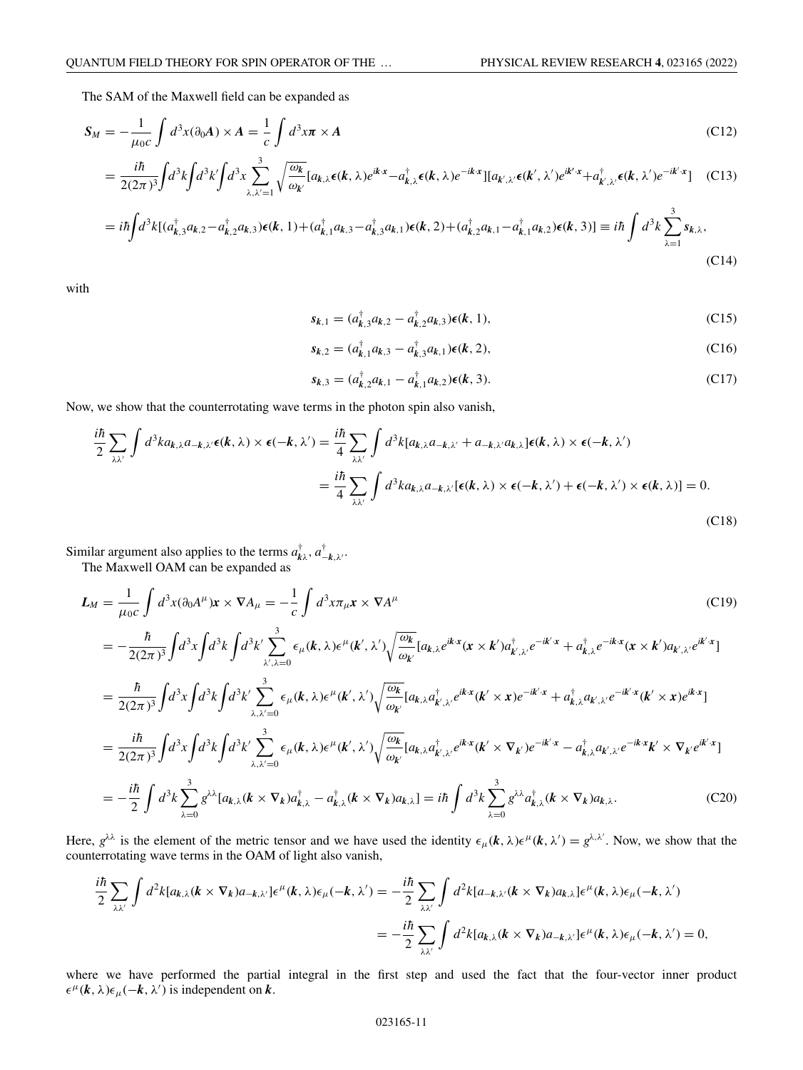The SAM of the Maxwell field can be expanded as

$$
\boldsymbol{S}_M = -\frac{1}{\mu_0 c}\int d^3x(\partial_0 \boldsymbol{A})\times\boldsymbol{A} = \frac{1}{c}\int d^3x \boldsymbol{\pi}\times\boldsymbol{A} \tag{C12}
$$

$$
= \frac{i\hbar}{2(2\pi)^3}\int d^3k\int d^3k'\int d^3x \sum_{\lambda,\lambda'=1}^{3}\sqrt{\frac{\omega_k}{\omega_{k'}}}[a_{\boldsymbol{k},\lambda}\boldsymbol{\epsilon}(\boldsymbol{k},\lambda)e^{i\boldsymbol{k}\cdot\boldsymbol{x}} - a^\dagger_{\boldsymbol{k},\lambda}\boldsymbol{\epsilon}(\boldsymbol{k},\lambda)e^{-i\boldsymbol{k}\cdot\boldsymbol{x}}][a_{\boldsymbol{k}',\lambda'}\boldsymbol{\epsilon}(\boldsymbol{k}',\lambda')e^{i\boldsymbol{k}'\cdot\boldsymbol{x}} + a^\dagger_{\boldsymbol{k}',\lambda'}\boldsymbol{\epsilon}(\boldsymbol{k},\lambda')e^{-i\boldsymbol{k}'\cdot\boldsymbol{x}}] \tag{C13}
$$

$$
= i\hbar\int d^3k[(a^\dagger_{\boldsymbol{k},3}a_{\boldsymbol{k},2} - a^\dagger_{\boldsymbol{k},2}a_{\boldsymbol{k},3})\boldsymbol{\epsilon}(\boldsymbol{k},1) + (a^\dagger_{\boldsymbol{k},1}a_{\boldsymbol{k},3} - a^\dagger_{\boldsymbol{k},3}a_{\boldsymbol{k},1})\boldsymbol{\epsilon}(\boldsymbol{k},2) + (a^\dagger_{\boldsymbol{k},2}a_{\boldsymbol{k},1} - a^\dagger_{\boldsymbol{k},1}a_{\boldsymbol{k},2})\boldsymbol{\epsilon}(\boldsymbol{k},3)] \equiv i\hbar\int d^3k\sum_{\lambda=1}^{3}\boldsymbol{s}_{\boldsymbol{k},\lambda}, \tag{C14}
$$

with

$$
\boldsymbol{s}_{\boldsymbol{k},1} = (a^\dagger_{\boldsymbol{k},3}a_{\boldsymbol{k},2} - a^\dagger_{\boldsymbol{k},2}a_{\boldsymbol{k},3})\boldsymbol{\epsilon}(\boldsymbol{k},1), \tag{C15}
$$

$$
\boldsymbol{s}_{\boldsymbol{k},2} = (a^\dagger_{\boldsymbol{k},1}a_{\boldsymbol{k},3} - a^\dagger_{\boldsymbol{k},3}a_{\boldsymbol{k},1})\boldsymbol{\epsilon}(\boldsymbol{k},2), \tag{C16}
$$

$$
\boldsymbol{s}_{\boldsymbol{k},3} = (a^\dagger_{\boldsymbol{k},2}a_{\boldsymbol{k},1} - a^\dagger_{\boldsymbol{k},1}a_{\boldsymbol{k},2})\boldsymbol{\epsilon}(\boldsymbol{k},3). \tag{C17}
$$

Now, we show that the counterrotating wave terms in the photon spin also vanish,

$$
\begin{aligned}
\frac{i\hbar}{2}\sum_{\lambda\lambda'}\int d^3k a_{\boldsymbol{k},\lambda}a_{-\boldsymbol{k},\lambda'}\boldsymbol{\epsilon}(\boldsymbol{k},\lambda)\times\boldsymbol{\epsilon}(-\boldsymbol{k},\lambda') &= \frac{i\hbar}{4}\sum_{\lambda\lambda'}\int d^3k[a_{\boldsymbol{k},\lambda}a_{-\boldsymbol{k},\lambda'} + a_{-\boldsymbol{k},\lambda'}a_{\boldsymbol{k},\lambda}]\boldsymbol{\epsilon}(\boldsymbol{k},\lambda)\times\boldsymbol{\epsilon}(-\boldsymbol{k},\lambda') \\
&= \frac{i\hbar}{4}\sum_{\lambda\lambda'}\int d^3k a_{\boldsymbol{k},\lambda}a_{-\boldsymbol{k},\lambda'}[\boldsymbol{\epsilon}(\boldsymbol{k},\lambda)\times\boldsymbol{\epsilon}(-\boldsymbol{k},\lambda') + \boldsymbol{\epsilon}(-\boldsymbol{k},\lambda')\times\boldsymbol{\epsilon}(\boldsymbol{k},\lambda)] = 0.
\end{aligned} \tag{C18}
$$

Similar argument also applies to the terms $a^\dagger_{\boldsymbol{k}\lambda}, a^\dagger_{-\boldsymbol{k},\lambda'}$.

The Maxwell OAM can be expanded as

$$
\boldsymbol{L}_M = \frac{1}{\mu_0 c}\int d^3x(\partial_0 A^\mu)\boldsymbol{x}\times\nabla A_\mu = -\frac{1}{c}\int d^3x\pi_\mu \boldsymbol{x}\times\nabla A^\mu \tag{C19}
$$

$$
\begin{aligned}
&= -\frac{\hbar}{2(2\pi)^3}\int d^3x\int d^3k\int d^3k'\sum_{\lambda',\lambda=0}^{3}\epsilon_\mu(\boldsymbol{k},\lambda)\epsilon^\mu(\boldsymbol{k}',\lambda')\sqrt{\frac{\omega_k}{\omega_{k'}}}[a_{\boldsymbol{k},\lambda}e^{i\boldsymbol{k}\cdot\boldsymbol{x}}(\boldsymbol{x}\times\boldsymbol{k}')a^\dagger_{\boldsymbol{k}',\lambda'}e^{-i\boldsymbol{k}'\cdot\boldsymbol{x}} + a^\dagger_{\boldsymbol{k},\lambda}e^{-i\boldsymbol{k}\cdot\boldsymbol{x}}(\boldsymbol{x}\times\boldsymbol{k}')a_{\boldsymbol{k}',\lambda'}e^{i\boldsymbol{k}'\cdot\boldsymbol{x}}] \\
&= \frac{\hbar}{2(2\pi)^3}\int d^3x\int d^3k\int d^3k'\sum_{\lambda,\lambda'=0}^{3}\epsilon_\mu(\boldsymbol{k},\lambda)\epsilon^\mu(\boldsymbol{k}',\lambda')\sqrt{\frac{\omega_k}{\omega_{k'}}}[a_{\boldsymbol{k},\lambda}a^\dagger_{\boldsymbol{k}',\lambda'}e^{i\boldsymbol{k}\cdot\boldsymbol{x}}(\boldsymbol{k}'\times\boldsymbol{x})e^{-i\boldsymbol{k}'\cdot\boldsymbol{x}} + a^\dagger_{\boldsymbol{k},\lambda}a_{\boldsymbol{k}',\lambda'}e^{-i\boldsymbol{k}'\cdot\boldsymbol{x}}(\boldsymbol{k}'\times\boldsymbol{x})e^{i\boldsymbol{k}\cdot\boldsymbol{x}}] \\
&= \frac{i\hbar}{2(2\pi)^3}\int d^3x\int d^3k\int d^3k'\sum_{\lambda,\lambda'=0}^{3}\epsilon_\mu(\boldsymbol{k},\lambda)\epsilon^\mu(\boldsymbol{k}',\lambda')\sqrt{\frac{\omega_k}{\omega_{k'}}}[a_{\boldsymbol{k},\lambda}a^\dagger_{\boldsymbol{k}',\lambda'}e^{i\boldsymbol{k}\cdot\boldsymbol{x}}(\boldsymbol{k}'\times\nabla_{\boldsymbol{k}'})e^{-i\boldsymbol{k}'\cdot\boldsymbol{x}} - a^\dagger_{\boldsymbol{k},\lambda}a_{\boldsymbol{k}',\lambda'}e^{-i\boldsymbol{k}\cdot\boldsymbol{x}}\boldsymbol{k}'\times\nabla_{\boldsymbol{k}'}e^{i\boldsymbol{k}'\cdot\boldsymbol{x}}] \\
&= -\frac{i\hbar}{2}\int d^3k\sum_{\lambda=0}^{3}g^{\lambda\lambda}[a_{\boldsymbol{k},\lambda}(\boldsymbol{k}\times\nabla_{\boldsymbol{k}})a^\dagger_{\boldsymbol{k},\lambda} - a^\dagger_{\boldsymbol{k},\lambda}(\boldsymbol{k}\times\nabla_{\boldsymbol{k}})a_{\boldsymbol{k},\lambda}] = i\hbar\int d^3k\sum_{\lambda=0}^{3}g^{\lambda\lambda}a^\dagger_{\boldsymbol{k},\lambda}(\boldsymbol{k}\times\nabla_{\boldsymbol{k}})a_{\boldsymbol{k},\lambda}.
\end{aligned} \tag{C20}
$$

Here, $g^{\lambda\lambda}$ is the element of the metric tensor and we have used the identity $\epsilon_\mu(\boldsymbol{k},\lambda)\epsilon^\mu(\boldsymbol{k},\lambda') = g^{\lambda,\lambda'}$. Now, we show that the counterrotating wave terms in the OAM of light also vanish,

$$
\begin{aligned}
\frac{i\hbar}{2}\sum_{\lambda\lambda'}\int d^2k[a_{\boldsymbol{k},\lambda}(\boldsymbol{k}\times\nabla_{\boldsymbol{k}})a_{-\boldsymbol{k},\lambda'}]\epsilon^\mu(\boldsymbol{k},\lambda)\epsilon_\mu(-\boldsymbol{k},\lambda') &= -\frac{i\hbar}{2}\sum_{\lambda\lambda'}\int d^2k[a_{-\boldsymbol{k},\lambda'}(\boldsymbol{k}\times\nabla_{\boldsymbol{k}})a_{\boldsymbol{k},\lambda}]\epsilon^\mu(\boldsymbol{k},\lambda)\epsilon_\mu(-\boldsymbol{k},\lambda') \\
&= -\frac{i\hbar}{2}\sum_{\lambda\lambda'}\int d^2k[a_{\boldsymbol{k},\lambda}(\boldsymbol{k}\times\nabla_{\boldsymbol{k}})a_{-\boldsymbol{k},\lambda'}]\epsilon^\mu(\boldsymbol{k},\lambda)\epsilon_\mu(-\boldsymbol{k},\lambda') = 0,
\end{aligned}
$$

where we have performed the partial integral in the first step and used the fact that the four-vector inner product $\epsilon^\mu(\boldsymbol{k},\lambda)\epsilon_\mu(-\boldsymbol{k},\lambda')$ is independent on $\boldsymbol{k}$.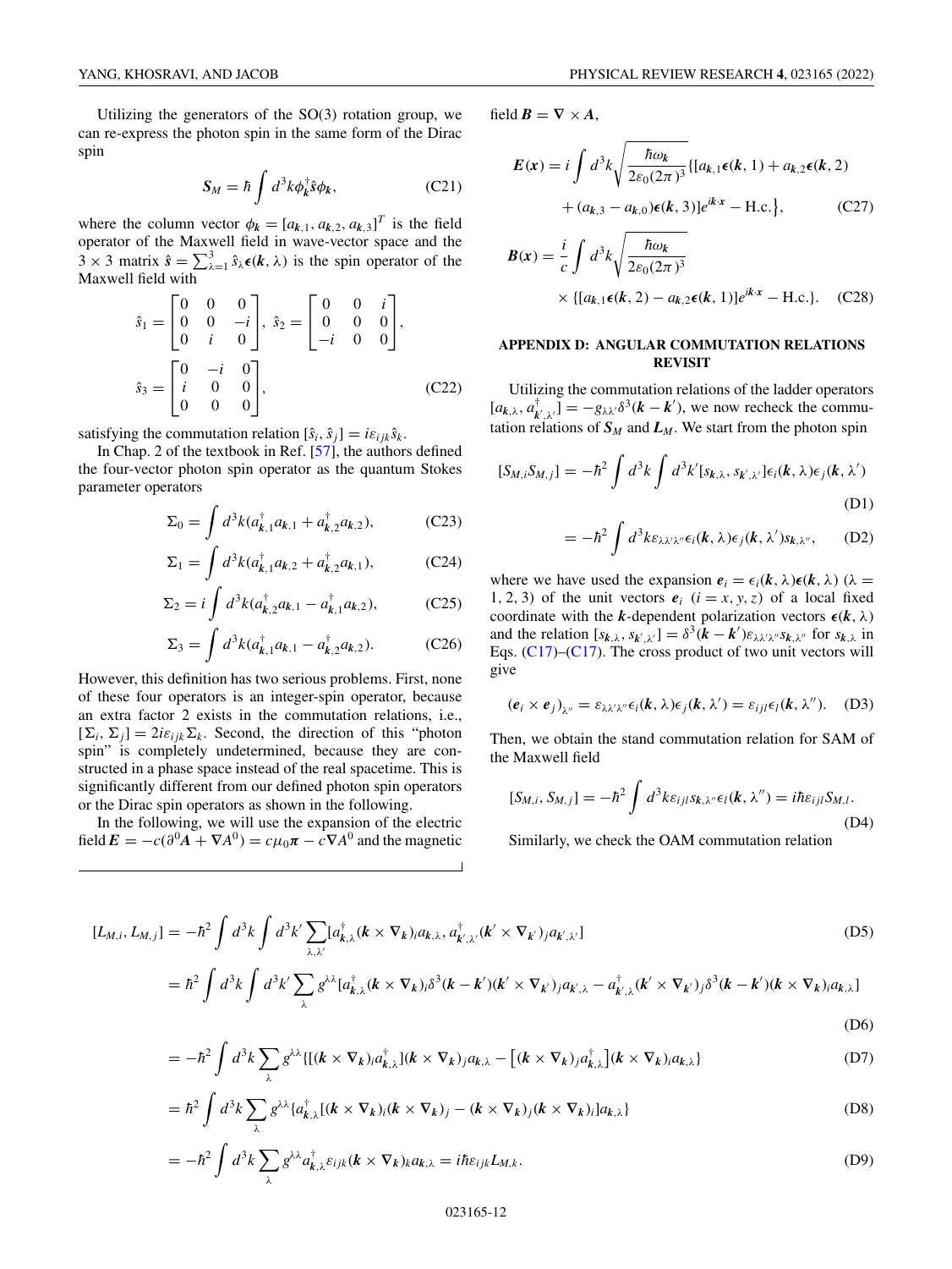Utilizing the generators of the SO(3) rotation group, we can re-express the photon spin in the same form of the Dirac spin

$$\boldsymbol{S}_M = \hbar \int d^3k \phi_{\boldsymbol{k}}^{\dagger} \hat{\boldsymbol{s}} \phi_{\boldsymbol{k}}, \tag{C21}$$

where the column vector $\phi_{\boldsymbol{k}} = [a_{\boldsymbol{k},1}, a_{\boldsymbol{k},2}, a_{\boldsymbol{k},3}]^T$ is the field operator of the Maxwell field in wave-vector space and the $3 \times 3$ matrix $\hat{\boldsymbol{s}} = \sum_{\lambda=1}^{3} \hat{s}_{\lambda} \boldsymbol{\epsilon}(\boldsymbol{k}, \lambda)$ is the spin operator of the Maxwell field with

$$\hat{s}_1 = \begin{bmatrix} 0 & 0 & 0 \\ 0 & 0 & -i \\ 0 & i & 0 \end{bmatrix},\ \hat{s}_2 = \begin{bmatrix} 0 & 0 & i \\ 0 & 0 & 0 \\ -i & 0 & 0 \end{bmatrix},$$
$$\hat{s}_3 = \begin{bmatrix} 0 & -i & 0 \\ i & 0 & 0 \\ 0 & 0 & 0 \end{bmatrix}, \tag{C22}$$

satisfying the commutation relation $[\hat{s}_i, \hat{s}_j] = i\varepsilon_{ijk}\hat{s}_k$.

In Chap. 2 of the textbook in Ref. [57], the authors defined the four-vector photon spin operator as the quantum Stokes parameter operators

$$\Sigma_0 = \int d^3k (a_{\boldsymbol{k},1}^{\dagger} a_{\boldsymbol{k},1} + a_{\boldsymbol{k},2}^{\dagger} a_{\boldsymbol{k},2}), \tag{C23}$$

$$\Sigma_1 = \int d^3k (a_{\boldsymbol{k},1}^{\dagger} a_{\boldsymbol{k},2} + a_{\boldsymbol{k},2}^{\dagger} a_{\boldsymbol{k},1}), \tag{C24}$$

$$\Sigma_2 = i \int d^3k (a_{\boldsymbol{k},2}^{\dagger} a_{\boldsymbol{k},1} - a_{\boldsymbol{k},1}^{\dagger} a_{\boldsymbol{k},2}), \tag{C25}$$

$$\Sigma_3 = \int d^3k (a_{\boldsymbol{k},1}^{\dagger} a_{\boldsymbol{k},1} - a_{\boldsymbol{k},2}^{\dagger} a_{\boldsymbol{k},2}). \tag{C26}$$

However, this definition has two serious problems. First, none of these four operators is an integer-spin operator, because an extra factor 2 exists in the commutation relations, i.e., $[\Sigma_i, \Sigma_j] = 2i\varepsilon_{ijk}\Sigma_k$. Second, the direction of this "photon spin" is completely undetermined, because they are constructed in a phase space instead of the real spacetime. This is significantly different from our defined photon spin operators or the Dirac spin operators as shown in the following.

In the following, we will use the expansion of the electric field $\boldsymbol{E} = -c(\partial^0 \boldsymbol{A} + \nabla A^0) = c\mu_0 \boldsymbol{\pi} - c\nabla A^0$ and the magnetic field $\boldsymbol{B} = \nabla \times \boldsymbol{A}$,

$$\boldsymbol{E}(\boldsymbol{x}) = i \int d^3k \sqrt{\frac{\hbar\omega_{\boldsymbol{k}}}{2\varepsilon_0(2\pi)^3}} \{[a_{\boldsymbol{k},1}\boldsymbol{\epsilon}(\boldsymbol{k},1) + a_{\boldsymbol{k},2}\boldsymbol{\epsilon}(\boldsymbol{k},2) + (a_{\boldsymbol{k},3} - a_{\boldsymbol{k},0})\boldsymbol{\epsilon}(\boldsymbol{k},3)]e^{i\boldsymbol{k}\cdot\boldsymbol{x}} - \text{H.c.}\}, \tag{C27}$$

$$\boldsymbol{B}(\boldsymbol{x}) = \frac{i}{c} \int d^3k \sqrt{\frac{\hbar\omega_{\boldsymbol{k}}}{2\varepsilon_0(2\pi)^3}} \times \{[a_{\boldsymbol{k},1}\boldsymbol{\epsilon}(\boldsymbol{k},2) - a_{\boldsymbol{k},2}\boldsymbol{\epsilon}(\boldsymbol{k},1)]e^{i\boldsymbol{k}\cdot\boldsymbol{x}} - \text{H.c.}\}. \tag{C28}$$

## APPENDIX D: ANGULAR COMMUTATION RELATIONS REVISIT

Utilizing the commutation relations of the ladder operators $[a_{\boldsymbol{k},\lambda}, a_{\boldsymbol{k}',\lambda'}^{\dagger}] = -g_{\lambda\lambda'}\delta^3(\boldsymbol{k} - \boldsymbol{k}')$, we now recheck the commutation relations of $\boldsymbol{S}_M$ and $\boldsymbol{L}_M$. We start from the photon spin

$$[S_{M,i} S_{M,j}] = -\hbar^2 \int d^3k \int d^3k' [s_{\boldsymbol{k},\lambda}, s_{\boldsymbol{k}',\lambda'}] \epsilon_i(\boldsymbol{k},\lambda)\epsilon_j(\boldsymbol{k},\lambda') \tag{D1}$$

$$= -\hbar^2 \int d^3k \varepsilon_{\lambda\lambda'\lambda''} \epsilon_i(\boldsymbol{k},\lambda)\epsilon_j(\boldsymbol{k},\lambda') s_{\boldsymbol{k},\lambda''}, \tag{D2}$$

where we have used the expansion $\boldsymbol{e}_i = \epsilon_i(\boldsymbol{k},\lambda)\boldsymbol{\epsilon}(\boldsymbol{k},\lambda)$ ($\lambda = 1, 2, 3$) of the unit vectors $\boldsymbol{e}_i$ ($i = x, y, z$) of a local fixed coordinate with the $\boldsymbol{k}$-dependent polarization vectors $\boldsymbol{\epsilon}(\boldsymbol{k},\lambda)$ and the relation $[s_{\boldsymbol{k},\lambda}, s_{\boldsymbol{k}',\lambda'}] = \delta^3(\boldsymbol{k} - \boldsymbol{k}')\varepsilon_{\lambda\lambda'\lambda''} s_{\boldsymbol{k},\lambda''}$ for $s_{\boldsymbol{k},\lambda}$ in Eqs. (C17)–(C17). The cross product of two unit vectors will give

$$(\boldsymbol{e}_i \times \boldsymbol{e}_j)_{\lambda''} = \varepsilon_{\lambda\lambda'\lambda''}\epsilon_i(\boldsymbol{k},\lambda)\epsilon_j(\boldsymbol{k},\lambda') = \varepsilon_{ijl}\epsilon_l(\boldsymbol{k},\lambda''). \tag{D3}$$

Then, we obtain the stand commutation relation for SAM of the Maxwell field

$$[S_{M,i}, S_{M,j}] = -\hbar^2 \int d^3k \varepsilon_{ijl} s_{\boldsymbol{k},\lambda''}\epsilon_l(\boldsymbol{k},\lambda'') = i\hbar\varepsilon_{ijl} S_{M,l}. \tag{D4}$$

Similarly, we check the OAM commutation relation

$$[L_{M,i}, L_{M,j}] = -\hbar^2 \int d^3k \int d^3k' \sum_{\lambda,\lambda'} [a_{\boldsymbol{k},\lambda}^{\dagger}(\boldsymbol{k} \times \nabla_{\boldsymbol{k}})_i a_{\boldsymbol{k},\lambda}, a_{\boldsymbol{k}',\lambda'}^{\dagger}(\boldsymbol{k}' \times \nabla_{\boldsymbol{k}'})_j a_{\boldsymbol{k}',\lambda'}] \tag{D5}$$

$$= \hbar^2 \int d^3k \int d^3k' \sum_{\lambda} g^{\lambda\lambda} [a_{\boldsymbol{k},\lambda}^{\dagger}(\boldsymbol{k} \times \nabla_{\boldsymbol{k}})_i \delta^3(\boldsymbol{k} - \boldsymbol{k}')(\boldsymbol{k}' \times \nabla_{\boldsymbol{k}'})_j a_{\boldsymbol{k}',\lambda} - a_{\boldsymbol{k}',\lambda}^{\dagger}(\boldsymbol{k}' \times \nabla_{\boldsymbol{k}'})_j \delta^3(\boldsymbol{k} - \boldsymbol{k}')(\boldsymbol{k} \times \nabla_{\boldsymbol{k}})_i a_{\boldsymbol{k},\lambda}] \tag{D6}$$

$$= -\hbar^2 \int d^3k \sum_{\lambda} g^{\lambda\lambda} \{[(\boldsymbol{k} \times \nabla_{\boldsymbol{k}})_i a_{\boldsymbol{k},\lambda}^{\dagger}](\boldsymbol{k} \times \nabla_{\boldsymbol{k}})_j a_{\boldsymbol{k},\lambda} - [(\boldsymbol{k} \times \nabla_{\boldsymbol{k}})_j a_{\boldsymbol{k},\lambda}^{\dagger}](\boldsymbol{k} \times \nabla_{\boldsymbol{k}})_i a_{\boldsymbol{k},\lambda}\} \tag{D7}$$

$$= \hbar^2 \int d^3k \sum_{\lambda} g^{\lambda\lambda} \{a_{\boldsymbol{k},\lambda}^{\dagger}[(\boldsymbol{k} \times \nabla_{\boldsymbol{k}})_i(\boldsymbol{k} \times \nabla_{\boldsymbol{k}})_j - (\boldsymbol{k} \times \nabla_{\boldsymbol{k}})_j(\boldsymbol{k} \times \nabla_{\boldsymbol{k}})_i] a_{\boldsymbol{k},\lambda}\} \tag{D8}$$

$$= -\hbar^2 \int d^3k \sum_{\lambda} g^{\lambda\lambda} a_{\boldsymbol{k},\lambda}^{\dagger} \varepsilon_{ijk}(\boldsymbol{k} \times \nabla_{\boldsymbol{k}})_k a_{\boldsymbol{k},\lambda} = i\hbar\varepsilon_{ijk} L_{M,k}. \tag{D9}$$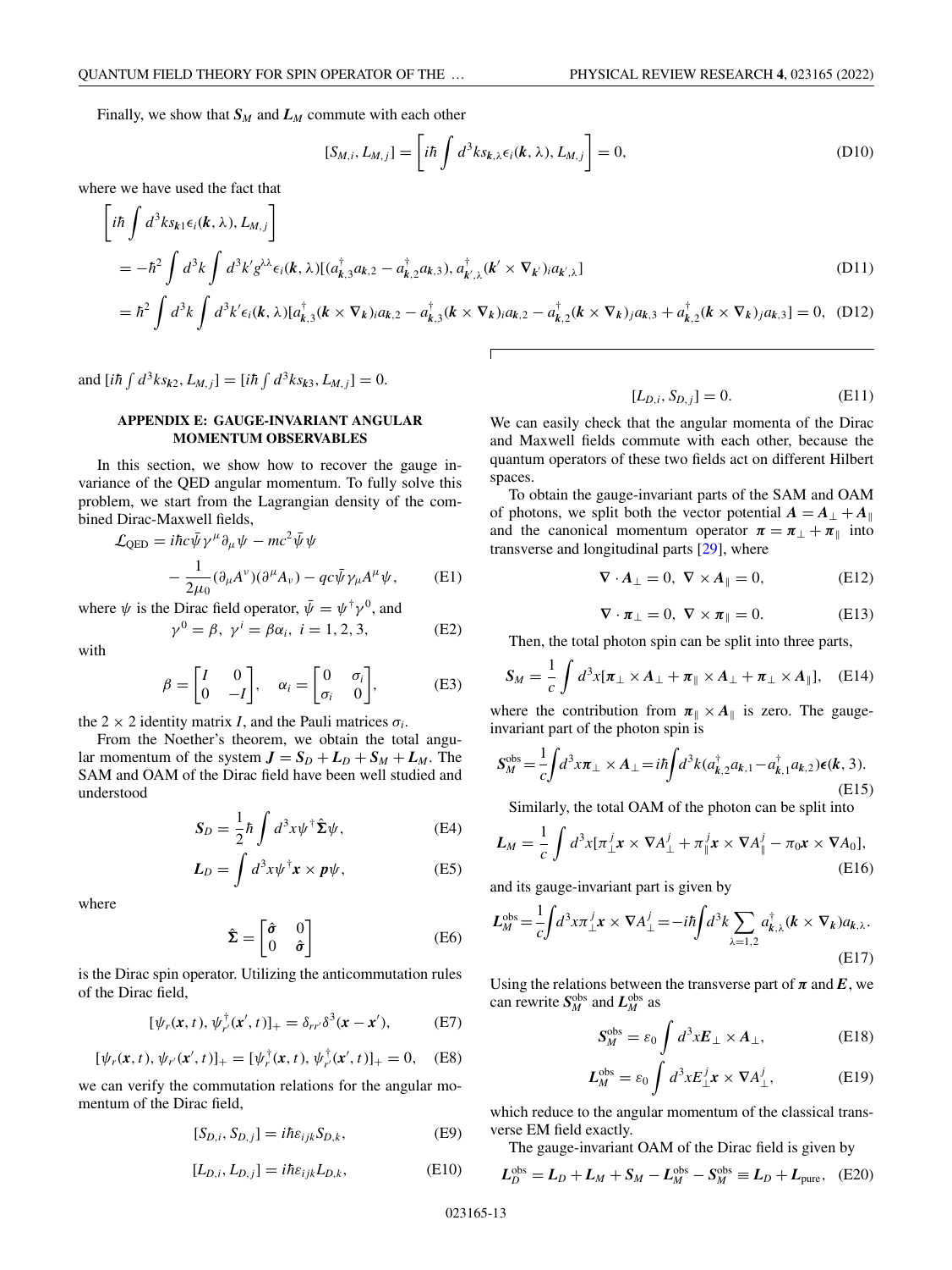Finally, we show that $\boldsymbol{S}_M$ and $\boldsymbol{L}_M$ commute with each other

$$[S_{M,i}, L_{M,j}] = \left[ i\hbar \int d^3k s_{\boldsymbol{k},\lambda} \epsilon_i(\boldsymbol{k}, \lambda), L_{M,j} \right] = 0, \tag{D10}$$

where we have used the fact that

$$\left[ i\hbar \int d^3k s_{\boldsymbol{k}1} \epsilon_i(\boldsymbol{k}, \lambda), L_{M,j} \right]$$

$$= -\hbar^2 \int d^3k \int d^3k' g^{\lambda\lambda} \epsilon_i(\boldsymbol{k}, \lambda)[(a^\dagger_{\boldsymbol{k},3} a_{\boldsymbol{k},2} - a^\dagger_{\boldsymbol{k},2} a_{\boldsymbol{k},3}), a^\dagger_{\boldsymbol{k}',\lambda}(\boldsymbol{k}' \times \nabla_{\boldsymbol{k}'})_i a_{\boldsymbol{k}',\lambda}] \tag{D11}$$

$$= \hbar^2 \int d^3k \int d^3k' \epsilon_i(\boldsymbol{k}, \lambda)[a^\dagger_{\boldsymbol{k},3}(\boldsymbol{k} \times \nabla_{\boldsymbol{k}})_i a_{\boldsymbol{k},2} - a^\dagger_{\boldsymbol{k},3}(\boldsymbol{k} \times \nabla_{\boldsymbol{k}})_i a_{\boldsymbol{k},2} - a^\dagger_{\boldsymbol{k},2}(\boldsymbol{k} \times \nabla_{\boldsymbol{k}})_j a_{\boldsymbol{k},3} + a^\dagger_{\boldsymbol{k},2}(\boldsymbol{k} \times \nabla_{\boldsymbol{k}})_j a_{\boldsymbol{k},3}] = 0, \tag{D12}$$

and $[i\hbar \int d^3k s_{\boldsymbol{k}2}, L_{M,j}] = [i\hbar \int d^3k s_{\boldsymbol{k}3}, L_{M,j}] = 0$.

## APPENDIX E: GAUGE-INVARIANT ANGULAR MOMENTUM OBSERVABLES

In this section, we show how to recover the gauge invariance of the QED angular momentum. To fully solve this problem, we start from the Lagrangian density of the combined Dirac-Maxwell fields,

$$\mathcal{L}_{\text{QED}} = i\hbar c \bar{\psi} \gamma^\mu \partial_\mu \psi - mc^2 \bar{\psi} \psi - \frac{1}{2\mu_0}(\partial_\mu A^\nu)(\partial^\mu A_\nu) - qc\bar{\psi}\gamma_\mu A^\mu \psi, \tag{E1}$$

where $\psi$ is the Dirac field operator, $\bar{\psi} = \psi^\dagger \gamma^0$, and

$$\gamma^0 = \beta,\ \gamma^i = \beta\alpha_i,\ i = 1, 2, 3, \tag{E2}$$

with

$$\beta = \begin{bmatrix} I & 0 \\ 0 & -I \end{bmatrix}, \quad \alpha_i = \begin{bmatrix} 0 & \sigma_i \\ \sigma_i & 0 \end{bmatrix}, \tag{E3}$$

the $2 \times 2$ identity matrix $I$, and the Pauli matrices $\sigma_i$.

From the Noether's theorem, we obtain the total angular momentum of the system $\boldsymbol{J} = \boldsymbol{S}_D + \boldsymbol{L}_D + \boldsymbol{S}_M + \boldsymbol{L}_M$. The SAM and OAM of the Dirac field have been well studied and understood

$$\boldsymbol{S}_D = \frac{1}{2}\hbar \int d^3x \psi^\dagger \hat{\boldsymbol{\Sigma}} \psi, \tag{E4}$$

$$\boldsymbol{L}_D = \int d^3x \psi^\dagger \boldsymbol{x} \times \boldsymbol{p} \psi, \tag{E5}$$

where

$$\hat{\boldsymbol{\Sigma}} = \begin{bmatrix} \hat{\boldsymbol{\sigma}} & 0 \\ 0 & \hat{\boldsymbol{\sigma}} \end{bmatrix} \tag{E6}$$

is the Dirac spin operator. Utilizing the anticommutation rules of the Dirac field,

$$[\psi_r(\boldsymbol{x}, t), \psi^\dagger_{r'}(\boldsymbol{x}', t)]_+ = \delta_{rr'} \delta^3(\boldsymbol{x} - \boldsymbol{x}'), \tag{E7}$$

$$[\psi_r(\boldsymbol{x}, t), \psi_{r'}(\boldsymbol{x}', t)]_+ = [\psi^\dagger_r(\boldsymbol{x}, t), \psi^\dagger_{r'}(\boldsymbol{x}', t)]_+ = 0, \tag{E8}$$

we can verify the commutation relations for the angular momentum of the Dirac field,

$$[S_{D,i}, S_{D,j}] = i\hbar\varepsilon_{ijk} S_{D,k}, \tag{E9}$$

$$[L_{D,i}, L_{D,j}] = i\hbar\varepsilon_{ijk} L_{D,k}, \tag{E10}$$

$$[L_{D,i}, S_{D,j}] = 0. \tag{E11}$$

We can easily check that the angular momenta of the Dirac and Maxwell fields commute with each other, because the quantum operators of these two fields act on different Hilbert spaces.

To obtain the gauge-invariant parts of the SAM and OAM of photons, we split both the vector potential $\boldsymbol{A} = \boldsymbol{A}_\perp + \boldsymbol{A}_\parallel$ and the canonical momentum operator $\boldsymbol{\pi} = \boldsymbol{\pi}_\perp + \boldsymbol{\pi}_\parallel$ into transverse and longitudinal parts [29], where

$$\nabla \cdot \boldsymbol{A}_\perp = 0,\ \nabla \times \boldsymbol{A}_\parallel = 0, \tag{E12}$$

$$\nabla \cdot \boldsymbol{\pi}_\perp = 0,\ \nabla \times \boldsymbol{\pi}_\parallel = 0. \tag{E13}$$

Then, the total photon spin can be split into three parts,

$$\boldsymbol{S}_M = \frac{1}{c} \int d^3x [\boldsymbol{\pi}_\perp \times \boldsymbol{A}_\perp + \boldsymbol{\pi}_\parallel \times \boldsymbol{A}_\perp + \boldsymbol{\pi}_\perp \times \boldsymbol{A}_\parallel], \tag{E14}$$

where the contribution from $\boldsymbol{\pi}_\parallel \times \boldsymbol{A}_\parallel$ is zero. The gauge-invariant part of the photon spin is

$$\boldsymbol{S}^{\text{obs}}_M = \frac{1}{c}\int d^3x \boldsymbol{\pi}_\perp \times \boldsymbol{A}_\perp = i\hbar \int d^3k (a^\dagger_{\boldsymbol{k},2} a_{\boldsymbol{k},1} - a^\dagger_{\boldsymbol{k},1} a_{\boldsymbol{k},2}) \boldsymbol{\epsilon}(\boldsymbol{k}, 3). \tag{E15}$$

Similarly, the total OAM of the photon can be split into

$$\boldsymbol{L}_M = \frac{1}{c} \int d^3x [\pi^j_\perp \boldsymbol{x} \times \nabla A^j_\perp + \pi^j_\parallel \boldsymbol{x} \times \nabla A^j_\parallel - \pi_0 \boldsymbol{x} \times \nabla A_0], \tag{E16}$$

and its gauge-invariant part is given by

$$\boldsymbol{L}^{\text{obs}}_M = \frac{1}{c}\int d^3x \pi^j_\perp \boldsymbol{x} \times \nabla A^j_\perp = -i\hbar \int d^3k \sum_{\lambda=1,2} a^\dagger_{\boldsymbol{k},\lambda} (\boldsymbol{k} \times \nabla_{\boldsymbol{k}}) a_{\boldsymbol{k},\lambda}. \tag{E17}$$

Using the relations between the transverse part of $\boldsymbol{\pi}$ and $\boldsymbol{E}$, we can rewrite $\boldsymbol{S}^{\text{obs}}_M$ and $\boldsymbol{L}^{\text{obs}}_M$ as

$$\boldsymbol{S}^{\text{obs}}_M = \varepsilon_0 \int d^3x \boldsymbol{E}_\perp \times \boldsymbol{A}_\perp, \tag{E18}$$

$$\boldsymbol{L}^{\text{obs}}_M = \varepsilon_0 \int d^3x E^j_\perp \boldsymbol{x} \times \nabla A^j_\perp, \tag{E19}$$

which reduce to the angular momentum of the classical transverse EM field exactly.

The gauge-invariant OAM of the Dirac field is given by

$$\boldsymbol{L}^{\text{obs}}_D = \boldsymbol{L}_D + \boldsymbol{L}_M + \boldsymbol{S}_M - \boldsymbol{L}^{\text{obs}}_M - \boldsymbol{S}^{\text{obs}}_M \equiv \boldsymbol{L}_D + \boldsymbol{L}_{\text{pure}}, \tag{E20}$$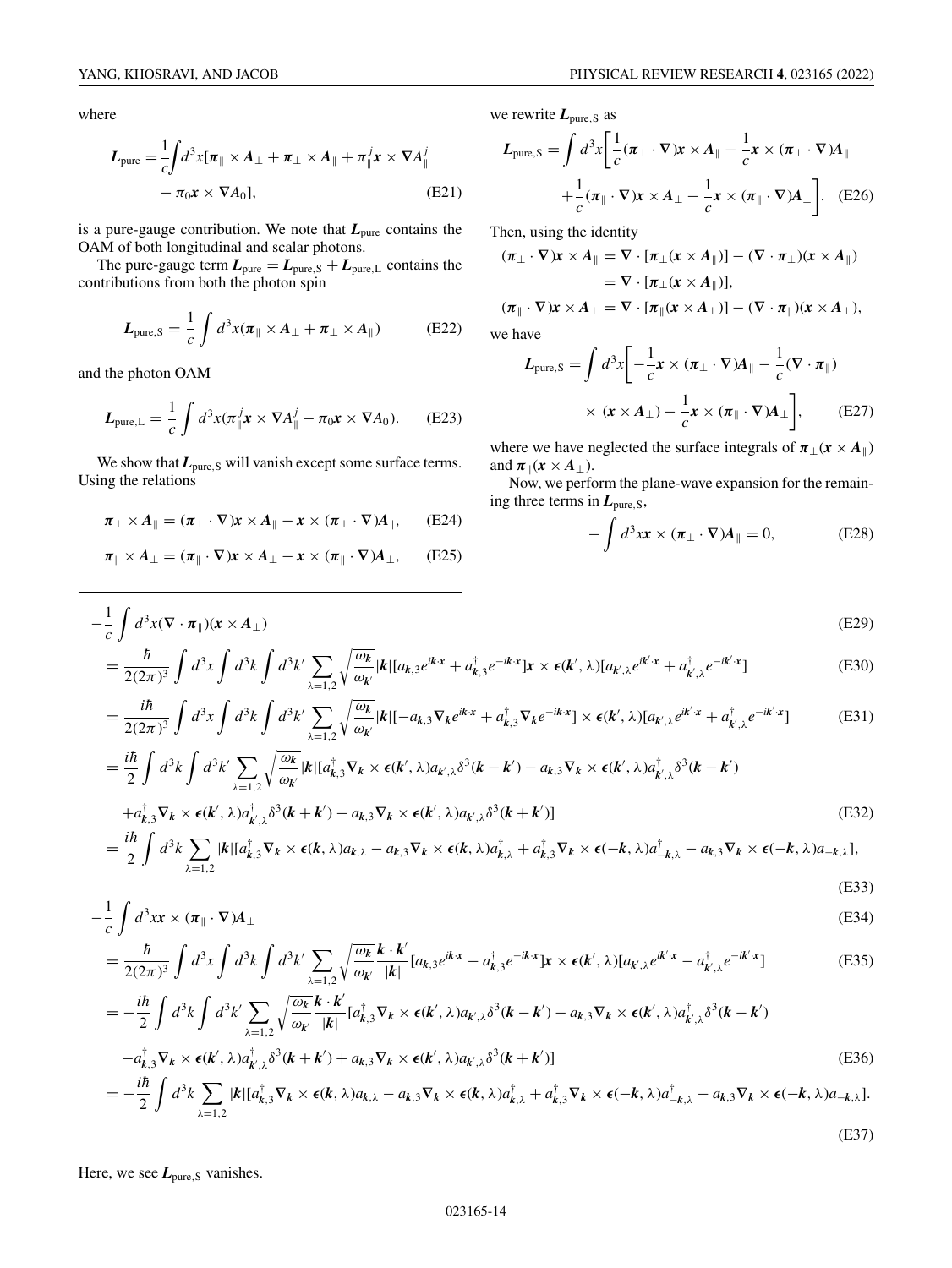where

$$
\boldsymbol{L}_{\text{pure}} = \frac{1}{c}\int d^3x[\boldsymbol{\pi}_\parallel \times \boldsymbol{A}_\perp + \boldsymbol{\pi}_\perp \times \boldsymbol{A}_\parallel + \pi_\parallel^j \boldsymbol{x} \times \nabla A_\parallel^j - \pi_0 \boldsymbol{x} \times \nabla A_0], \tag{E21}
$$

is a pure-gauge contribution. We note that $\boldsymbol{L}_{\text{pure}}$ contains the OAM of both longitudinal and scalar photons.

The pure-gauge term $\boldsymbol{L}_{\text{pure}} = \boldsymbol{L}_{\text{pure,S}} + \boldsymbol{L}_{\text{pure,L}}$ contains the contributions from both the photon spin

$$
\boldsymbol{L}_{\text{pure,S}} = \frac{1}{c}\int d^3x(\boldsymbol{\pi}_\parallel \times \boldsymbol{A}_\perp + \boldsymbol{\pi}_\perp \times \boldsymbol{A}_\parallel) \tag{E22}
$$

and the photon OAM

$$
\boldsymbol{L}_{\text{pure,L}} = \frac{1}{c}\int d^3x(\pi_\parallel^j \boldsymbol{x} \times \nabla A_\parallel^j - \pi_0 \boldsymbol{x} \times \nabla A_0). \tag{E23}
$$

We show that $\boldsymbol{L}_{\text{pure,S}}$ will vanish except some surface terms. Using the relations

$$
\boldsymbol{\pi}_\perp \times \boldsymbol{A}_\parallel = (\boldsymbol{\pi}_\perp \cdot \nabla)\boldsymbol{x} \times \boldsymbol{A}_\parallel - \boldsymbol{x} \times (\boldsymbol{\pi}_\perp \cdot \nabla)\boldsymbol{A}_\parallel, \tag{E24}
$$

$$
\boldsymbol{\pi}_\parallel \times \boldsymbol{A}_\perp = (\boldsymbol{\pi}_\parallel \cdot \nabla)\boldsymbol{x} \times \boldsymbol{A}_\perp - \boldsymbol{x} \times (\boldsymbol{\pi}_\parallel \cdot \nabla)\boldsymbol{A}_\perp, \tag{E25}
$$

we rewrite $\boldsymbol{L}_{\text{pure,S}}$ as

$$
\boldsymbol{L}_{\text{pure,S}} = \int d^3x\left[\frac{1}{c}(\boldsymbol{\pi}_\perp \cdot \nabla)\boldsymbol{x} \times \boldsymbol{A}_\parallel - \frac{1}{c}\boldsymbol{x} \times (\boldsymbol{\pi}_\perp \cdot \nabla)\boldsymbol{A}_\parallel + \frac{1}{c}(\boldsymbol{\pi}_\parallel \cdot \nabla)\boldsymbol{x} \times \boldsymbol{A}_\perp - \frac{1}{c}\boldsymbol{x} \times (\boldsymbol{\pi}_\parallel \cdot \nabla)\boldsymbol{A}_\perp\right]. \tag{E26}
$$

Then, using the identity

$$
\begin{aligned}
(\boldsymbol{\pi}_\perp \cdot \nabla)\boldsymbol{x} \times \boldsymbol{A}_\parallel &= \nabla \cdot [\boldsymbol{\pi}_\perp(\boldsymbol{x} \times \boldsymbol{A}_\parallel)] - (\nabla \cdot \boldsymbol{\pi}_\perp)(\boldsymbol{x} \times \boldsymbol{A}_\parallel)\\
&= \nabla \cdot [\boldsymbol{\pi}_\perp(\boldsymbol{x} \times \boldsymbol{A}_\parallel)],\\
(\boldsymbol{\pi}_\parallel \cdot \nabla)\boldsymbol{x} \times \boldsymbol{A}_\perp &= \nabla \cdot [\boldsymbol{\pi}_\parallel(\boldsymbol{x} \times \boldsymbol{A}_\perp)] - (\nabla \cdot \boldsymbol{\pi}_\parallel)(\boldsymbol{x} \times \boldsymbol{A}_\perp),
\end{aligned}
$$

we have

$$
\boldsymbol{L}_{\text{pure,S}} = \int d^3x\left[-\frac{1}{c}\boldsymbol{x} \times (\boldsymbol{\pi}_\perp \cdot \nabla)\boldsymbol{A}_\parallel - \frac{1}{c}(\nabla \cdot \boldsymbol{\pi}_\parallel) \times (\boldsymbol{x} \times \boldsymbol{A}_\perp) - \frac{1}{c}\boldsymbol{x} \times (\boldsymbol{\pi}_\parallel \cdot \nabla)\boldsymbol{A}_\perp\right], \tag{E27}
$$

where we have neglected the surface integrals of $\boldsymbol{\pi}_\perp(\boldsymbol{x} \times \boldsymbol{A}_\parallel)$ and $\boldsymbol{\pi}_\parallel(\boldsymbol{x} \times \boldsymbol{A}_\perp)$.

Now, we perform the plane-wave expansion for the remaining three terms in $\boldsymbol{L}_{\text{pure,S}}$,

$$
-\int d^3x \boldsymbol{x} \times (\boldsymbol{\pi}_\perp \cdot \nabla)\boldsymbol{A}_\parallel = 0, \tag{E28}
$$

$$
-\frac{1}{c}\int d^3x(\nabla \cdot \boldsymbol{\pi}_\parallel)(\boldsymbol{x} \times \boldsymbol{A}_\perp) \tag{E29}
$$

$$
= \frac{\hbar}{2(2\pi)^3}\int d^3x\int d^3k\int d^3k' \sum_{\lambda=1,2}\sqrt{\frac{\omega_{\boldsymbol{k}}}{\omega_{\boldsymbol{k}'}}}|\boldsymbol{k}|[a_{\boldsymbol{k},3}e^{i\boldsymbol{k}\cdot\boldsymbol{x}} + a_{\boldsymbol{k},3}^\dagger e^{-i\boldsymbol{k}\cdot\boldsymbol{x}}]\boldsymbol{x} \times \boldsymbol{\epsilon}(\boldsymbol{k}',\lambda)[a_{\boldsymbol{k}',\lambda}e^{i\boldsymbol{k}'\cdot\boldsymbol{x}} + a_{\boldsymbol{k}',\lambda}^\dagger e^{-i\boldsymbol{k}'\cdot\boldsymbol{x}}] \tag{E30}
$$

$$
= \frac{i\hbar}{2(2\pi)^3}\int d^3x\int d^3k\int d^3k' \sum_{\lambda=1,2}\sqrt{\frac{\omega_{\boldsymbol{k}}}{\omega_{\boldsymbol{k}'}}}|\boldsymbol{k}|[-a_{\boldsymbol{k},3}\nabla_{\boldsymbol{k}}e^{i\boldsymbol{k}\cdot\boldsymbol{x}} + a_{\boldsymbol{k},3}^\dagger \nabla_{\boldsymbol{k}}e^{-i\boldsymbol{k}\cdot\boldsymbol{x}}] \times \boldsymbol{\epsilon}(\boldsymbol{k}',\lambda)[a_{\boldsymbol{k}',\lambda}e^{i\boldsymbol{k}'\cdot\boldsymbol{x}} + a_{\boldsymbol{k}',\lambda}^\dagger e^{-i\boldsymbol{k}'\cdot\boldsymbol{x}}] \tag{E31}
$$

$$
\begin{aligned}
= \frac{i\hbar}{2}\int d^3k\int d^3k' \sum_{\lambda=1,2}\sqrt{\frac{\omega_{\boldsymbol{k}}}{\omega_{\boldsymbol{k}'}}}|\boldsymbol{k}|[&a_{\boldsymbol{k},3}^\dagger \nabla_{\boldsymbol{k}} \times \boldsymbol{\epsilon}(\boldsymbol{k}',\lambda)a_{\boldsymbol{k}',\lambda}\delta^3(\boldsymbol{k}-\boldsymbol{k}') - a_{\boldsymbol{k},3}\nabla_{\boldsymbol{k}} \times \boldsymbol{\epsilon}(\boldsymbol{k}',\lambda)a_{\boldsymbol{k}',\lambda}^\dagger\delta^3(\boldsymbol{k}-\boldsymbol{k}')\\
&+a_{\boldsymbol{k},3}^\dagger \nabla_{\boldsymbol{k}} \times \boldsymbol{\epsilon}(\boldsymbol{k}',\lambda)a_{\boldsymbol{k}',\lambda}^\dagger\delta^3(\boldsymbol{k}+\boldsymbol{k}') - a_{\boldsymbol{k},3}\nabla_{\boldsymbol{k}} \times \boldsymbol{\epsilon}(\boldsymbol{k}',\lambda)a_{\boldsymbol{k}',\lambda}\delta^3(\boldsymbol{k}+\boldsymbol{k}')]
\end{aligned} \tag{E32}
$$

$$
= \frac{i\hbar}{2}\int d^3k \sum_{\lambda=1,2}|\boldsymbol{k}|[a_{\boldsymbol{k},3}^\dagger \nabla_{\boldsymbol{k}} \times \boldsymbol{\epsilon}(\boldsymbol{k},\lambda)a_{\boldsymbol{k},\lambda} - a_{\boldsymbol{k},3}\nabla_{\boldsymbol{k}} \times \boldsymbol{\epsilon}(\boldsymbol{k},\lambda)a_{\boldsymbol{k},\lambda}^\dagger + a_{\boldsymbol{k},3}^\dagger \nabla_{\boldsymbol{k}} \times \boldsymbol{\epsilon}(-\boldsymbol{k},\lambda)a_{-\boldsymbol{k},\lambda}^\dagger - a_{\boldsymbol{k},3}\nabla_{\boldsymbol{k}} \times \boldsymbol{\epsilon}(-\boldsymbol{k},\lambda)a_{-\boldsymbol{k},\lambda}], \tag{E33}
$$

$$
-\frac{1}{c}\int d^3x \boldsymbol{x} \times (\boldsymbol{\pi}_\parallel \cdot \nabla)\boldsymbol{A}_\perp \tag{E34}
$$

$$
= \frac{\hbar}{2(2\pi)^3}\int d^3x\int d^3k\int d^3k' \sum_{\lambda=1,2}\sqrt{\frac{\omega_{\boldsymbol{k}}}{\omega_{\boldsymbol{k}'}}}\frac{\boldsymbol{k}\cdot\boldsymbol{k}'}{|\boldsymbol{k}|}[a_{\boldsymbol{k},3}e^{i\boldsymbol{k}\cdot\boldsymbol{x}} - a_{\boldsymbol{k},3}^\dagger e^{-i\boldsymbol{k}\cdot\boldsymbol{x}}]\boldsymbol{x} \times \boldsymbol{\epsilon}(\boldsymbol{k}',\lambda)[a_{\boldsymbol{k}',\lambda}e^{i\boldsymbol{k}'\cdot\boldsymbol{x}} - a_{\boldsymbol{k}',\lambda}^\dagger e^{-i\boldsymbol{k}'\cdot\boldsymbol{x}}] \tag{E35}
$$

$$
\begin{aligned}
= -\frac{i\hbar}{2}\int d^3k\int d^3k' \sum_{\lambda=1,2}\sqrt{\frac{\omega_{\boldsymbol{k}}}{\omega_{\boldsymbol{k}'}}}\frac{\boldsymbol{k}\cdot\boldsymbol{k}'}{|\boldsymbol{k}|}[&a_{\boldsymbol{k},3}^\dagger \nabla_{\boldsymbol{k}} \times \boldsymbol{\epsilon}(\boldsymbol{k}',\lambda)a_{\boldsymbol{k}',\lambda}\delta^3(\boldsymbol{k}-\boldsymbol{k}') - a_{\boldsymbol{k},3}\nabla_{\boldsymbol{k}} \times \boldsymbol{\epsilon}(\boldsymbol{k}',\lambda)a_{\boldsymbol{k}',\lambda}^\dagger\delta^3(\boldsymbol{k}-\boldsymbol{k}')\\
&-a_{\boldsymbol{k},3}^\dagger \nabla_{\boldsymbol{k}} \times \boldsymbol{\epsilon}(\boldsymbol{k}',\lambda)a_{\boldsymbol{k}',\lambda}^\dagger\delta^3(\boldsymbol{k}+\boldsymbol{k}') + a_{\boldsymbol{k},3}\nabla_{\boldsymbol{k}} \times \boldsymbol{\epsilon}(\boldsymbol{k}',\lambda)a_{\boldsymbol{k}',\lambda}\delta^3(\boldsymbol{k}+\boldsymbol{k}')]
\end{aligned} \tag{E36}
$$

$$
= -\frac{i\hbar}{2}\int d^3k \sum_{\lambda=1,2}|\boldsymbol{k}|[a_{\boldsymbol{k},3}^\dagger \nabla_{\boldsymbol{k}} \times \boldsymbol{\epsilon}(\boldsymbol{k},\lambda)a_{\boldsymbol{k},\lambda} - a_{\boldsymbol{k},3}\nabla_{\boldsymbol{k}} \times \boldsymbol{\epsilon}(\boldsymbol{k},\lambda)a_{\boldsymbol{k},\lambda}^\dagger + a_{\boldsymbol{k},3}^\dagger \nabla_{\boldsymbol{k}} \times \boldsymbol{\epsilon}(-\boldsymbol{k},\lambda)a_{-\boldsymbol{k},\lambda}^\dagger - a_{\boldsymbol{k},3}\nabla_{\boldsymbol{k}} \times \boldsymbol{\epsilon}(-\boldsymbol{k},\lambda)a_{-\boldsymbol{k},\lambda}]. \tag{E37}
$$

Here, we see $\boldsymbol{L}_{\text{pure,S}}$ vanishes.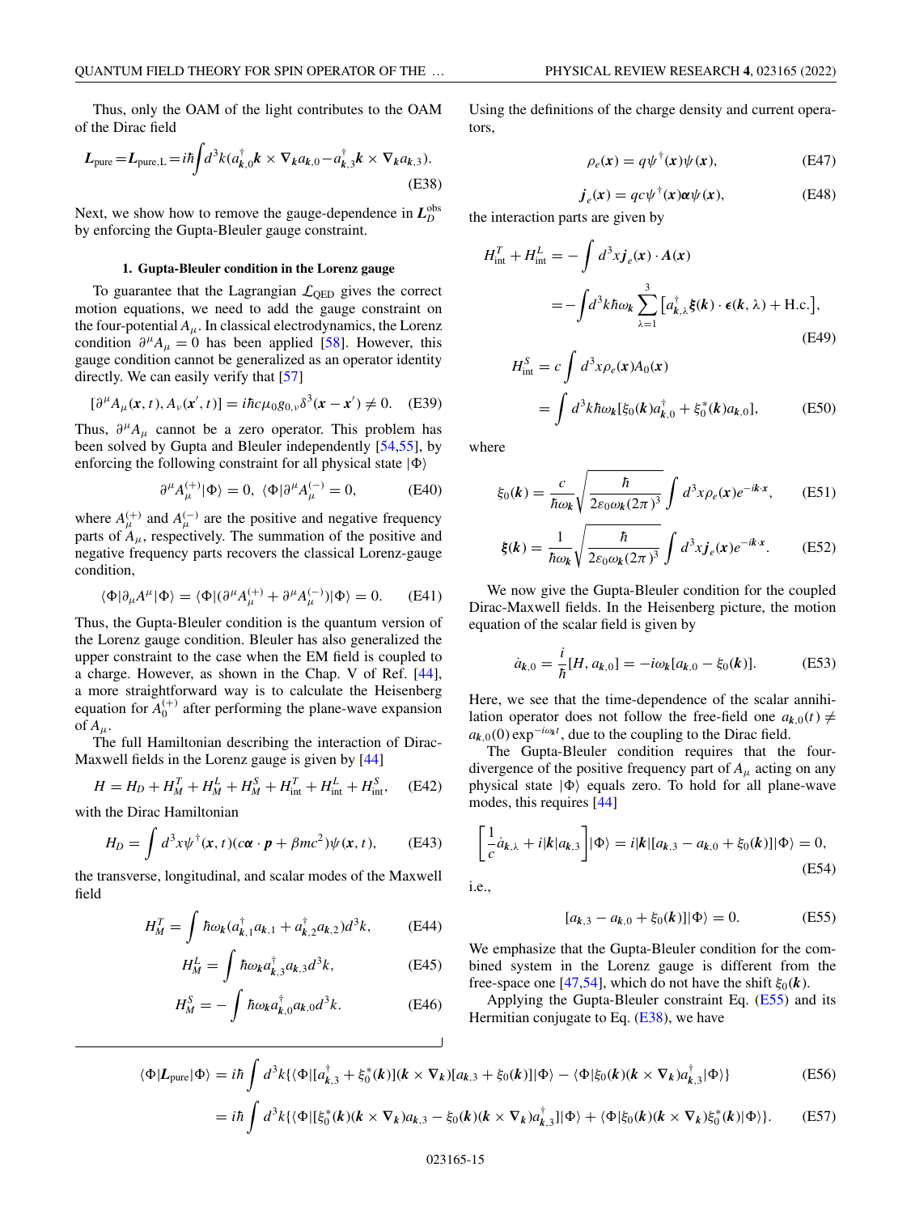Thus, only the OAM of the light contributes to the OAM of the Dirac field

$$\boldsymbol{L}_{\text{pure}} = \boldsymbol{L}_{\text{pure,L}} = i\hbar \int d^3k (a^\dagger_{\boldsymbol{k},0}\boldsymbol{k}\times\nabla_{\boldsymbol{k}} a_{\boldsymbol{k},0} - a^\dagger_{\boldsymbol{k},3}\boldsymbol{k}\times\nabla_{\boldsymbol{k}} a_{\boldsymbol{k},3}). \tag{E38}$$

Next, we show how to remove the gauge-dependence in $\boldsymbol{L}_D^{\text{obs}}$ by enforcing the Gupta-Bleuler gauge constraint.

### 1. Gupta-Bleuler condition in the Lorenz gauge

To guarantee that the Lagrangian $\mathcal{L}_{\text{QED}}$ gives the correct motion equations, we need to add the gauge constraint on the four-potential $A_\mu$. In classical electrodynamics, the Lorenz condition $\partial^\mu A_\mu = 0$ has been applied [58]. However, this gauge condition cannot be generalized as an operator identity directly. We can easily verify that [57]

$$[\partial^\mu A_\mu(\boldsymbol{x},t), A_\nu(\boldsymbol{x}',t)] = i\hbar c\mu_0 g_{0,\nu}\delta^3(\boldsymbol{x}-\boldsymbol{x}') \neq 0. \tag{E39}$$

Thus, $\partial^\mu A_\mu$ cannot be a zero operator. This problem has been solved by Gupta and Bleuler independently [54,55], by enforcing the following constraint for all physical state $|\Phi\rangle$

$$\partial^\mu A_\mu^{(+)}|\Phi\rangle = 0, \ \langle\Phi|\partial^\mu A_\mu^{(-)} = 0, \tag{E40}$$

where $A_\mu^{(+)}$ and $A_\mu^{(-)}$ are the positive and negative frequency parts of $A_\mu$, respectively. The summation of the positive and negative frequency parts recovers the classical Lorenz-gauge condition,

$$\langle\Phi|\partial_\mu A^\mu|\Phi\rangle = \langle\Phi|(\partial^\mu A_\mu^{(+)} + \partial^\mu A_\mu^{(-)})|\Phi\rangle = 0. \tag{E41}$$

Thus, the Gupta-Bleuler condition is the quantum version of the Lorenz gauge condition. Bleuler has also generalized the upper constraint to the case when the EM field is coupled to a charge. However, as shown in the Chap. V of Ref. [44], a more straightforward way is to calculate the Heisenberg equation for $A_0^{(+)}$ after performing the plane-wave expansion of $A_\mu$.

The full Hamiltonian describing the interaction of Dirac-Maxwell fields in the Lorenz gauge is given by [44]

$$H = H_D + H_M^T + H_M^L + H_M^S + H_{\text{int}}^T + H_{\text{int}}^L + H_{\text{int}}^S, \tag{E42}$$

with the Dirac Hamiltonian

$$H_D = \int d^3x \psi^\dagger(\boldsymbol{x},t)(c\boldsymbol{\alpha}\cdot\boldsymbol{p} + \beta mc^2)\psi(\boldsymbol{x},t), \tag{E43}$$

the transverse, longitudinal, and scalar modes of the Maxwell field

$$H_M^T = \int \hbar\omega_{\boldsymbol{k}}(a^\dagger_{\boldsymbol{k},1}a_{\boldsymbol{k},1} + a^\dagger_{\boldsymbol{k},2}a_{\boldsymbol{k},2})d^3k, \tag{E44}$$

$$H_M^L = \int \hbar\omega_{\boldsymbol{k}} a^\dagger_{\boldsymbol{k},3}a_{\boldsymbol{k},3}d^3k, \tag{E45}$$

$$H_M^S = -\int \hbar\omega_{\boldsymbol{k}} a^\dagger_{\boldsymbol{k},0}a_{\boldsymbol{k},0}d^3k. \tag{E46}$$

Using the definitions of the charge density and current operators,

$$\rho_e(\boldsymbol{x}) = q\psi^\dagger(\boldsymbol{x})\psi(\boldsymbol{x}), \tag{E47}$$

$$\boldsymbol{j}_e(\boldsymbol{x}) = qc\psi^\dagger(\boldsymbol{x})\boldsymbol{\alpha}\psi(\boldsymbol{x}), \tag{E48}$$

the interaction parts are given by

$$\begin{aligned} H_{\text{int}}^T + H_{\text{int}}^L &= -\int d^3x \boldsymbol{j}_e(\boldsymbol{x})\cdot\boldsymbol{A}(\boldsymbol{x}) \\ &= -\int d^3k \hbar\omega_{\boldsymbol{k}} \sum_{\lambda=1}^{3}\left[a^\dagger_{\boldsymbol{k},\lambda}\boldsymbol{\xi}(\boldsymbol{k})\cdot\boldsymbol{\epsilon}(\boldsymbol{k},\lambda) + \text{H.c.}\right], \end{aligned} \tag{E49}$$

$$\begin{aligned} H_{\text{int}}^S &= c\int d^3x \rho_e(\boldsymbol{x})A_0(\boldsymbol{x}) \\ &= \int d^3k \hbar\omega_{\boldsymbol{k}}[\xi_0(\boldsymbol{k})a^\dagger_{\boldsymbol{k},0} + \xi_0^*(\boldsymbol{k})a_{\boldsymbol{k},0}], \end{aligned} \tag{E50}$$

where

$$\xi_0(\boldsymbol{k}) = \frac{c}{\hbar\omega_{\boldsymbol{k}}}\sqrt{\frac{\hbar}{2\varepsilon_0\omega_{\boldsymbol{k}}(2\pi)^3}}\int d^3x \rho_e(\boldsymbol{x})e^{-i\boldsymbol{k}\cdot\boldsymbol{x}}, \tag{E51}$$

$$\boldsymbol{\xi}(\boldsymbol{k}) = \frac{1}{\hbar\omega_{\boldsymbol{k}}}\sqrt{\frac{\hbar}{2\varepsilon_0\omega_{\boldsymbol{k}}(2\pi)^3}}\int d^3x \boldsymbol{j}_e(\boldsymbol{x})e^{-i\boldsymbol{k}\cdot\boldsymbol{x}}. \tag{E52}$$

We now give the Gupta-Bleuler condition for the coupled Dirac-Maxwell fields. In the Heisenberg picture, the motion equation of the scalar field is given by

$$\dot{a}_{\boldsymbol{k},0} = \frac{i}{\hbar}[H, a_{\boldsymbol{k},0}] = -i\omega_{\boldsymbol{k}}[a_{\boldsymbol{k},0} - \xi_0(\boldsymbol{k})]. \tag{E53}$$

Here, we see that the time-dependence of the scalar annihilation operator does not follow the free-field one $a_{\boldsymbol{k},0}(t) \neq a_{\boldsymbol{k},0}(0)\exp^{-i\omega_{\boldsymbol{k}}t}$, due to the coupling to the Dirac field.

The Gupta-Bleuler condition requires that the four-divergence of the positive frequency part of $A_\mu$ acting on any physical state $|\Phi\rangle$ equals zero. To hold for all plane-wave modes, this requires [44]

$$\left[\frac{1}{c}\dot{a}_{\boldsymbol{k},\lambda} + i|\boldsymbol{k}|a_{\boldsymbol{k},3}\right]|\Phi\rangle = i|\boldsymbol{k}|[a_{\boldsymbol{k},3} - a_{\boldsymbol{k},0} + \xi_0(\boldsymbol{k})]|\Phi\rangle = 0, \tag{E54}$$

i.e.,

$$[a_{\boldsymbol{k},3} - a_{\boldsymbol{k},0} + \xi_0(\boldsymbol{k})]|\Phi\rangle = 0. \tag{E55}$$

We emphasize that the Gupta-Bleuler condition for the combined system in the Lorenz gauge is different from the free-space one [47,54], which do not have the shift $\xi_0(\boldsymbol{k})$.

Applying the Gupta-Bleuler constraint Eq. (E55) and its Hermitian conjugate to Eq. (E38), we have

$$\langle\Phi|\boldsymbol{L}_{\text{pure}}|\Phi\rangle = i\hbar\int d^3k\{\langle\Phi|[a^\dagger_{\boldsymbol{k},3} + \xi_0^*(\boldsymbol{k})](\boldsymbol{k}\times\nabla_{\boldsymbol{k}})[a_{\boldsymbol{k},3} + \xi_0(\boldsymbol{k})]|\Phi\rangle - \langle\Phi|\xi_0(\boldsymbol{k})(\boldsymbol{k}\times\nabla_{\boldsymbol{k}})a^\dagger_{\boldsymbol{k},3}|\Phi\rangle\} \tag{E56}$$

$$= i\hbar\int d^3k\{\langle\Phi|[\xi_0^*(\boldsymbol{k})(\boldsymbol{k}\times\nabla_{\boldsymbol{k}})a_{\boldsymbol{k},3} - \xi_0(\boldsymbol{k})(\boldsymbol{k}\times\nabla_{\boldsymbol{k}})a^\dagger_{\boldsymbol{k},3}]|\Phi\rangle + \langle\Phi|\xi_0(\boldsymbol{k})(\boldsymbol{k}\times\nabla_{\boldsymbol{k}})\xi_0^*(\boldsymbol{k})|\Phi\rangle\}. \tag{E57}$$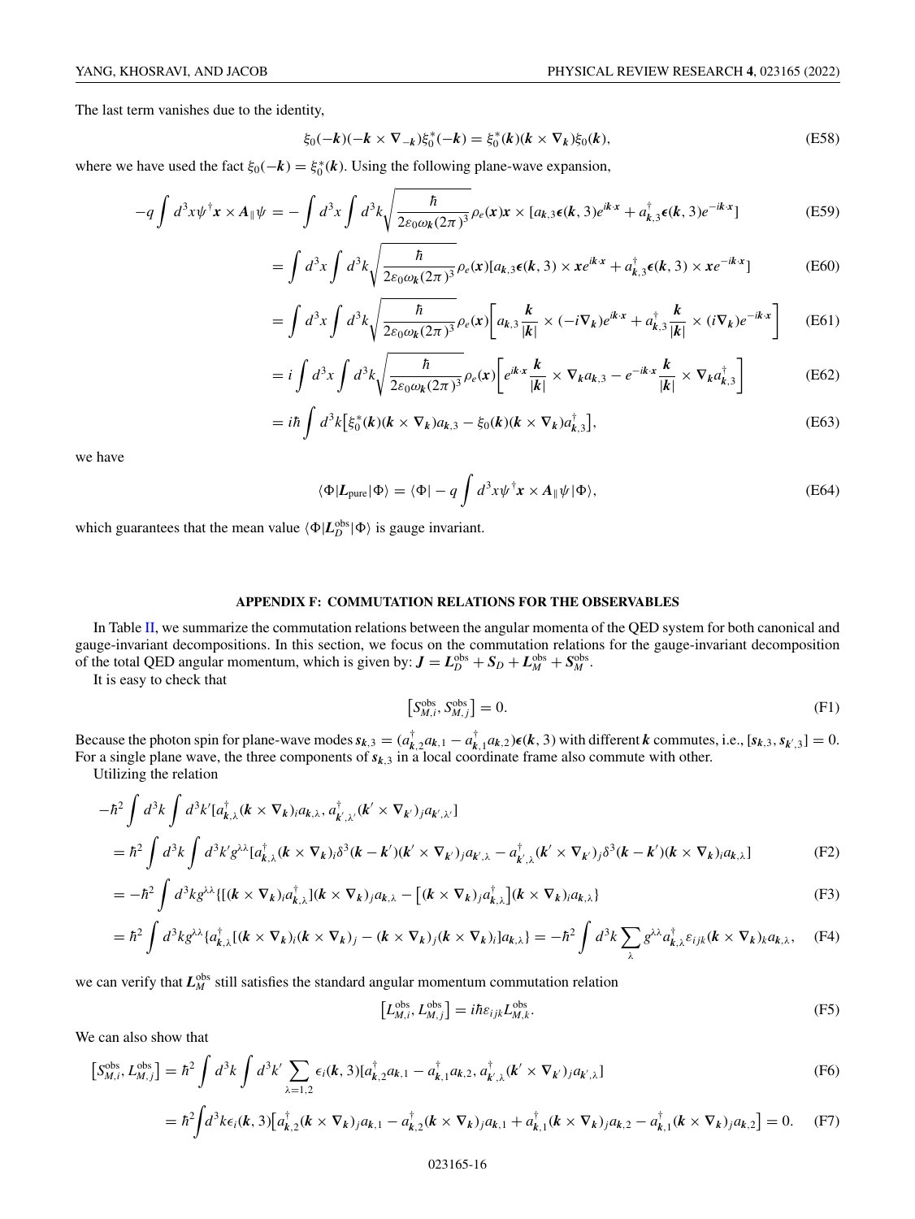The last term vanishes due to the identity,

$$\xi_0(-\boldsymbol{k})(-\boldsymbol{k}\times\nabla_{-\boldsymbol{k}})\xi_0^*(-\boldsymbol{k}) = \xi_0^*(\boldsymbol{k})(\boldsymbol{k}\times\nabla_{\boldsymbol{k}})\xi_0(\boldsymbol{k}), \tag{E58}$$

where we have used the fact $\xi_0(-\boldsymbol{k}) = \xi_0^*(\boldsymbol{k})$. Using the following plane-wave expansion,

$$-q\int d^3x\psi^\dagger \boldsymbol{x}\times\boldsymbol{A}_\parallel\psi = -\int d^3x\int d^3k\sqrt{\frac{\hbar}{2\varepsilon_0\omega_{\boldsymbol{k}}(2\pi)^3}}\rho_e(\boldsymbol{x})\boldsymbol{x}\times[a_{\boldsymbol{k},3}\boldsymbol{\epsilon}(\boldsymbol{k},3)e^{i\boldsymbol{k}\cdot\boldsymbol{x}} + a_{\boldsymbol{k},3}^\dagger\boldsymbol{\epsilon}(\boldsymbol{k},3)e^{-i\boldsymbol{k}\cdot\boldsymbol{x}}] \tag{E59}$$

$$= \int d^3x\int d^3k\sqrt{\frac{\hbar}{2\varepsilon_0\omega_{\boldsymbol{k}}(2\pi)^3}}\rho_e(\boldsymbol{x})[a_{\boldsymbol{k},3}\boldsymbol{\epsilon}(\boldsymbol{k},3)\times\boldsymbol{x}e^{i\boldsymbol{k}\cdot\boldsymbol{x}} + a_{\boldsymbol{k},3}^\dagger\boldsymbol{\epsilon}(\boldsymbol{k},3)\times\boldsymbol{x}e^{-i\boldsymbol{k}\cdot\boldsymbol{x}}] \tag{E60}$$

$$= \int d^3x\int d^3k\sqrt{\frac{\hbar}{2\varepsilon_0\omega_{\boldsymbol{k}}(2\pi)^3}}\rho_e(\boldsymbol{x})\left[a_{\boldsymbol{k},3}\frac{\boldsymbol{k}}{|\boldsymbol{k}|}\times(-i\nabla_{\boldsymbol{k}})e^{i\boldsymbol{k}\cdot\boldsymbol{x}} + a_{\boldsymbol{k},3}^\dagger\frac{\boldsymbol{k}}{|\boldsymbol{k}|}\times(i\nabla_{\boldsymbol{k}})e^{-i\boldsymbol{k}\cdot\boldsymbol{x}}\right] \tag{E61}$$

$$= i\int d^3x\int d^3k\sqrt{\frac{\hbar}{2\varepsilon_0\omega_{\boldsymbol{k}}(2\pi)^3}}\rho_e(\boldsymbol{x})\left[e^{i\boldsymbol{k}\cdot\boldsymbol{x}}\frac{\boldsymbol{k}}{|\boldsymbol{k}|}\times\nabla_{\boldsymbol{k}}a_{\boldsymbol{k},3} - e^{-i\boldsymbol{k}\cdot\boldsymbol{x}}\frac{\boldsymbol{k}}{|\boldsymbol{k}|}\times\nabla_{\boldsymbol{k}}a_{\boldsymbol{k},3}^\dagger\right] \tag{E62}$$

$$= i\hbar\int d^3k\left[\xi_0^*(\boldsymbol{k})(\boldsymbol{k}\times\nabla_{\boldsymbol{k}})a_{\boldsymbol{k},3} - \xi_0(\boldsymbol{k})(\boldsymbol{k}\times\nabla_{\boldsymbol{k}})a_{\boldsymbol{k},3}^\dagger\right], \tag{E63}$$

we have

$$\langle\Phi|\boldsymbol{L}_{\text{pure}}|\Phi\rangle = \langle\Phi| - q\int d^3x\psi^\dagger\boldsymbol{x}\times\boldsymbol{A}_\parallel\psi|\Phi\rangle, \tag{E64}$$

which guarantees that the mean value $\langle\Phi|\boldsymbol{L}_D^{\text{obs}}|\Phi\rangle$ is gauge invariant.

## APPENDIX F: COMMUTATION RELATIONS FOR THE OBSERVABLES

In Table II, we summarize the commutation relations between the angular momenta of the QED system for both canonical and gauge-invariant decompositions. In this section, we focus on the commutation relations for the gauge-invariant decomposition of the total QED angular momentum, which is given by: $\boldsymbol{J} = \boldsymbol{L}_D^{\text{obs}} + \boldsymbol{S}_D + \boldsymbol{L}_M^{\text{obs}} + \boldsymbol{S}_M^{\text{obs}}$.

It is easy to check that

$$\left[S_{M,i}^{\text{obs}}, S_{M,j}^{\text{obs}}\right] = 0. \tag{F1}$$

Because the photon spin for plane-wave modes $\boldsymbol{s}_{\boldsymbol{k},3} = (a_{\boldsymbol{k},2}^\dagger a_{\boldsymbol{k},1} - a_{\boldsymbol{k},1}^\dagger a_{\boldsymbol{k},2})\boldsymbol{\epsilon}(\boldsymbol{k},3)$ with different $\boldsymbol{k}$ commutes, i.e., $[\boldsymbol{s}_{\boldsymbol{k},3}, \boldsymbol{s}_{\boldsymbol{k}',3}] = 0$. For a single plane wave, the three components of $\boldsymbol{s}_{\boldsymbol{k},3}$ in a local coordinate frame also commute with other.

Utilizing the relation

$$-\hbar^2\int d^3k\int d^3k'[a_{\boldsymbol{k},\lambda}^\dagger(\boldsymbol{k}\times\nabla_{\boldsymbol{k}})_i a_{\boldsymbol{k},\lambda}, a_{\boldsymbol{k}',\lambda'}^\dagger(\boldsymbol{k}'\times\nabla_{\boldsymbol{k}'})_j a_{\boldsymbol{k}',\lambda'}]$$

$$= \hbar^2\int d^3k\int d^3k' g^{\lambda\lambda}[a_{\boldsymbol{k},\lambda}^\dagger(\boldsymbol{k}\times\nabla_{\boldsymbol{k}})_i\delta^3(\boldsymbol{k}-\boldsymbol{k}')(\boldsymbol{k}'\times\nabla_{\boldsymbol{k}'})_j a_{\boldsymbol{k}',\lambda} - a_{\boldsymbol{k}',\lambda}^\dagger(\boldsymbol{k}'\times\nabla_{\boldsymbol{k}'})_j\delta^3(\boldsymbol{k}-\boldsymbol{k}')(\boldsymbol{k}\times\nabla_{\boldsymbol{k}})_i a_{\boldsymbol{k},\lambda}] \tag{F2}$$

$$= -\hbar^2\int d^3k g^{\lambda\lambda}\{[(\boldsymbol{k}\times\nabla_{\boldsymbol{k}})_i a_{\boldsymbol{k},\lambda}^\dagger](\boldsymbol{k}\times\nabla_{\boldsymbol{k}})_j a_{\boldsymbol{k},\lambda} - \left[(\boldsymbol{k}\times\nabla_{\boldsymbol{k}})_j a_{\boldsymbol{k},\lambda}^\dagger\right](\boldsymbol{k}\times\nabla_{\boldsymbol{k}})_i a_{\boldsymbol{k},\lambda}\} \tag{F3}$$

$$= \hbar^2\int d^3k g^{\lambda\lambda}\{a_{\boldsymbol{k},\lambda}^\dagger[(\boldsymbol{k}\times\nabla_{\boldsymbol{k}})_i(\boldsymbol{k}\times\nabla_{\boldsymbol{k}})_j - (\boldsymbol{k}\times\nabla_{\boldsymbol{k}})_j(\boldsymbol{k}\times\nabla_{\boldsymbol{k}})_i]a_{\boldsymbol{k},\lambda}\} = -\hbar^2\int d^3k\sum_\lambda g^{\lambda\lambda}a_{\boldsymbol{k},\lambda}^\dagger\varepsilon_{ijk}(\boldsymbol{k}\times\nabla_{\boldsymbol{k}})_k a_{\boldsymbol{k},\lambda}, \tag{F4}$$

we can verify that $\boldsymbol{L}_M^{\text{obs}}$ still satisfies the standard angular momentum commutation relation

$$\left[L_{M,i}^{\text{obs}}, L_{M,j}^{\text{obs}}\right] = i\hbar\varepsilon_{ijk}L_{M,k}^{\text{obs}}. \tag{F5}$$

We can also show that

$$\left[S_{M,i}^{\text{obs}}, L_{M,j}^{\text{obs}}\right] = \hbar^2\int d^3k\int d^3k'\sum_{\lambda=1,2}\epsilon_i(\boldsymbol{k},3)[a_{\boldsymbol{k},2}^\dagger a_{\boldsymbol{k},1} - a_{\boldsymbol{k},1}^\dagger a_{\boldsymbol{k},2}, a_{\boldsymbol{k}',\lambda}^\dagger(\boldsymbol{k}'\times\nabla_{\boldsymbol{k}'})_j a_{\boldsymbol{k}',\lambda}] \tag{F6}$$

$$= \hbar^2\int d^3k\epsilon_i(\boldsymbol{k},3)\left[a_{\boldsymbol{k},2}^\dagger(\boldsymbol{k}\times\nabla_{\boldsymbol{k}})_j a_{\boldsymbol{k},1} - a_{\boldsymbol{k},2}^\dagger(\boldsymbol{k}\times\nabla_{\boldsymbol{k}})_j a_{\boldsymbol{k},1} + a_{\boldsymbol{k},1}^\dagger(\boldsymbol{k}\times\nabla_{\boldsymbol{k}})_j a_{\boldsymbol{k},2} - a_{\boldsymbol{k},1}^\dagger(\boldsymbol{k}\times\nabla_{\boldsymbol{k}})_j a_{\boldsymbol{k},2}\right] = 0. \tag{F7}$$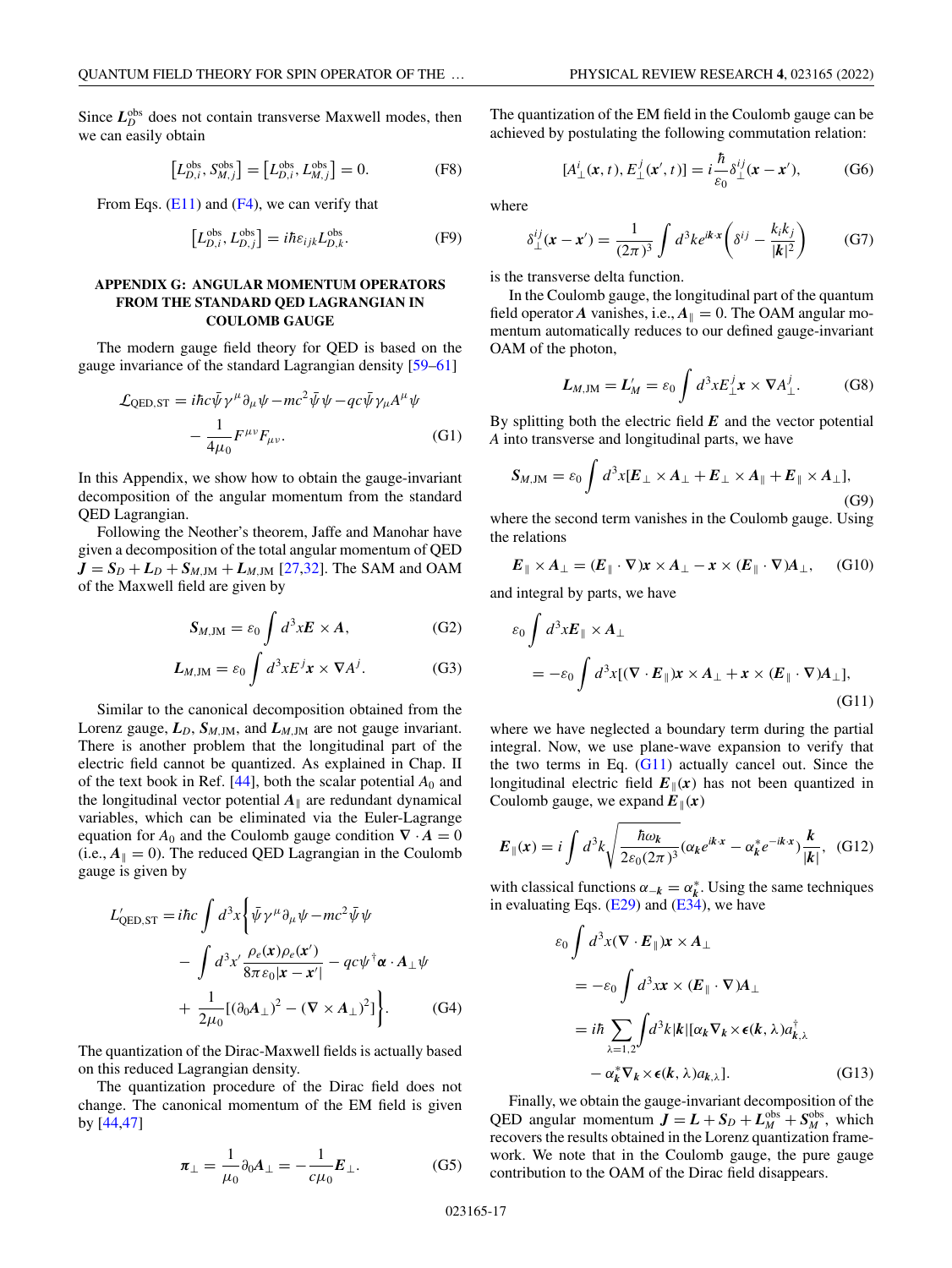Since $\boldsymbol{L}_D^{\rm obs}$ does not contain transverse Maxwell modes, then we can easily obtain

$$\left[L_{D,i}^{\rm obs}, S_{M,j}^{\rm obs}\right] = \left[L_{D,i}^{\rm obs}, L_{M,j}^{\rm obs}\right] = 0. \tag{F8}$$

From Eqs. (E11) and (F4), we can verify that

$$\left[L_{D,i}^{\rm obs}, L_{D,j}^{\rm obs}\right] = i\hbar\varepsilon_{ijk}L_{D,k}^{\rm obs}. \tag{F9}$$

## APPENDIX G: ANGULAR MOMENTUM OPERATORS FROM THE STANDARD QED LAGRANGIAN IN COULOMB GAUGE

The modern gauge field theory for QED is based on the gauge invariance of the standard Lagrangian density [59–61]

$$\mathcal{L}_{\rm QED,ST} = i\hbar c\bar{\psi}\gamma^\mu\partial_\mu\psi - mc^2\bar{\psi}\psi - qc\bar{\psi}\gamma_\mu A^\mu\psi - \frac{1}{4\mu_0}F^{\mu\nu}F_{\mu\nu}. \tag{G1}$$

In this Appendix, we show how to obtain the gauge-invariant decomposition of the angular momentum from the standard QED Lagrangian.

Following the Neother's theorem, Jaffe and Manohar have given a decomposition of the total angular momentum of QED $\boldsymbol{J} = \boldsymbol{S}_D + \boldsymbol{L}_D + \boldsymbol{S}_{M,\rm JM} + \boldsymbol{L}_{M,\rm JM}$ [27,32]. The SAM and OAM of the Maxwell field are given by

$$\boldsymbol{S}_{M,\rm JM} = \varepsilon_0\int d^3x\boldsymbol{E}\times\boldsymbol{A}, \tag{G2}$$

$$\boldsymbol{L}_{M,\rm JM} = \varepsilon_0\int d^3xE^j\boldsymbol{x}\times\nabla A^j. \tag{G3}$$

Similar to the canonical decomposition obtained from the Lorenz gauge, $\boldsymbol{L}_D$, $\boldsymbol{S}_{M,\rm JM}$, and $\boldsymbol{L}_{M,\rm JM}$ are not gauge invariant. There is another problem that the longitudinal part of the electric field cannot be quantized. As explained in Chap. II of the text book in Ref. [44], both the scalar potential $A_0$ and the longitudinal vector potential $\boldsymbol{A}_\parallel$ are redundant dynamical variables, which can be eliminated via the Euler-Lagrange equation for $A_0$ and the Coulomb gauge condition $\nabla\cdot\boldsymbol{A} = 0$ (i.e., $\boldsymbol{A}_\parallel = 0$). The reduced QED Lagrangian in the Coulomb gauge is given by

$$\begin{aligned}L'_{\rm QED,ST} =& i\hbar c\int d^3x\bigg\{\bar{\psi}\gamma^\mu\partial_\mu\psi - mc^2\bar{\psi}\psi \\ &- \int d^3x'\frac{\rho_e(\boldsymbol{x})\rho_e(\boldsymbol{x}')}{8\pi\varepsilon_0|\boldsymbol{x}-\boldsymbol{x}'|} - qc\psi^\dagger\boldsymbol{\alpha}\cdot\boldsymbol{A}_\perp\psi \\ &+ \frac{1}{2\mu_0}[(\partial_0\boldsymbol{A}_\perp)^2 - (\nabla\times\boldsymbol{A}_\perp)^2]\bigg\}.\end{aligned} \tag{G4}$$

The quantization of the Dirac-Maxwell fields is actually based on this reduced Lagrangian density.

The quantization procedure of the Dirac field does not change. The canonical momentum of the EM field is given by [44,47]

$$\boldsymbol{\pi}_\perp = \frac{1}{\mu_0}\partial_0\boldsymbol{A}_\perp = -\frac{1}{c\mu_0}\boldsymbol{E}_\perp. \tag{G5}$$

The quantization of the EM field in the Coulomb gauge can be achieved by postulating the following commutation relation:

$$[A_\perp^i(\boldsymbol{x},t), E_\perp^j(\boldsymbol{x}',t)] = i\frac{\hbar}{\varepsilon_0}\delta_\perp^{ij}(\boldsymbol{x}-\boldsymbol{x}'), \tag{G6}$$

where

$$\delta_\perp^{ij}(\boldsymbol{x}-\boldsymbol{x}') = \frac{1}{(2\pi)^3}\int d^3ke^{i\boldsymbol{k}\cdot\boldsymbol{x}}\left(\delta^{ij} - \frac{k_ik_j}{|\boldsymbol{k}|^2}\right) \tag{G7}$$

is the transverse delta function.

In the Coulomb gauge, the longitudinal part of the quantum field operator $\boldsymbol{A}$ vanishes, i.e., $\boldsymbol{A}_\parallel = 0$. The OAM angular momentum automatically reduces to our defined gauge-invariant OAM of the photon,

$$\boldsymbol{L}_{M,\rm JM} = \boldsymbol{L}'_M = \varepsilon_0\int d^3xE_\perp^j\boldsymbol{x}\times\nabla A_\perp^j. \tag{G8}$$

By splitting both the electric field $\boldsymbol{E}$ and the vector potential $A$ into transverse and longitudinal parts, we have

$$\boldsymbol{S}_{M,\rm JM} = \varepsilon_0\int d^3x[\boldsymbol{E}_\perp\times\boldsymbol{A}_\perp + \boldsymbol{E}_\perp\times\boldsymbol{A}_\parallel + \boldsymbol{E}_\parallel\times\boldsymbol{A}_\perp], \tag{G9}$$

where the second term vanishes in the Coulomb gauge. Using the relations

$$\boldsymbol{E}_\parallel\times\boldsymbol{A}_\perp = (\boldsymbol{E}_\parallel\cdot\nabla)\boldsymbol{x}\times\boldsymbol{A}_\perp - \boldsymbol{x}\times(\boldsymbol{E}_\parallel\cdot\nabla)\boldsymbol{A}_\perp, \tag{G10}$$

and integral by parts, we have

$$\begin{aligned}&\varepsilon_0\int d^3x\boldsymbol{E}_\parallel\times\boldsymbol{A}_\perp \\ &\quad= -\varepsilon_0\int d^3x[(\nabla\cdot\boldsymbol{E}_\parallel)\boldsymbol{x}\times\boldsymbol{A}_\perp + \boldsymbol{x}\times(\boldsymbol{E}_\parallel\cdot\nabla)\boldsymbol{A}_\perp],\end{aligned} \tag{G11}$$

where we have neglected a boundary term during the partial integral. Now, we use plane-wave expansion to verify that the two terms in Eq. (G11) actually cancel out. Since the longitudinal electric field $\boldsymbol{E}_\parallel(\boldsymbol{x})$ has not been quantized in Coulomb gauge, we expand $\boldsymbol{E}_\parallel(\boldsymbol{x})$

$$\boldsymbol{E}_\parallel(\boldsymbol{x}) = i\int d^3k\sqrt{\frac{\hbar\omega_{\boldsymbol{k}}}{2\varepsilon_0(2\pi)^3}}(\alpha_{\boldsymbol{k}}e^{i\boldsymbol{k}\cdot\boldsymbol{x}} - \alpha_{\boldsymbol{k}}^*e^{-i\boldsymbol{k}\cdot\boldsymbol{x}})\frac{\boldsymbol{k}}{|\boldsymbol{k}|}, \tag{G12}$$

with classical functions $\alpha_{-\boldsymbol{k}} = \alpha_{\boldsymbol{k}}^*$. Using the same techniques in evaluating Eqs. (E29) and (E34), we have

$$\begin{aligned}&\varepsilon_0\int d^3x(\nabla\cdot\boldsymbol{E}_\parallel)\boldsymbol{x}\times\boldsymbol{A}_\perp \\ &= -\varepsilon_0\int d^3x\boldsymbol{x}\times(\boldsymbol{E}_\parallel\cdot\nabla)\boldsymbol{A}_\perp \\ &= i\hbar\sum_{\lambda=1,2}\int d^3k|\boldsymbol{k}|[\alpha_{\boldsymbol{k}}\nabla_{\boldsymbol{k}}\times\boldsymbol{\epsilon}(\boldsymbol{k},\lambda)a_{\boldsymbol{k},\lambda}^\dagger \\ &\quad - \alpha_{\boldsymbol{k}}^*\nabla_{\boldsymbol{k}}\times\boldsymbol{\epsilon}(\boldsymbol{k},\lambda)a_{\boldsymbol{k},\lambda}].\end{aligned} \tag{G13}$$

Finally, we obtain the gauge-invariant decomposition of the QED angular momentum $\boldsymbol{J} = \boldsymbol{L} + \boldsymbol{S}_D + \boldsymbol{L}_M^{\rm obs} + \boldsymbol{S}_M^{\rm obs}$, which recovers the results obtained in the Lorenz quantization framework. We note that in the Coulomb gauge, the pure gauge contribution to the OAM of the Dirac field disappears.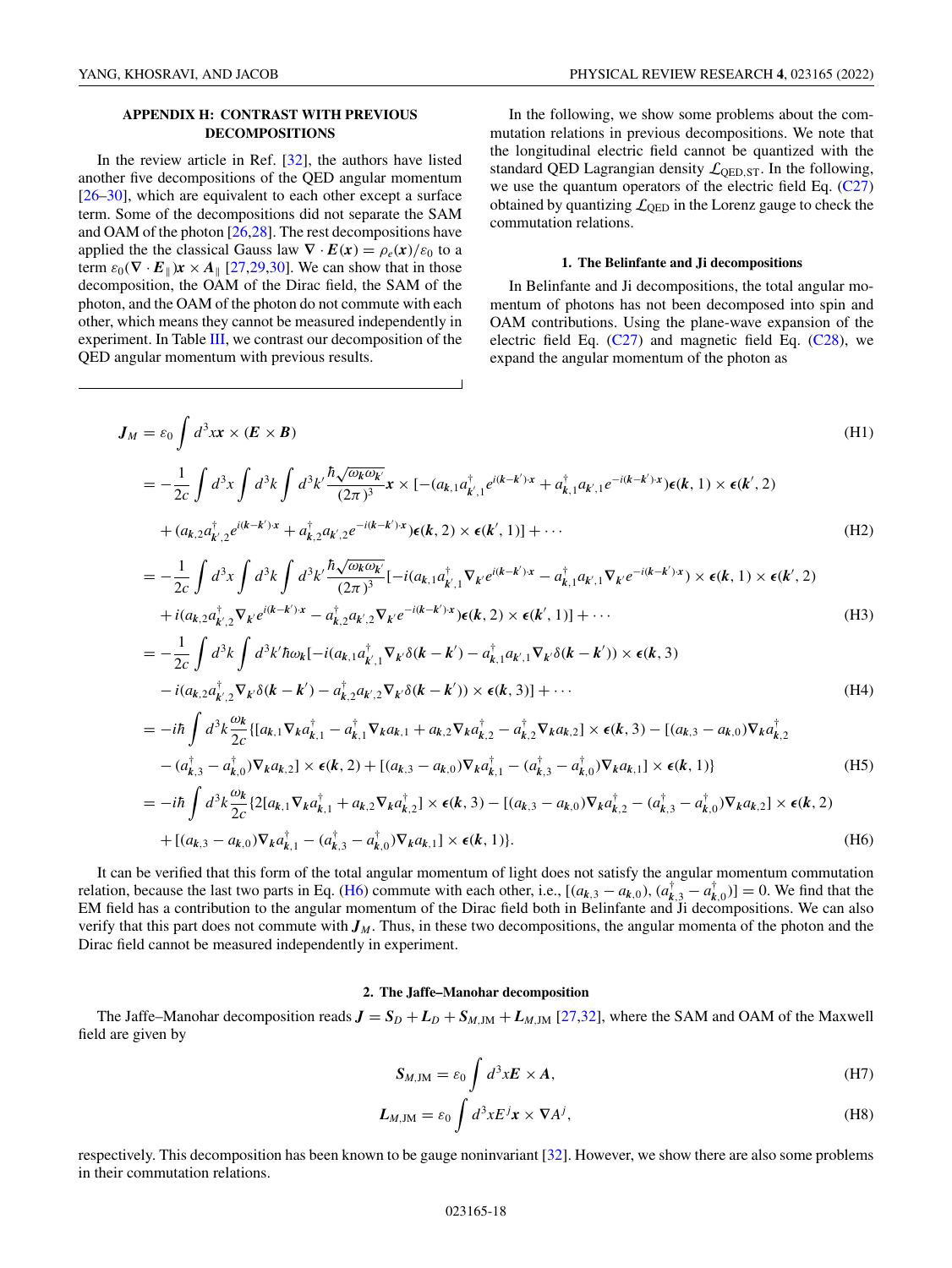## APPENDIX H: CONTRAST WITH PREVIOUS DECOMPOSITIONS

In the review article in Ref. [32], the authors have listed another five decompositions of the QED angular momentum [26–30], which are equivalent to each other except a surface term. Some of the decompositions did not separate the SAM and OAM of the photon [26,28]. The rest decompositions have applied the the classical Gauss law $\nabla \cdot \boldsymbol{E}(\boldsymbol{x}) = \rho_e(\boldsymbol{x})/\varepsilon_0$ to a term $\varepsilon_0(\nabla \cdot \boldsymbol{E}_\parallel)\boldsymbol{x} \times \boldsymbol{A}_\parallel$ [27,29,30]. We can show that in those decomposition, the OAM of the Dirac field, the SAM of the photon, and the OAM of the photon do not commute with each other, which means they cannot be measured independently in experiment. In Table III, we contrast our decomposition of the QED angular momentum with previous results.

In the following, we show some problems about the commutation relations in previous decompositions. We note that the longitudinal electric field cannot be quantized with the standard QED Lagrangian density $\mathcal{L}_{\text{QED,ST}}$. In the following, we use the quantum operators of the electric field Eq. (C27) obtained by quantizing $\mathcal{L}_{\text{QED}}$ in the Lorenz gauge to check the commutation relations.

### 1. The Belinfante and Ji decompositions

In Belinfante and Ji decompositions, the total angular momentum of photons has not been decomposed into spin and OAM contributions. Using the plane-wave expansion of the electric field Eq. (C27) and magnetic field Eq. (C28), we expand the angular momentum of the photon as

$$
\begin{aligned}
\boldsymbol{J}_M &= \varepsilon_0 \int d^3x \boldsymbol{x} \times (\boldsymbol{E} \times \boldsymbol{B}) &\text{(H1)}\\
&= -\frac{1}{2c} \int d^3x \int d^3k \int d^3k' \frac{\hbar\sqrt{\omega_{\boldsymbol{k}}\omega_{\boldsymbol{k}'}}}{(2\pi)^3} \boldsymbol{x} \times [-(a_{\boldsymbol{k},1}a^\dagger_{\boldsymbol{k}',1}e^{i(\boldsymbol{k}-\boldsymbol{k}')\cdot\boldsymbol{x}} + a^\dagger_{\boldsymbol{k},1}a_{\boldsymbol{k}',1}e^{-i(\boldsymbol{k}-\boldsymbol{k}')\cdot\boldsymbol{x}})\boldsymbol{\epsilon}(\boldsymbol{k},1) \times \boldsymbol{\epsilon}(\boldsymbol{k}',2)\\
&\quad + (a_{\boldsymbol{k},2}a^\dagger_{\boldsymbol{k}',2}e^{i(\boldsymbol{k}-\boldsymbol{k}')\cdot\boldsymbol{x}} + a^\dagger_{\boldsymbol{k},2}a_{\boldsymbol{k}',2}e^{-i(\boldsymbol{k}-\boldsymbol{k}')\cdot\boldsymbol{x}})\boldsymbol{\epsilon}(\boldsymbol{k},2) \times \boldsymbol{\epsilon}(\boldsymbol{k}',1)] + \cdots &\text{(H2)}\\
&= -\frac{1}{2c} \int d^3x \int d^3k \int d^3k' \frac{\hbar\sqrt{\omega_{\boldsymbol{k}}\omega_{\boldsymbol{k}'}}}{(2\pi)^3} [-i(a_{\boldsymbol{k},1}a^\dagger_{\boldsymbol{k}',1}\nabla_{\boldsymbol{k}'}e^{i(\boldsymbol{k}-\boldsymbol{k}')\cdot\boldsymbol{x}} - a^\dagger_{\boldsymbol{k},1}a_{\boldsymbol{k}',1}\nabla_{\boldsymbol{k}'}e^{-i(\boldsymbol{k}-\boldsymbol{k}')\cdot\boldsymbol{x}}) \times \boldsymbol{\epsilon}(\boldsymbol{k},1) \times \boldsymbol{\epsilon}(\boldsymbol{k}',2)\\
&\quad + i(a_{\boldsymbol{k},2}a^\dagger_{\boldsymbol{k}',2}\nabla_{\boldsymbol{k}'}e^{i(\boldsymbol{k}-\boldsymbol{k}')\cdot\boldsymbol{x}} - a^\dagger_{\boldsymbol{k},2}a_{\boldsymbol{k}',2}\nabla_{\boldsymbol{k}'}e^{-i(\boldsymbol{k}-\boldsymbol{k}')\cdot\boldsymbol{x}})\boldsymbol{\epsilon}(\boldsymbol{k},2) \times \boldsymbol{\epsilon}(\boldsymbol{k}',1)] + \cdots &\text{(H3)}\\
&= -\frac{1}{2c} \int d^3k \int d^3k' \hbar\omega_{\boldsymbol{k}} [-i(a_{\boldsymbol{k},1}a^\dagger_{\boldsymbol{k}',1}\nabla_{\boldsymbol{k}'}\delta(\boldsymbol{k}-\boldsymbol{k}') - a^\dagger_{\boldsymbol{k},1}a_{\boldsymbol{k}',1}\nabla_{\boldsymbol{k}'}\delta(\boldsymbol{k}-\boldsymbol{k}')) \times \boldsymbol{\epsilon}(\boldsymbol{k},3)\\
&\quad - i(a_{\boldsymbol{k},2}a^\dagger_{\boldsymbol{k}',2}\nabla_{\boldsymbol{k}'}\delta(\boldsymbol{k}-\boldsymbol{k}') - a^\dagger_{\boldsymbol{k},2}a_{\boldsymbol{k}',2}\nabla_{\boldsymbol{k}'}\delta(\boldsymbol{k}-\boldsymbol{k}')) \times \boldsymbol{\epsilon}(\boldsymbol{k},3)] + \cdots &\text{(H4)}\\
&= -i\hbar \int d^3k \frac{\omega_{\boldsymbol{k}}}{2c} \{[a_{\boldsymbol{k},1}\nabla_{\boldsymbol{k}}a^\dagger_{\boldsymbol{k},1} - a^\dagger_{\boldsymbol{k},1}\nabla_{\boldsymbol{k}}a_{\boldsymbol{k},1} + a_{\boldsymbol{k},2}\nabla_{\boldsymbol{k}}a^\dagger_{\boldsymbol{k},2} - a^\dagger_{\boldsymbol{k},2}\nabla_{\boldsymbol{k}}a_{\boldsymbol{k},2}] \times \boldsymbol{\epsilon}(\boldsymbol{k},3) - [(a_{\boldsymbol{k},3} - a_{\boldsymbol{k},0})\nabla_{\boldsymbol{k}}a^\dagger_{\boldsymbol{k},2}\\
&\quad - (a^\dagger_{\boldsymbol{k},3} - a^\dagger_{\boldsymbol{k},0})\nabla_{\boldsymbol{k}}a_{\boldsymbol{k},2}] \times \boldsymbol{\epsilon}(\boldsymbol{k},2) + [(a_{\boldsymbol{k},3} - a_{\boldsymbol{k},0})\nabla_{\boldsymbol{k}}a^\dagger_{\boldsymbol{k},1} - (a^\dagger_{\boldsymbol{k},3} - a^\dagger_{\boldsymbol{k},0})\nabla_{\boldsymbol{k}}a_{\boldsymbol{k},1}] \times \boldsymbol{\epsilon}(\boldsymbol{k},1)\} &\text{(H5)}\\
&= -i\hbar \int d^3k \frac{\omega_{\boldsymbol{k}}}{2c} \{2[a_{\boldsymbol{k},1}\nabla_{\boldsymbol{k}}a^\dagger_{\boldsymbol{k},1} + a_{\boldsymbol{k},2}\nabla_{\boldsymbol{k}}a^\dagger_{\boldsymbol{k},2}] \times \boldsymbol{\epsilon}(\boldsymbol{k},3) - [(a_{\boldsymbol{k},3} - a_{\boldsymbol{k},0})\nabla_{\boldsymbol{k}}a^\dagger_{\boldsymbol{k},2} - (a^\dagger_{\boldsymbol{k},3} - a^\dagger_{\boldsymbol{k},0})\nabla_{\boldsymbol{k}}a_{\boldsymbol{k},2}] \times \boldsymbol{\epsilon}(\boldsymbol{k},2)\\
&\quad + [(a_{\boldsymbol{k},3} - a_{\boldsymbol{k},0})\nabla_{\boldsymbol{k}}a^\dagger_{\boldsymbol{k},1} - (a^\dagger_{\boldsymbol{k},3} - a^\dagger_{\boldsymbol{k},0})\nabla_{\boldsymbol{k}}a_{\boldsymbol{k},1}] \times \boldsymbol{\epsilon}(\boldsymbol{k},1)\}. &\text{(H6)}
\end{aligned}
$$

It can be verified that this form of the total angular momentum of light does not satisfy the angular momentum commutation relation, because the last two parts in Eq. (H6) commute with each other, i.e., $[(a_{\boldsymbol{k},3} - a_{\boldsymbol{k},0}), (a^\dagger_{\boldsymbol{k},3} - a^\dagger_{\boldsymbol{k},0})] = 0$. We find that the EM field has a contribution to the angular momentum of the Dirac field both in Belinfante and Ji decompositions. We can also verify that this part does not commute with $\boldsymbol{J}_M$. Thus, in these two decompositions, the angular momenta of the photon and the Dirac field cannot be measured independently in experiment.

### 2. The Jaffe–Manohar decomposition

The Jaffe–Manohar decomposition reads $\boldsymbol{J} = \boldsymbol{S}_D + \boldsymbol{L}_D + \boldsymbol{S}_{M,\text{JM}} + \boldsymbol{L}_{M,\text{JM}}$ [27,32], where the SAM and OAM of the Maxwell field are given by

$$
\boldsymbol{S}_{M,\text{JM}} = \varepsilon_0 \int d^3x \boldsymbol{E} \times \boldsymbol{A}, \tag{H7}
$$

$$
\boldsymbol{L}_{M,\text{JM}} = \varepsilon_0 \int d^3x E^j \boldsymbol{x} \times \nabla A^j, \tag{H8}
$$

respectively. This decomposition has been known to be gauge noninvariant [32]. However, we show there are also some problems in their commutation relations.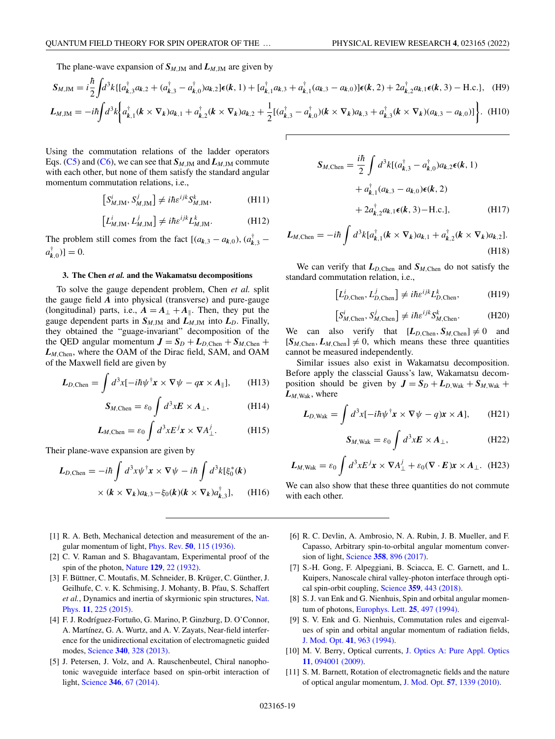The plane-wave expansion of $\boldsymbol{S}_{M,\mathrm{JM}}$ and $\boldsymbol{L}_{M,\mathrm{JM}}$ are given by

$$\boldsymbol{S}_{M,\mathrm{JM}} = i\frac{\hbar}{2}\int d^3k\{[a^\dagger_{\boldsymbol{k},3}a_{\boldsymbol{k},2} + (a^\dagger_{\boldsymbol{k},3} - a^\dagger_{\boldsymbol{k},0})a_{\boldsymbol{k},2}]\boldsymbol{\epsilon}(\boldsymbol{k},1) + [a^\dagger_{\boldsymbol{k},1}a_{\boldsymbol{k},3} + a^\dagger_{\boldsymbol{k},1}(a_{\boldsymbol{k},3} - a_{\boldsymbol{k},0})]\boldsymbol{\epsilon}(\boldsymbol{k},2) + 2a^\dagger_{\boldsymbol{k},2}a_{\boldsymbol{k},1}\boldsymbol{\epsilon}(\boldsymbol{k},3) - \text{H.c.}\}, \quad \text{(H9)}$$

$$\boldsymbol{L}_{M,\mathrm{JM}} = -i\hbar\int d^3k\left\{a^\dagger_{\boldsymbol{k},1}(\boldsymbol{k}\times\nabla_{\boldsymbol{k}})a_{\boldsymbol{k},1} + a^\dagger_{\boldsymbol{k},2}(\boldsymbol{k}\times\nabla_{\boldsymbol{k}})a_{\boldsymbol{k},2} + \frac{1}{2}[(a^\dagger_{\boldsymbol{k},3} - a^\dagger_{\boldsymbol{k},0})(\boldsymbol{k}\times\nabla_{\boldsymbol{k}})a_{\boldsymbol{k},3} + a^\dagger_{\boldsymbol{k},3}(\boldsymbol{k}\times\nabla_{\boldsymbol{k}})(a_{\boldsymbol{k},3} - a_{\boldsymbol{k},0})]\right\}. \quad \text{(H10)}$$

Using the commutation relations of the ladder operators Eqs. (C5) and (C6), we can see that $\boldsymbol{S}_{M,\mathrm{JM}}$ and $\boldsymbol{L}_{M,\mathrm{JM}}$ commute with each other, but none of them satisfy the standard angular momentum commutation relations, i.e.,

$$\left[S^i_{M,\mathrm{JM}}, S^j_{M,\mathrm{JM}}\right] \neq i\hbar\varepsilon^{ijk}S^k_{M,\mathrm{JM}}, \quad \text{(H11)}$$

$$\left[L^i_{M,\mathrm{JM}}, L^j_{M,\mathrm{JM}}\right] \neq i\hbar\varepsilon^{ijk}L^k_{M,\mathrm{JM}}. \quad \text{(H12)}$$

The problem still comes from the fact $[(a_{\boldsymbol{k},3} - a_{\boldsymbol{k},0}), (a^\dagger_{\boldsymbol{k},3} - a^\dagger_{\boldsymbol{k},0})] = 0$.

### 3. The Chen *et al.* and the Wakamatsu decompositions

To solve the gauge dependent problem, Chen *et al.* split the gauge field $\boldsymbol{A}$ into physical (transverse) and pure-gauge (longitudinal) parts, i.e., $\boldsymbol{A} = \boldsymbol{A}_\perp + \boldsymbol{A}_\parallel$. Then, they put the gauge dependent parts in $\boldsymbol{S}_{M,\mathrm{JM}}$ and $\boldsymbol{L}_{M,\mathrm{JM}}$ into $\boldsymbol{L}_D$. Finally, they obtained the "guage-invariant" decomposition of the the QED angular momentum $\boldsymbol{J} = \boldsymbol{S}_D + \boldsymbol{L}_{D,\mathrm{Chen}} + \boldsymbol{S}_{M,\mathrm{Chen}} + \boldsymbol{L}_{M,\mathrm{Chen}}$, where the OAM of the Dirac field, SAM, and OAM of the Maxwell field are given by

$$\boldsymbol{L}_{D,\mathrm{Chen}} = \int d^3x[-i\hbar\psi^\dagger\boldsymbol{x}\times\nabla\psi - q\boldsymbol{x}\times\boldsymbol{A}_\parallel], \quad \text{(H13)}$$

$$\boldsymbol{S}_{M,\mathrm{Chen}} = \varepsilon_0\int d^3x\boldsymbol{E}\times\boldsymbol{A}_\perp, \quad \text{(H14)}$$

$$\boldsymbol{L}_{M,\mathrm{Chen}} = \varepsilon_0\int d^3xE^j\boldsymbol{x}\times\nabla A^j_\perp. \quad \text{(H15)}$$

Their plane-wave expansion are given by

$$\boldsymbol{L}_{D,\mathrm{Chen}} = -i\hbar\int d^3x\psi^\dagger\boldsymbol{x}\times\nabla\psi - i\hbar\int d^3k[\xi_0^*(\boldsymbol{k}) \times(\boldsymbol{k}\times\nabla_{\boldsymbol{k}})a_{\boldsymbol{k},3} - \xi_0(\boldsymbol{k})(\boldsymbol{k}\times\nabla_{\boldsymbol{k}})a^\dagger_{\boldsymbol{k},3}], \quad \text{(H16)}$$

$$\boldsymbol{S}_{M,\mathrm{Chen}} = \frac{i\hbar}{2}\int d^3k[(a^\dagger_{\boldsymbol{k},3} - a^\dagger_{\boldsymbol{k},0})a_{\boldsymbol{k},2}\boldsymbol{\epsilon}(\boldsymbol{k},1) + a^\dagger_{\boldsymbol{k},1}(a_{\boldsymbol{k},3} - a_{\boldsymbol{k},0})\boldsymbol{\epsilon}(\boldsymbol{k},2) + 2a^\dagger_{\boldsymbol{k},2}a_{\boldsymbol{k},1}\boldsymbol{\epsilon}(\boldsymbol{k},3) - \text{H.c.}], \quad \text{(H17)}$$

$$\boldsymbol{L}_{M,\mathrm{Chen}} = -i\hbar\int d^3k[a^\dagger_{\boldsymbol{k},1}(\boldsymbol{k}\times\nabla_{\boldsymbol{k}})a_{\boldsymbol{k},1} + a^\dagger_{\boldsymbol{k},2}(\boldsymbol{k}\times\nabla_{\boldsymbol{k}})a_{\boldsymbol{k},2}]. \quad \text{(H18)}$$

We can verify that $\boldsymbol{L}_{D,\mathrm{Chen}}$ and $\boldsymbol{S}_{M,\mathrm{Chen}}$ do not satisfy the standard commutation relation, i.e.,

$$\left[L^i_{D,\mathrm{Chen}}, L^j_{D,\mathrm{Chen}}\right] \neq i\hbar\varepsilon^{ijk}L^k_{D,\mathrm{Chen}}, \quad \text{(H19)}$$

$$\left[S^i_{M,\mathrm{Chen}}, S^j_{M,\mathrm{Chen}}\right] \neq i\hbar\varepsilon^{ijk}S^k_{M,\mathrm{Chen}}. \quad \text{(H20)}$$

We can also verify that $[\boldsymbol{L}_{D,\mathrm{Chen}}, \boldsymbol{S}_{M,\mathrm{Chen}}] \neq 0$ and $[\boldsymbol{S}_{M,\mathrm{Chen}}, \boldsymbol{L}_{M,\mathrm{Chen}}] \neq 0$, which means these three quantities cannot be measured independently.

Similar issues also exist in Wakamatsu decomposition. Before apply the classcial Gauss's law, Wakamatsu decomposition should be given by $\boldsymbol{J} = \boldsymbol{S}_D + \boldsymbol{L}_{D,\mathrm{Wak}} + \boldsymbol{S}_{M,\mathrm{Wak}} + \boldsymbol{L}_{M,\mathrm{Wak}}$, where

$$\boldsymbol{L}_{D,\mathrm{Wak}} = \int d^3x[-i\hbar\psi^\dagger\boldsymbol{x}\times\nabla\psi - q)\boldsymbol{x}\times\boldsymbol{A}], \quad \text{(H21)}$$

$$\boldsymbol{S}_{M,\mathrm{Wak}} = \varepsilon_0\int d^3x\boldsymbol{E}\times\boldsymbol{A}_\perp, \quad \text{(H22)}$$

$$\boldsymbol{L}_{M,\mathrm{Wak}} = \varepsilon_0\int d^3xE^j\boldsymbol{x}\times\nabla A^j_\perp + \varepsilon_0(\nabla\cdot\boldsymbol{E})\boldsymbol{x}\times\boldsymbol{A}_\perp. \quad \text{(H23)}$$

We can also show that these three quantities do not commute with each other.

---

[1] R. A. Beth, Mechanical detection and measurement of the angular momentum of light, Phys. Rev. **50**, 115 (1936).

[2] C. V. Raman and S. Bhagavantam, Experimental proof of the spin of the photon, Nature **129**, 22 (1932).

[3] F. Büttner, C. Moutafis, M. Schneider, B. Krüger, C. Günther, J. Geilhufe, C. v. K. Schmising, J. Mohanty, B. Pfau, S. Schaffert *et al.*, Dynamics and inertia of skyrmionic spin structures, Nat. Phys. **11**, 225 (2015).

[4] F. J. Rodríguez-Fortuño, G. Marino, P. Ginzburg, D. O'Connor, A. Martínez, G. A. Wurtz, and A. V. Zayats, Near-field interference for the unidirectional excitation of electromagnetic guided modes, Science **340**, 328 (2013).

[5] J. Petersen, J. Volz, and A. Rauschenbeutel, Chiral nanophotonic waveguide interface based on spin-orbit interaction of light, Science **346**, 67 (2014).

[6] R. C. Devlin, A. Ambrosio, N. A. Rubin, J. B. Mueller, and F. Capasso, Arbitrary spin-to-orbital angular momentum conversion of light, Science **358**, 896 (2017).

[7] S.-H. Gong, F. Alpeggiani, B. Sciacca, E. C. Garnett, and L. Kuipers, Nanoscale chiral valley-photon interface through optical spin-orbit coupling, Science **359**, 443 (2018).

[8] S. J. van Enk and G. Nienhuis, Spin and orbital angular momentum of photons, Europhys. Lett. **25**, 497 (1994).

[9] S. V. Enk and G. Nienhuis, Commutation rules and eigenvalues of spin and orbital angular momentum of radiation fields, J. Mod. Opt. **41**, 963 (1994).

[10] M. V. Berry, Optical currents, J. Optics A: Pure Appl. Optics **11**, 094001 (2009).

[11] S. M. Barnett, Rotation of electromagnetic fields and the nature of optical angular momentum, J. Mod. Opt. **57**, 1339 (2010).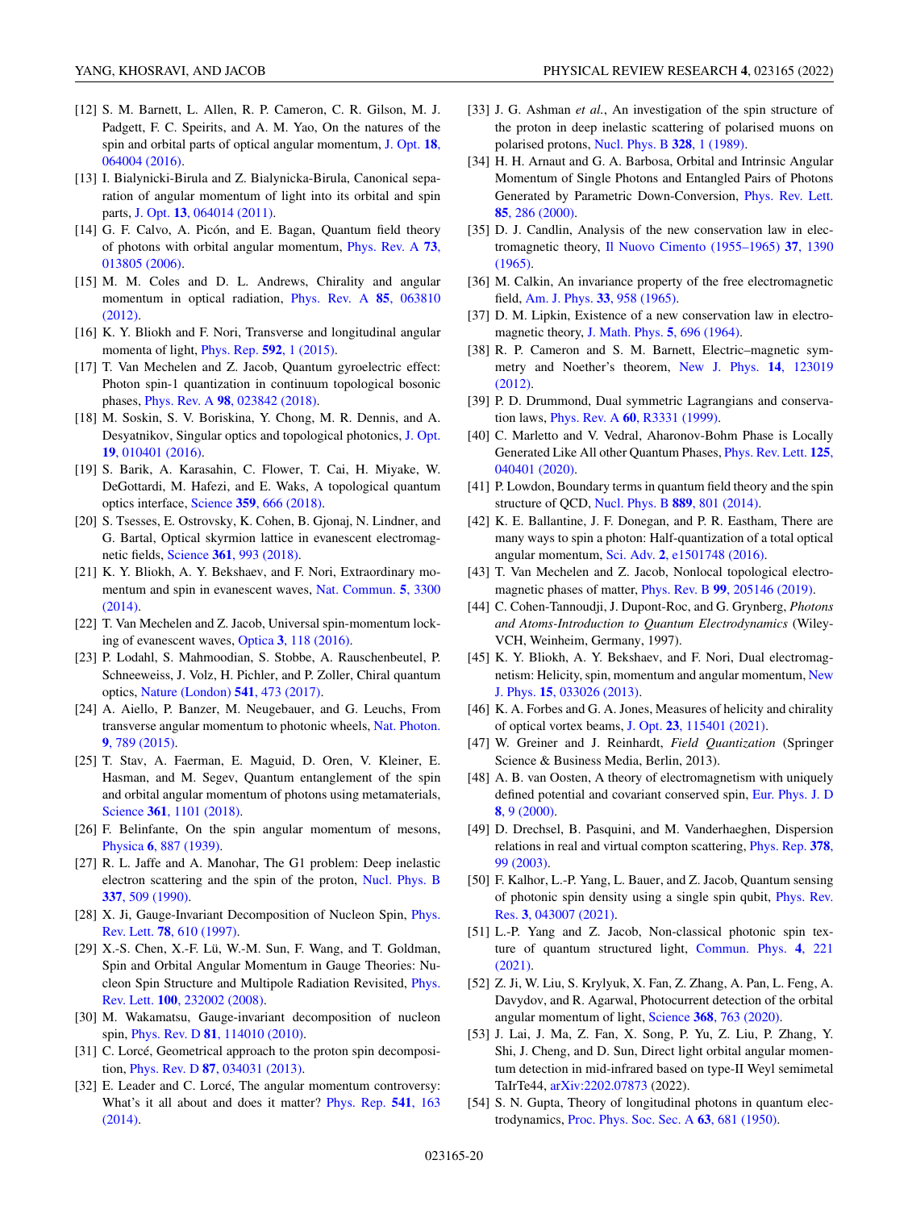[12] S. M. Barnett, L. Allen, R. P. Cameron, C. R. Gilson, M. J. Padgett, F. C. Speirits, and A. M. Yao, On the natures of the spin and orbital parts of optical angular momentum, J. Opt. **18**, 064004 (2016).

[13] I. Bialynicki-Birula and Z. Bialynicka-Birula, Canonical separation of angular momentum of light into its orbital and spin parts, J. Opt. **13**, 064014 (2011).

[14] G. F. Calvo, A. Picón, and E. Bagan, Quantum field theory of photons with orbital angular momentum, Phys. Rev. A **73**, 013805 (2006).

[15] M. M. Coles and D. L. Andrews, Chirality and angular momentum in optical radiation, Phys. Rev. A **85**, 063810 (2012).

[16] K. Y. Bliokh and F. Nori, Transverse and longitudinal angular momenta of light, Phys. Rep. **592**, 1 (2015).

[17] T. Van Mechelen and Z. Jacob, Quantum gyroelectric effect: Photon spin-1 quantization in continuum topological bosonic phases, Phys. Rev. A **98**, 023842 (2018).

[18] M. Soskin, S. V. Boriskina, Y. Chong, M. R. Dennis, and A. Desyatnikov, Singular optics and topological photonics, J. Opt. **19**, 010401 (2016).

[19] S. Barik, A. Karasahin, C. Flower, T. Cai, H. Miyake, W. DeGottardi, M. Hafezi, and E. Waks, A topological quantum optics interface, Science **359**, 666 (2018).

[20] S. Tsesses, E. Ostrovsky, K. Cohen, B. Gjonaj, N. Lindner, and G. Bartal, Optical skyrmion lattice in evanescent electromagnetic fields, Science **361**, 993 (2018).

[21] K. Y. Bliokh, A. Y. Bekshaev, and F. Nori, Extraordinary momentum and spin in evanescent waves, Nat. Commun. **5**, 3300 (2014).

[22] T. Van Mechelen and Z. Jacob, Universal spin-momentum locking of evanescent waves, Optica **3**, 118 (2016).

[23] P. Lodahl, S. Mahmoodian, S. Stobbe, A. Rauschenbeutel, P. Schneeweiss, J. Volz, H. Pichler, and P. Zoller, Chiral quantum optics, Nature (London) **541**, 473 (2017).

[24] A. Aiello, P. Banzer, M. Neugebauer, and G. Leuchs, From transverse angular momentum to photonic wheels, Nat. Photon. **9**, 789 (2015).

[25] T. Stav, A. Faerman, E. Maguid, D. Oren, V. Kleiner, E. Hasman, and M. Segev, Quantum entanglement of the spin and orbital angular momentum of photons using metamaterials, Science **361**, 1101 (2018).

[26] F. Belinfante, On the spin angular momentum of mesons, Physica **6**, 887 (1939).

[27] R. L. Jaffe and A. Manohar, The G1 problem: Deep inelastic electron scattering and the spin of the proton, Nucl. Phys. B **337**, 509 (1990).

[28] X. Ji, Gauge-Invariant Decomposition of Nucleon Spin, Phys. Rev. Lett. **78**, 610 (1997).

[29] X.-S. Chen, X.-F. Lü, W.-M. Sun, F. Wang, and T. Goldman, Spin and Orbital Angular Momentum in Gauge Theories: Nucleon Spin Structure and Multipole Radiation Revisited, Phys. Rev. Lett. **100**, 232002 (2008).

[30] M. Wakamatsu, Gauge-invariant decomposition of nucleon spin, Phys. Rev. D **81**, 114010 (2010).

[31] C. Lorcé, Geometrical approach to the proton spin decomposition, Phys. Rev. D **87**, 034031 (2013).

[32] E. Leader and C. Lorcé, The angular momentum controversy: What's it all about and does it matter? Phys. Rep. **541**, 163 (2014).

[33] J. G. Ashman *et al.*, An investigation of the spin structure of the proton in deep inelastic scattering of polarised muons on polarised protons, Nucl. Phys. B **328**, 1 (1989).

[34] H. H. Arnaut and G. A. Barbosa, Orbital and Intrinsic Angular Momentum of Single Photons and Entangled Pairs of Photons Generated by Parametric Down-Conversion, Phys. Rev. Lett. **85**, 286 (2000).

[35] D. J. Candlin, Analysis of the new conservation law in electromagnetic theory, Il Nuovo Cimento (1955–1965) **37**, 1390 (1965).

[36] M. Calkin, An invariance property of the free electromagnetic field, Am. J. Phys. **33**, 958 (1965).

[37] D. M. Lipkin, Existence of a new conservation law in electromagnetic theory, J. Math. Phys. **5**, 696 (1964).

[38] R. P. Cameron and S. M. Barnett, Electric–magnetic symmetry and Noether's theorem, New J. Phys. **14**, 123019 (2012).

[39] P. D. Drummond, Dual symmetric Lagrangians and conservation laws, Phys. Rev. A **60**, R3331 (1999).

[40] C. Marletto and V. Vedral, Aharonov-Bohm Phase is Locally Generated Like All other Quantum Phases, Phys. Rev. Lett. **125**, 040401 (2020).

[41] P. Lowdon, Boundary terms in quantum field theory and the spin structure of QCD, Nucl. Phys. B **889**, 801 (2014).

[42] K. E. Ballantine, J. F. Donegan, and P. R. Eastham, There are many ways to spin a photon: Half-quantization of a total optical angular momentum, Sci. Adv. **2**, e1501748 (2016).

[43] T. Van Mechelen and Z. Jacob, Nonlocal topological electromagnetic phases of matter, Phys. Rev. B **99**, 205146 (2019).

[44] C. Cohen-Tannoudji, J. Dupont-Roc, and G. Grynberg, *Photons and Atoms-Introduction to Quantum Electrodynamics* (Wiley-VCH, Weinheim, Germany, 1997).

[45] K. Y. Bliokh, A. Y. Bekshaev, and F. Nori, Dual electromagnetism: Helicity, spin, momentum and angular momentum, New J. Phys. **15**, 033026 (2013).

[46] K. A. Forbes and G. A. Jones, Measures of helicity and chirality of optical vortex beams, J. Opt. **23**, 115401 (2021).

[47] W. Greiner and J. Reinhardt, *Field Quantization* (Springer Science & Business Media, Berlin, 2013).

[48] A. B. van Oosten, A theory of electromagnetism with uniquely defined potential and covariant conserved spin, Eur. Phys. J. D **8**, 9 (2000).

[49] D. Drechsel, B. Pasquini, and M. Vanderhaeghen, Dispersion relations in real and virtual compton scattering, Phys. Rep. **378**, 99 (2003).

[50] F. Kalhor, L.-P. Yang, L. Bauer, and Z. Jacob, Quantum sensing of photonic spin density using a single spin qubit, Phys. Rev. Res. **3**, 043007 (2021).

[51] L.-P. Yang and Z. Jacob, Non-classical photonic spin texture of quantum structured light, Commun. Phys. **4**, 221 (2021).

[52] Z. Ji, W. Liu, S. Krylyuk, X. Fan, Z. Zhang, A. Pan, L. Feng, A. Davydov, and R. Agarwal, Photocurrent detection of the orbital angular momentum of light, Science **368**, 763 (2020).

[53] J. Lai, J. Ma, Z. Fan, X. Song, P. Yu, Z. Liu, P. Zhang, Y. Shi, J. Cheng, and D. Sun, Direct light orbital angular momentum detection in mid-infrared based on type-II Weyl semimetal TaIrTe44, arXiv:2202.07873 (2022).

[54] S. N. Gupta, Theory of longitudinal photons in quantum electrodynamics, Proc. Phys. Soc. Sec. A **63**, 681 (1950).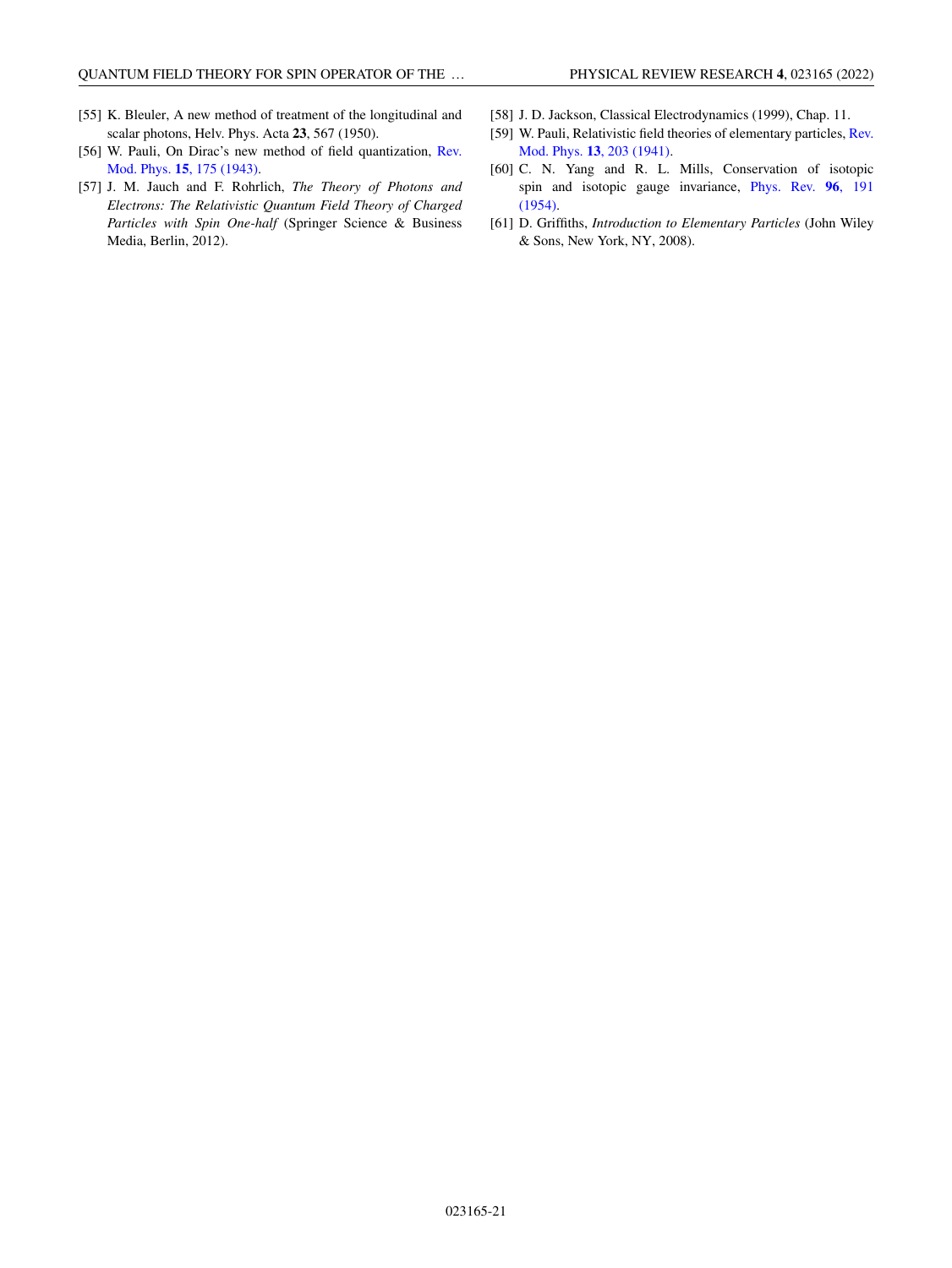[55] K. Bleuler, A new method of treatment of the longitudinal and scalar photons, Helv. Phys. Acta **23**, 567 (1950).

[56] W. Pauli, On Dirac's new method of field quantization, Rev. Mod. Phys. **15**, 175 (1943).

[57] J. M. Jauch and F. Rohrlich, *The Theory of Photons and Electrons: The Relativistic Quantum Field Theory of Charged Particles with Spin One-half* (Springer Science & Business Media, Berlin, 2012).

[58] J. D. Jackson, Classical Electrodynamics (1999), Chap. 11.

[59] W. Pauli, Relativistic field theories of elementary particles, Rev. Mod. Phys. **13**, 203 (1941).

[60] C. N. Yang and R. L. Mills, Conservation of isotopic spin and isotopic gauge invariance, Phys. Rev. **96**, 191 (1954).

[61] D. Griffiths, *Introduction to Elementary Particles* (John Wiley & Sons, New York, NY, 2008).